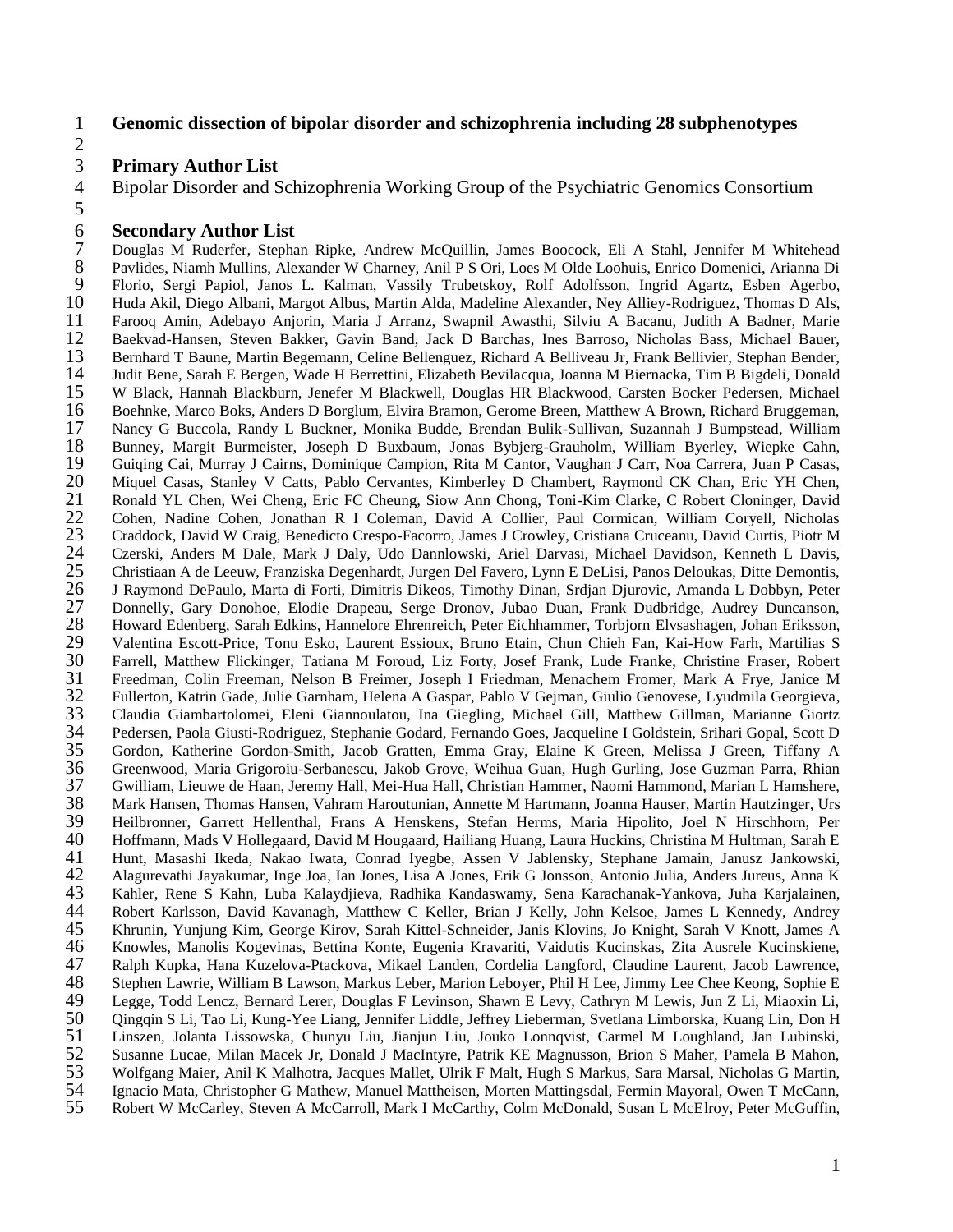# Genomic dissection of bipolar disorder and schizophrenia including 28 subphenotypes

## Primary Author List

Bipolar Disorder and Schizophrenia Working Group of the Psychiatric Genomics Consortium

## Secondary Author List

Douglas M Ruderfer, Stephan Ripke, Andrew McQuillin, James Boocock, Eli A Stahl, Jennifer M Whitehead Pavlides, Niamh Mullins, Alexander W Charney, Anil P S Ori, Loes M Olde Loohuis, Enrico Domenici, Arianna Di Florio, Sergi Papiol, Janos L. Kalman, Vassily Trubetskoy, Rolf Adolfsson, Ingrid Agartz, Esben Agerbo, Huda Akil, Diego Albani, Margot Albus, Martin Alda, Madeline Alexander, Ney Alliey-Rodriguez, Thomas D Als, Farooq Amin, Adebayo Anjorin, Maria J Arranz, Swapnil Awasthi, Silviu A Bacanu, Judith A Badner, Marie Baekvad-Hansen, Steven Bakker, Gavin Band, Jack D Barchas, Ines Barroso, Nicholas Bass, Michael Bauer, Bernhard T Baune, Martin Begemann, Celine Bellenguez, Richard A Belliveau Jr, Frank Bellivier, Stephan Bender, Judit Bene, Sarah E Bergen, Wade H Berrettini, Elizabeth Bevilacqua, Joanna M Biernacka, Tim B Bigdeli, Donald W Black, Hannah Blackburn, Jenefer M Blackwell, Douglas HR Blackwood, Carsten Bocker Pedersen, Michael Boehnke, Marco Boks, Anders D Borglum, Elvira Bramon, Gerome Breen, Matthew A Brown, Richard Bruggeman, Nancy G Buccola, Randy L Buckner, Monika Budde, Brendan Bulik-Sullivan, Suzannah J Bumpstead, William Bunney, Margit Burmeister, Joseph D Buxbaum, Jonas Bybjerg-Grauholm, William Byerley, Wiepke Cahn, Guiqing Cai, Murray J Cairns, Dominique Campion, Rita M Cantor, Vaughan J Carr, Noa Carrera, Juan P Casas, Miquel Casas, Stanley V Catts, Pablo Cervantes, Kimberley D Chambert, Raymond CK Chan, Eric YH Chen, Ronald YL Chen, Wei Cheng, Eric FC Cheung, Siow Ann Chong, Toni-Kim Clarke, C Robert Cloninger, David Cohen, Nadine Cohen, Jonathan R I Coleman, David A Collier, Paul Cormican, William Coryell, Nicholas Craddock, David W Craig, Benedicto Crespo-Facorro, James J Crowley, Cristiana Cruceanu, David Curtis, Piotr M Czerski, Anders M Dale, Mark J Daly, Udo Dannlowski, Ariel Darvasi, Michael Davidson, Kenneth L Davis, Christiaan A de Leeuw, Franziska Degenhardt, Jurgen Del Favero, Lynn E DeLisi, Panos Deloukas, Ditte Demontis, J Raymond DePaulo, Marta di Forti, Dimitris Dikeos, Timothy Dinan, Srdjan Djurovic, Amanda L Dobbyn, Peter Donnelly, Gary Donohoe, Elodie Drapeau, Serge Dronov, Jubao Duan, Frank Dudbridge, Audrey Duncanson, Howard Edenberg, Sarah Edkins, Hannelore Ehrenreich, Peter Eichhammer, Torbjorn Elvsashagen, Johan Eriksson, Valentina Escott-Price, Tonu Esko, Laurent Essioux, Bruno Etain, Chun Chieh Fan, Kai-How Farh, Martilias S Farrell, Matthew Flickinger, Tatiana M Foroud, Liz Forty, Josef Frank, Lude Franke, Christine Fraser, Robert Freedman, Colin Freeman, Nelson B Freimer, Joseph I Friedman, Menachem Fromer, Mark A Frye, Janice M Fullerton, Katrin Gade, Julie Garnham, Helena A Gaspar, Pablo V Gejman, Giulio Genovese, Lyudmila Georgieva, Claudia Giambartolomei, Eleni Giannoulatou, Ina Giegling, Michael Gill, Matthew Gillman, Marianne Giortz Pedersen, Paola Giusti-Rodriguez, Stephanie Godard, Fernando Goes, Jacqueline I Goldstein, Srihari Gopal, Scott D Gordon, Katherine Gordon-Smith, Jacob Gratten, Emma Gray, Elaine K Green, Melissa J Green, Tiffany A Greenwood, Maria Grigoroiu-Serbanescu, Jakob Grove, Weihua Guan, Hugh Gurling, Jose Guzman Parra, Rhian Gwilliam, Lieuwe de Haan, Jeremy Hall, Mei-Hua Hall, Christian Hammer, Naomi Hammond, Marian L Hamshere, Mark Hansen, Thomas Hansen, Vahram Haroutunian, Annette M Hartmann, Joanna Hauser, Martin Hautzinger, Urs Heilbronner, Garrett Hellenthal, Frans A Henskens, Stefan Herms, Maria Hipolito, Joel N Hirschhorn, Per Hoffmann, Mads V Hollegaard, David M Hougaard, Hailiang Huang, Laura Huckins, Christina M Hultman, Sarah E Hunt, Masashi Ikeda, Nakao Iwata, Conrad Iyegbe, Assen V Jablensky, Stephane Jamain, Janusz Jankowski, Alagurevathi Jayakumar, Inge Joa, Ian Jones, Lisa A Jones, Erik G Jonsson, Antonio Julia, Anders Jureus, Anna K Kahler, Rene S Kahn, Luba Kalaydjieva, Radhika Kandaswamy, Sena Karachanak-Yankova, Juha Karjalainen, Robert Karlsson, David Kavanagh, Matthew C Keller, Brian J Kelly, John Kelsoe, James L Kennedy, Andrey Khrunin, Yunjung Kim, George Kirov, Sarah Kittel-Schneider, Janis Klovins, Jo Knight, Sarah V Knott, James A Knowles, Manolis Kogevinas, Bettina Konte, Eugenia Kravariti, Vaidutis Kucinskas, Zita Ausrele Kucinskiene, Ralph Kupka, Hana Kuzelova-Ptackova, Mikael Landen, Cordelia Langford, Claudine Laurent, Jacob Lawrence, Stephen Lawrie, William B Lawson, Markus Leber, Marion Leboyer, Phil H Lee, Jimmy Lee Chee Keong, Sophie E Legge, Todd Lencz, Bernard Lerer, Douglas F Levinson, Shawn E Levy, Cathryn M Lewis, Jun Z Li, Miaoxin Li, Qingqin S Li, Tao Li, Kung-Yee Liang, Jennifer Liddle, Jeffrey Lieberman, Svetlana Limborska, Kuang Lin, Don H Linszen, Jolanta Lissowska, Chunyu Liu, Jianjun Liu, Jouko Lonnqvist, Carmel M Loughland, Jan Lubinski, Susanne Lucae, Milan Macek Jr, Donald J MacIntyre, Patrik KE Magnusson, Brion S Maher, Pamela B Mahon, Wolfgang Maier, Anil K Malhotra, Jacques Mallet, Ulrik F Malt, Hugh S Markus, Sara Marsal, Nicholas G Martin, Ignacio Mata, Christopher G Mathew, Manuel Mattheisen, Morten Mattingsdal, Fermin Mayoral, Owen T McCann, Robert W McCarley, Steven A McCarroll, Mark I McCarthy, Colm McDonald, Susan L McElroy, Peter McGuffin,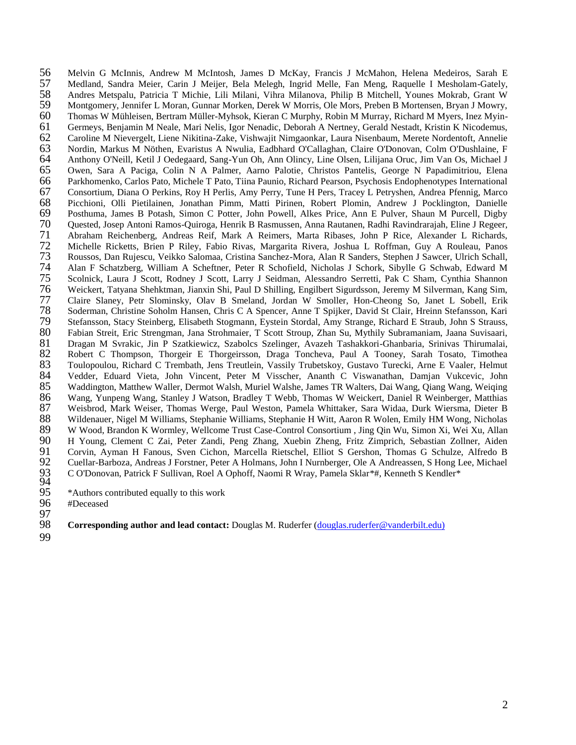Melvin G McInnis, Andrew M McIntosh, James D McKay, Francis J McMahon, Helena Medeiros, Sarah E Medland, Sandra Meier, Carin J Meijer, Bela Melegh, Ingrid Melle, Fan Meng, Raquelle I Mesholam-Gately, Andres Metspalu, Patricia T Michie, Lili Milani, Vihra Milanova, Philip B Mitchell, Younes Mokrab, Grant W Montgomery, Jennifer L Moran, Gunnar Morken, Derek W Morris, Ole Mors, Preben B Mortensen, Bryan J Mowry, Thomas W Mühleisen, Bertram Müller-Myhsok, Kieran C Murphy, Robin M Murray, Richard M Myers, Inez Myin-Germeys, Benjamin M Neale, Mari Nelis, Igor Nenadic, Deborah A Nertney, Gerald Nestadt, Kristin K Nicodemus, Caroline M Nievergelt, Liene Nikitina-Zake, Vishwajit Nimgaonkar, Laura Nisenbaum, Merete Nordentoft, Annelie Nordin, Markus M Nöthen, Evaristus A Nwulia, Eadbhard O'Callaghan, Claire O'Donovan, Colm O'Dushlaine, F Anthony O'Neill, Ketil J Oedegaard, Sang-Yun Oh, Ann Olincy, Line Olsen, Lilijana Oruc, Jim Van Os, Michael J Owen, Sara A Paciga, Colin N A Palmer, Aarno Palotie, Christos Pantelis, George N Papadimitriou, Elena Parkhomenko, Carlos Pato, Michele T Pato, Tiina Paunio, Richard Pearson, Psychosis Endophenotypes International Consortium, Diana O Perkins, Roy H Perlis, Amy Perry, Tune H Pers, Tracey L Petryshen, Andrea Pfennig, Marco Picchioni, Olli Pietilainen, Jonathan Pimm, Matti Pirinen, Robert Plomin, Andrew J Pocklington, Danielle Posthuma, James B Potash, Simon C Potter, John Powell, Alkes Price, Ann E Pulver, Shaun M Purcell, Digby Quested, Josep Antoni Ramos-Quiroga, Henrik B Rasmussen, Anna Rautanen, Radhi Ravindrarajah, Eline J Regeer, Abraham Reichenberg, Andreas Reif, Mark A Reimers, Marta Ribases, John P Rice, Alexander L Richards, Michelle Ricketts, Brien P Riley, Fabio Rivas, Margarita Rivera, Joshua L Roffman, Guy A Rouleau, Panos Roussos, Dan Rujescu, Veikko Salomaa, Cristina Sanchez-Mora, Alan R Sanders, Stephen J Sawcer, Ulrich Schall, Alan F Schatzberg, William A Scheftner, Peter R Schofield, Nicholas J Schork, Sibylle G Schwab, Edward M Scolnick, Laura J Scott, Rodney J Scott, Larry J Seidman, Alessandro Serretti, Pak C Sham, Cynthia Shannon Weickert, Tatyana Shehktman, Jianxin Shi, Paul D Shilling, Engilbert Sigurdsson, Jeremy M Silverman, Kang Sim, Claire Slaney, Petr Slominsky, Olav B Smeland, Jordan W Smoller, Hon-Cheong So, Janet L Sobell, Erik Soderman, Christine Soholm Hansen, Chris C A Spencer, Anne T Spijker, David St Clair, Hreinn Stefansson, Kari Stefansson, Stacy Steinberg, Elisabeth Stogmann, Eystein Stordal, Amy Strange, Richard E Straub, John S Strauss, Fabian Streit, Eric Strengman, Jana Strohmaier, T Scott Stroup, Zhan Su, Mythily Subramaniam, Jaana Suvisaari, Dragan M Svrakic, Jin P Szatkiewicz, Szabolcs Szelinger, Avazeh Tashakkori-Ghanbaria, Srinivas Thirumalai, Robert C Thompson, Thorgeir E Thorgeirsson, Draga Toncheva, Paul A Tooney, Sarah Tosato, Timothea Toulopoulou, Richard C Trembath, Jens Treutlein, Vassily Trubetskoy, Gustavo Turecki, Arne E Vaaler, Helmut Vedder, Eduard Vieta, John Vincent, Peter M Visscher, Ananth C Viswanathan, Damjan Vukcevic, John Waddington, Matthew Waller, Dermot Walsh, Muriel Walshe, James TR Walters, Dai Wang, Qiang Wang, Weiqing Wang, Yunpeng Wang, Stanley J Watson, Bradley T Webb, Thomas W Weickert, Daniel R Weinberger, Matthias Weisbrod, Mark Weiser, Thomas Werge, Paul Weston, Pamela Whittaker, Sara Widaa, Durk Wiersma, Dieter B Wildenauer, Nigel M Williams, Stephanie Williams, Stephanie H Witt, Aaron R Wolen, Emily HM Wong, Nicholas W Wood, Brandon K Wormley, Wellcome Trust Case-Control Consortium , Jing Qin Wu, Simon Xi, Wei Xu, Allan H Young, Clement C Zai, Peter Zandi, Peng Zhang, Xuebin Zheng, Fritz Zimprich, Sebastian Zollner, Aiden Corvin, Ayman H Fanous, Sven Cichon, Marcella Rietschel, Elliot S Gershon, Thomas G Schulze, Alfredo B Cuellar-Barboza, Andreas J Forstner, Peter A Holmans, John I Nurnberger, Ole A Andreassen, S Hong Lee, Michael C O'Donovan, Patrick F Sullivan, Roel A Ophoff, Naomi R Wray, Pamela Sklar*#, Kenneth S Kendler*

*Authors contributed equally to this work

#Deceased

**Corresponding author and lead contact:** Douglas M. Ruderfer (douglas.ruderfer@vanderbilt.edu)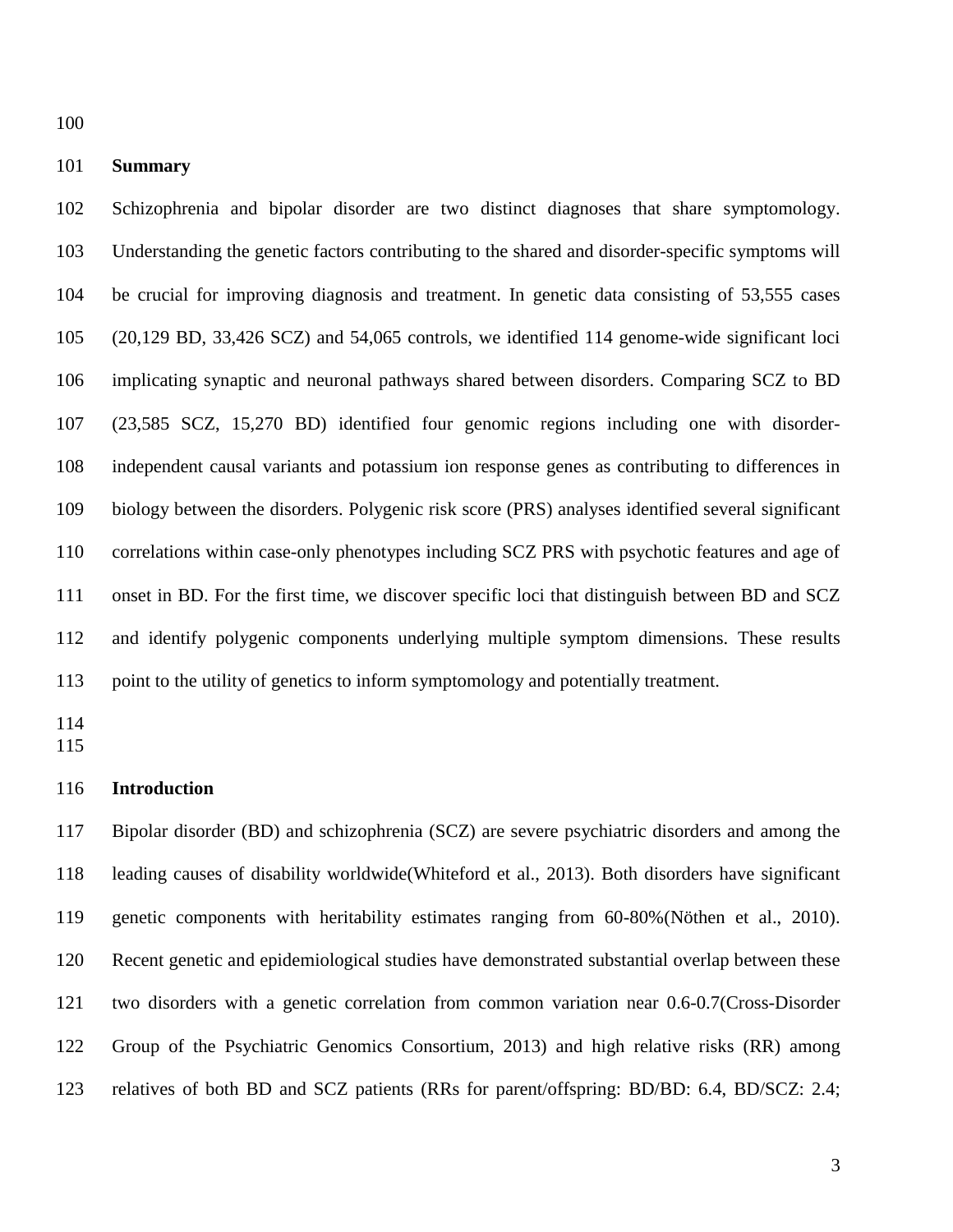## Summary

Schizophrenia and bipolar disorder are two distinct diagnoses that share symptomology. Understanding the genetic factors contributing to the shared and disorder-specific symptoms will be crucial for improving diagnosis and treatment. In genetic data consisting of 53,555 cases (20,129 BD, 33,426 SCZ) and 54,065 controls, we identified 114 genome-wide significant loci implicating synaptic and neuronal pathways shared between disorders. Comparing SCZ to BD (23,585 SCZ, 15,270 BD) identified four genomic regions including one with disorder-independent causal variants and potassium ion response genes as contributing to differences in biology between the disorders. Polygenic risk score (PRS) analyses identified several significant correlations within case-only phenotypes including SCZ PRS with psychotic features and age of onset in BD. For the first time, we discover specific loci that distinguish between BD and SCZ and identify polygenic components underlying multiple symptom dimensions. These results point to the utility of genetics to inform symptomology and potentially treatment.

## Introduction

Bipolar disorder (BD) and schizophrenia (SCZ) are severe psychiatric disorders and among the leading causes of disability worldwide(Whiteford et al., 2013). Both disorders have significant genetic components with heritability estimates ranging from 60-80%(Nöthen et al., 2010). Recent genetic and epidemiological studies have demonstrated substantial overlap between these two disorders with a genetic correlation from common variation near 0.6-0.7(Cross-Disorder Group of the Psychiatric Genomics Consortium, 2013) and high relative risks (RR) among relatives of both BD and SCZ patients (RRs for parent/offspring: BD/BD: 6.4, BD/SCZ: 2.4;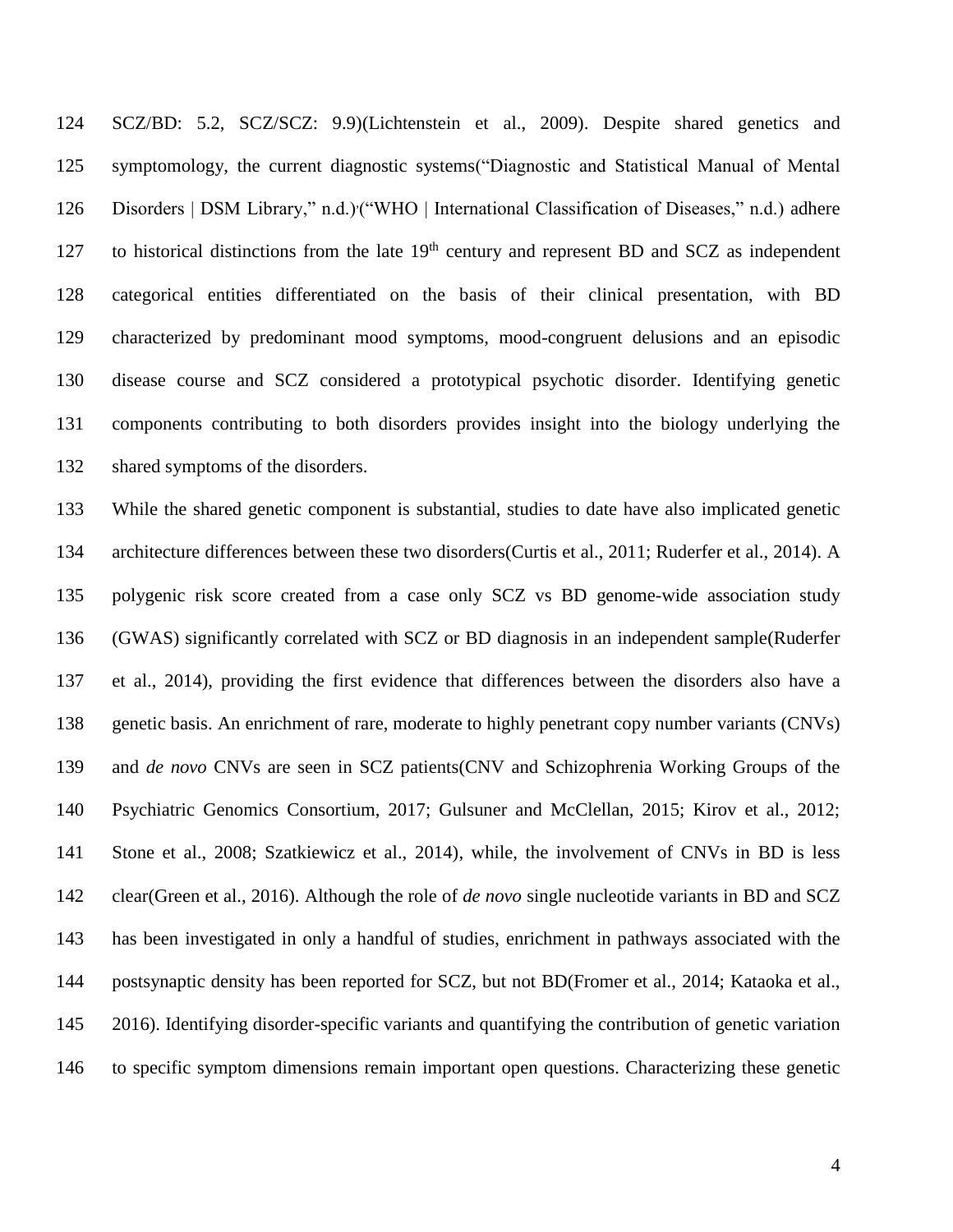SCZ/BD: 5.2, SCZ/SCZ: 9.9)(Lichtenstein et al., 2009). Despite shared genetics and symptomology, the current diagnostic systems(“Diagnostic and Statistical Manual of Mental Disorders | DSM Library,” n.d.),(“WHO | International Classification of Diseases,” n.d.) adhere to historical distinctions from the late 19th century and represent BD and SCZ as independent categorical entities differentiated on the basis of their clinical presentation, with BD characterized by predominant mood symptoms, mood-congruent delusions and an episodic disease course and SCZ considered a prototypical psychotic disorder. Identifying genetic components contributing to both disorders provides insight into the biology underlying the shared symptoms of the disorders.

While the shared genetic component is substantial, studies to date have also implicated genetic architecture differences between these two disorders(Curtis et al., 2011; Ruderfer et al., 2014). A polygenic risk score created from a case only SCZ vs BD genome-wide association study (GWAS) significantly correlated with SCZ or BD diagnosis in an independent sample(Ruderfer et al., 2014), providing the first evidence that differences between the disorders also have a genetic basis. An enrichment of rare, moderate to highly penetrant copy number variants (CNVs) and *de novo* CNVs are seen in SCZ patients(CNV and Schizophrenia Working Groups of the Psychiatric Genomics Consortium, 2017; Gulsuner and McClellan, 2015; Kirov et al., 2012; Stone et al., 2008; Szatkiewicz et al., 2014), while, the involvement of CNVs in BD is less clear(Green et al., 2016). Although the role of *de novo* single nucleotide variants in BD and SCZ has been investigated in only a handful of studies, enrichment in pathways associated with the postsynaptic density has been reported for SCZ, but not BD(Fromer et al., 2014; Kataoka et al., 2016). Identifying disorder-specific variants and quantifying the contribution of genetic variation to specific symptom dimensions remain important open questions. Characterizing these genetic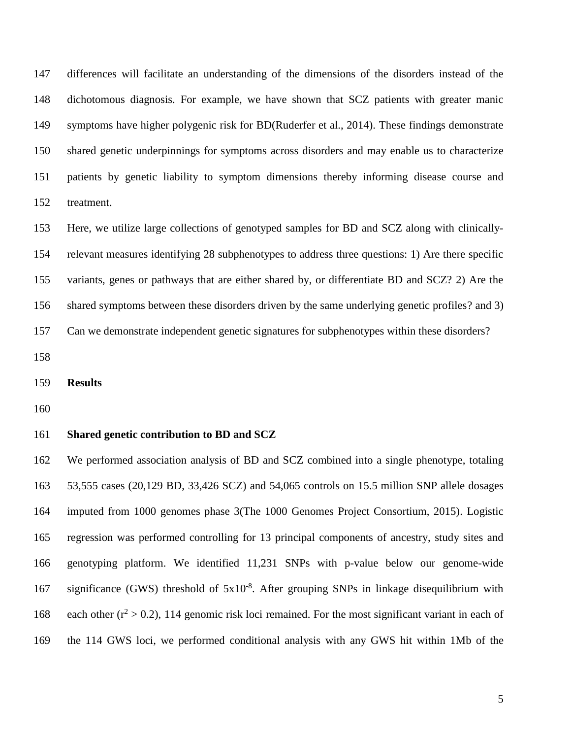differences will facilitate an understanding of the dimensions of the disorders instead of the dichotomous diagnosis. For example, we have shown that SCZ patients with greater manic symptoms have higher polygenic risk for BD(Ruderfer et al., 2014). These findings demonstrate shared genetic underpinnings for symptoms across disorders and may enable us to characterize patients by genetic liability to symptom dimensions thereby informing disease course and treatment.

Here, we utilize large collections of genotyped samples for BD and SCZ along with clinically-relevant measures identifying 28 subphenotypes to address three questions: 1) Are there specific variants, genes or pathways that are either shared by, or differentiate BD and SCZ? 2) Are the shared symptoms between these disorders driven by the same underlying genetic profiles? and 3) Can we demonstrate independent genetic signatures for subphenotypes within these disorders?

## Results

### Shared genetic contribution to BD and SCZ

We performed association analysis of BD and SCZ combined into a single phenotype, totaling 53,555 cases (20,129 BD, 33,426 SCZ) and 54,065 controls on 15.5 million SNP allele dosages imputed from 1000 genomes phase 3(The 1000 Genomes Project Consortium, 2015). Logistic regression was performed controlling for 13 principal components of ancestry, study sites and genotyping platform. We identified 11,231 SNPs with p-value below our genome-wide significance (GWS) threshold of $5 \times 10^{-8}$. After grouping SNPs in linkage disequilibrium with each other ($r^2 > 0.2$), 114 genomic risk loci remained. For the most significant variant in each of the 114 GWS loci, we performed conditional analysis with any GWS hit within 1Mb of the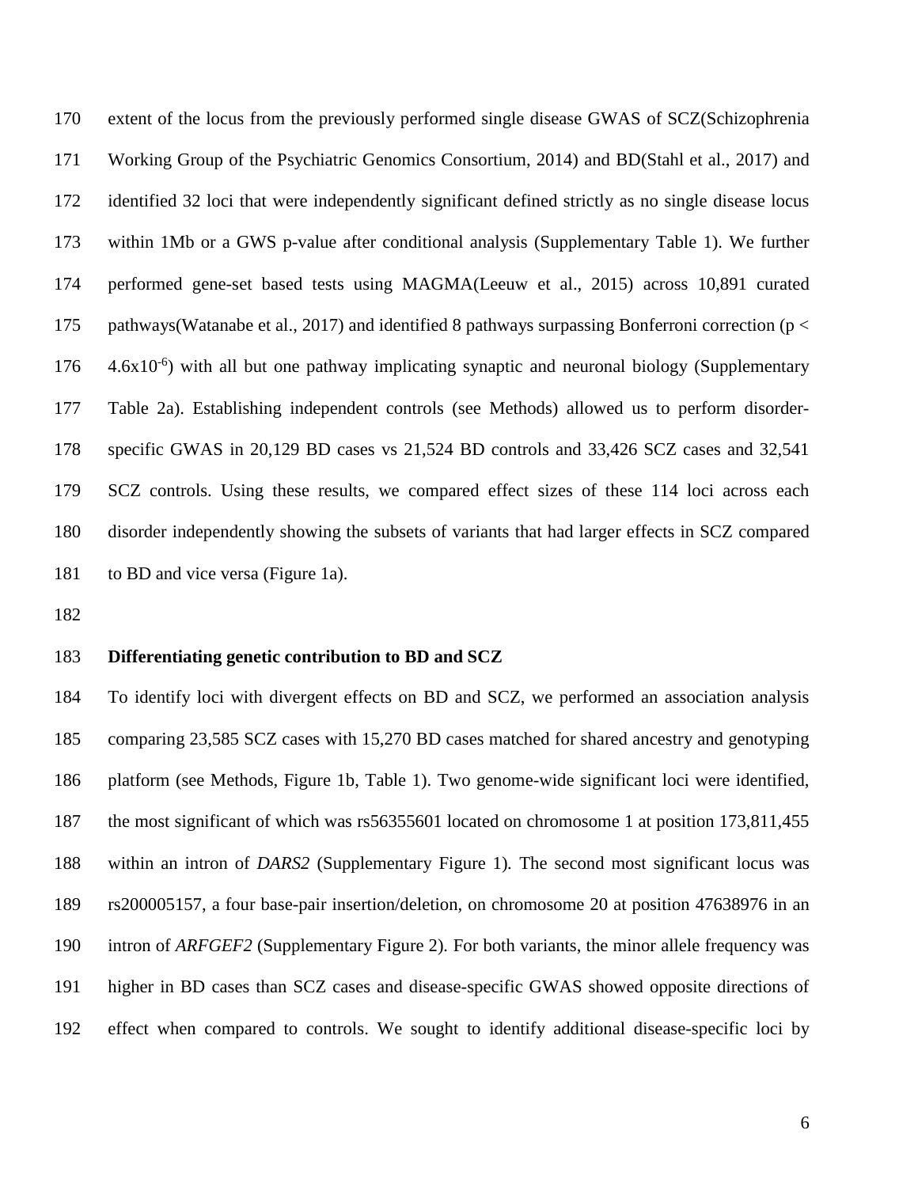extent of the locus from the previously performed single disease GWAS of SCZ(Schizophrenia Working Group of the Psychiatric Genomics Consortium, 2014) and BD(Stahl et al., 2017) and identified 32 loci that were independently significant defined strictly as no single disease locus within 1Mb or a GWS p-value after conditional analysis (Supplementary Table 1). We further performed gene-set based tests using MAGMA(Leeuw et al., 2015) across 10,891 curated pathways(Watanabe et al., 2017) and identified 8 pathways surpassing Bonferroni correction ($p < 4.6x10^{-6}$) with all but one pathway implicating synaptic and neuronal biology (Supplementary Table 2a). Establishing independent controls (see Methods) allowed us to perform disorder-specific GWAS in 20,129 BD cases vs 21,524 BD controls and 33,426 SCZ cases and 32,541 SCZ controls. Using these results, we compared effect sizes of these 114 loci across each disorder independently showing the subsets of variants that had larger effects in SCZ compared to BD and vice versa (Figure 1a).

### Differentiating genetic contribution to BD and SCZ

To identify loci with divergent effects on BD and SCZ, we performed an association analysis comparing 23,585 SCZ cases with 15,270 BD cases matched for shared ancestry and genotyping platform (see Methods, Figure 1b, Table 1). Two genome-wide significant loci were identified, the most significant of which was rs56355601 located on chromosome 1 at position 173,811,455 within an intron of *DARS2* (Supplementary Figure 1). The second most significant locus was rs200005157, a four base-pair insertion/deletion, on chromosome 20 at position 47638976 in an intron of *ARFGEF2* (Supplementary Figure 2). For both variants, the minor allele frequency was higher in BD cases than SCZ cases and disease-specific GWAS showed opposite directions of effect when compared to controls. We sought to identify additional disease-specific loci by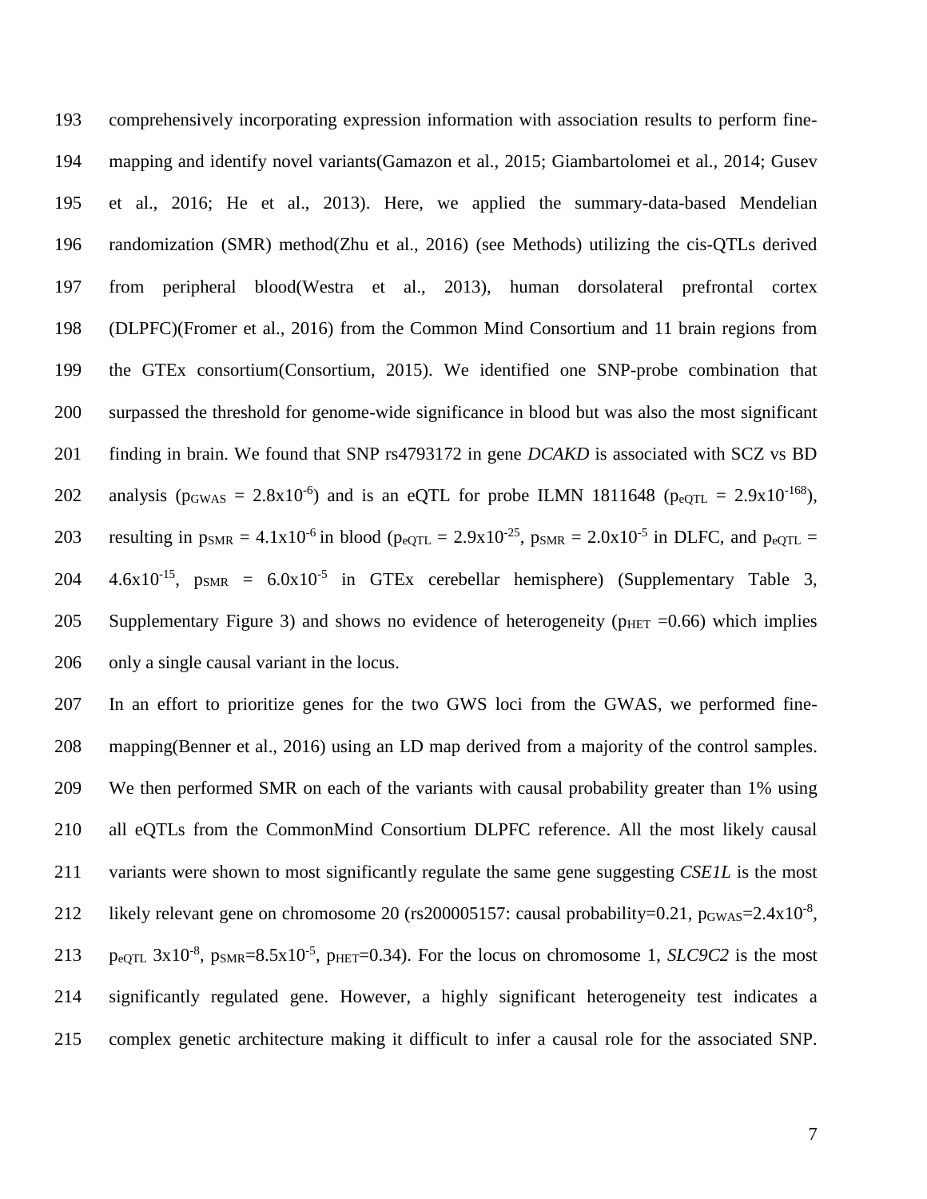comprehensively incorporating expression information with association results to perform fine-mapping and identify novel variants(Gamazon et al., 2015; Giambartolomei et al., 2014; Gusev et al., 2016; He et al., 2013). Here, we applied the summary-data-based Mendelian randomization (SMR) method(Zhu et al., 2016) (see Methods) utilizing the cis-QTLs derived from peripheral blood(Westra et al., 2013), human dorsolateral prefrontal cortex (DLPFC)(Fromer et al., 2016) from the Common Mind Consortium and 11 brain regions from the GTEx consortium(Consortium, 2015). We identified one SNP-probe combination that surpassed the threshold for genome-wide significance in blood but was also the most significant finding in brain. We found that SNP rs4793172 in gene *DCAKD* is associated with SCZ vs BD analysis ($p_{GWAS}$ = 2.8x$10^{-6}$) and is an eQTL for probe ILMN 1811648 ($p_{eQTL}$ = 2.9x$10^{-168}$), resulting in $p_{SMR}$ = 4.1x$10^{-6}$ in blood ($p_{eQTL}$ = 2.9x$10^{-25}$, $p_{SMR}$ = 2.0x$10^{-5}$ in DLFC, and $p_{eQTL}$ = 4.6x$10^{-15}$, $p_{SMR}$ = 6.0x$10^{-5}$ in GTEx cerebellar hemisphere) (Supplementary Table 3, Supplementary Figure 3) and shows no evidence of heterogeneity ($p_{HET}$ =0.66) which implies only a single causal variant in the locus.

In an effort to prioritize genes for the two GWS loci from the GWAS, we performed fine-mapping(Benner et al., 2016) using an LD map derived from a majority of the control samples. We then performed SMR on each of the variants with causal probability greater than 1% using all eQTLs from the CommonMind Consortium DLPFC reference. All the most likely causal variants were shown to most significantly regulate the same gene suggesting *CSE1L* is the most likely relevant gene on chromosome 20 (rs200005157: causal probability=0.21, $p_{GWAS}$=2.4x$10^{-8}$, $p_{eQTL}$ 3x$10^{-8}$, $p_{SMR}$=8.5x$10^{-5}$, $p_{HET}$=0.34). For the locus on chromosome 1, *SLC9C2* is the most significantly regulated gene. However, a highly significant heterogeneity test indicates a complex genetic architecture making it difficult to infer a causal role for the associated SNP.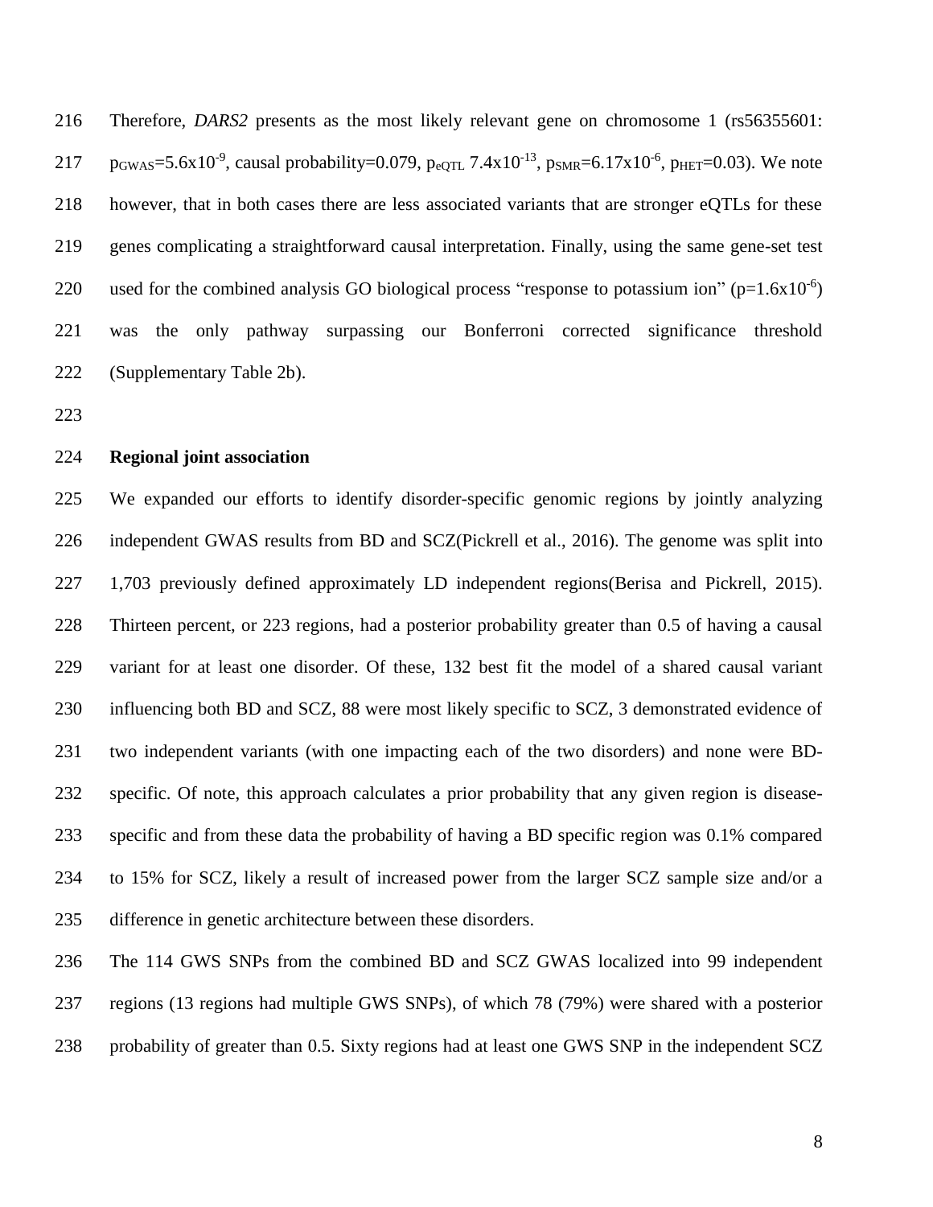Therefore, *DARS2* presents as the most likely relevant gene on chromosome 1 (rs56355601: $p_{GWAS}$=5.6x10$^{-9}$, causal probability=0.079, $p_{eQTL}$ 7.4x10$^{-13}$, $p_{SMR}$=6.17x10$^{-6}$, $p_{HET}$=0.03). We note however, that in both cases there are less associated variants that are stronger eQTLs for these genes complicating a straightforward causal interpretation. Finally, using the same gene-set test used for the combined analysis GO biological process "response to potassium ion" (p=1.6x10$^{-6}$) was the only pathway surpassing our Bonferroni corrected significance threshold (Supplementary Table 2b).

**Regional joint association**

We expanded our efforts to identify disorder-specific genomic regions by jointly analyzing independent GWAS results from BD and SCZ(Pickrell et al., 2016). The genome was split into 1,703 previously defined approximately LD independent regions(Berisa and Pickrell, 2015). Thirteen percent, or 223 regions, had a posterior probability greater than 0.5 of having a causal variant for at least one disorder. Of these, 132 best fit the model of a shared causal variant influencing both BD and SCZ, 88 were most likely specific to SCZ, 3 demonstrated evidence of two independent variants (with one impacting each of the two disorders) and none were BD-specific. Of note, this approach calculates a prior probability that any given region is disease-specific and from these data the probability of having a BD specific region was 0.1% compared to 15% for SCZ, likely a result of increased power from the larger SCZ sample size and/or a difference in genetic architecture between these disorders.

The 114 GWS SNPs from the combined BD and SCZ GWAS localized into 99 independent regions (13 regions had multiple GWS SNPs), of which 78 (79%) were shared with a posterior probability of greater than 0.5. Sixty regions had at least one GWS SNP in the independent SCZ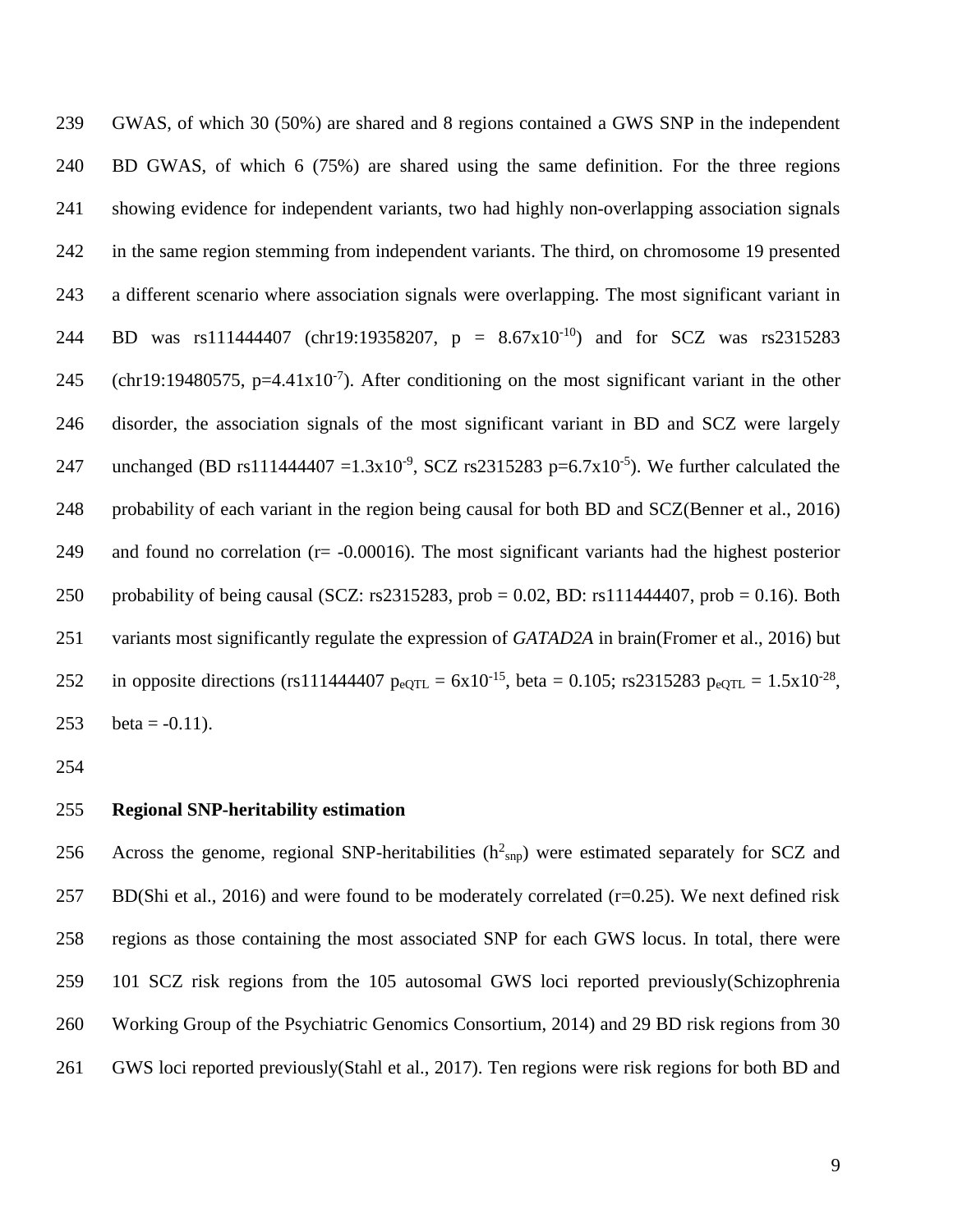GWAS, of which 30 (50%) are shared and 8 regions contained a GWS SNP in the independent BD GWAS, of which 6 (75%) are shared using the same definition. For the three regions showing evidence for independent variants, two had highly non-overlapping association signals in the same region stemming from independent variants. The third, on chromosome 19 presented a different scenario where association signals were overlapping. The most significant variant in BD was rs111444407 (chr19:19358207, $p = 8.67\text{x}10^{-10}$) and for SCZ was rs2315283 (chr19:19480575, $p=4.41\text{x}10^{-7}$). After conditioning on the most significant variant in the other disorder, the association signals of the most significant variant in BD and SCZ were largely unchanged (BD rs111444407 $=1.3\text{x}10^{-9}$, SCZ rs2315283 $p=6.7\text{x}10^{-5}$). We further calculated the probability of each variant in the region being causal for both BD and SCZ(Benner et al., 2016) and found no correlation (r= -0.00016). The most significant variants had the highest posterior probability of being causal (SCZ: rs2315283, prob = 0.02, BD: rs111444407, prob = 0.16). Both variants most significantly regulate the expression of *GATAD2A* in brain(Fromer et al., 2016) but in opposite directions (rs111444407 $p_{eQTL} = 6\text{x}10^{-15}$, beta = 0.105; rs2315283 $p_{eQTL} = 1.5\text{x}10^{-28}$, beta = -0.11).

**Regional SNP-heritability estimation**

Across the genome, regional SNP-heritabilities ($h^2_{snp}$) were estimated separately for SCZ and BD(Shi et al., 2016) and were found to be moderately correlated (r=0.25). We next defined risk regions as those containing the most associated SNP for each GWS locus. In total, there were 101 SCZ risk regions from the 105 autosomal GWS loci reported previously(Schizophrenia Working Group of the Psychiatric Genomics Consortium, 2014) and 29 BD risk regions from 30 GWS loci reported previously(Stahl et al., 2017). Ten regions were risk regions for both BD and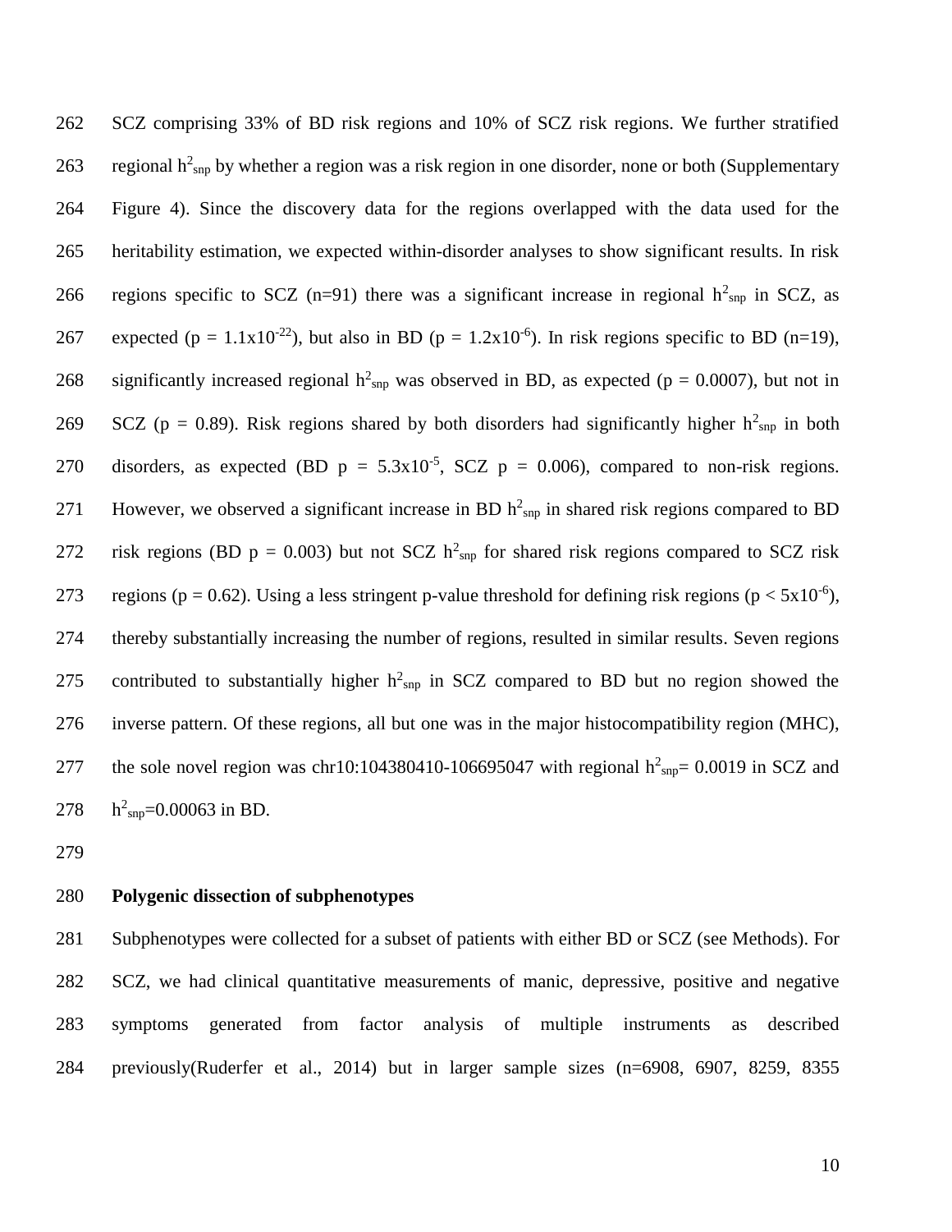SCZ comprising 33% of BD risk regions and 10% of SCZ risk regions. We further stratified regional $h^2_{snp}$ by whether a region was a risk region in one disorder, none or both (Supplementary Figure 4). Since the discovery data for the regions overlapped with the data used for the heritability estimation, we expected within-disorder analyses to show significant results. In risk regions specific to SCZ (n=91) there was a significant increase in regional $h^2_{snp}$ in SCZ, as expected ($p = 1.1 \times 10^{-22}$), but also in BD ($p = 1.2 \times 10^{-6}$). In risk regions specific to BD (n=19), significantly increased regional $h^2_{snp}$ was observed in BD, as expected ($p = 0.0007$), but not in SCZ ($p = 0.89$). Risk regions shared by both disorders had significantly higher $h^2_{snp}$ in both disorders, as expected (BD $p = 5.3 \times 10^{-5}$, SCZ $p = 0.006$), compared to non-risk regions. However, we observed a significant increase in BD $h^2_{snp}$ in shared risk regions compared to BD risk regions (BD $p = 0.003$) but not SCZ $h^2_{snp}$ for shared risk regions compared to SCZ risk regions ($p = 0.62$). Using a less stringent p-value threshold for defining risk regions ($p < 5 \times 10^{-6}$), thereby substantially increasing the number of regions, resulted in similar results. Seven regions contributed to substantially higher $h^2_{snp}$ in SCZ compared to BD but no region showed the inverse pattern. Of these regions, all but one was in the major histocompatibility region (MHC), the sole novel region was chr10:104380410-106695047 with regional $h^2_{snp}$= 0.0019 in SCZ and $h^2_{snp}$=0.00063 in BD.

## Polygenic dissection of subphenotypes

Subphenotypes were collected for a subset of patients with either BD or SCZ (see Methods). For SCZ, we had clinical quantitative measurements of manic, depressive, positive and negative symptoms generated from factor analysis of multiple instruments as described previously(Ruderfer et al., 2014) but in larger sample sizes (n=6908, 6907, 8259, 8355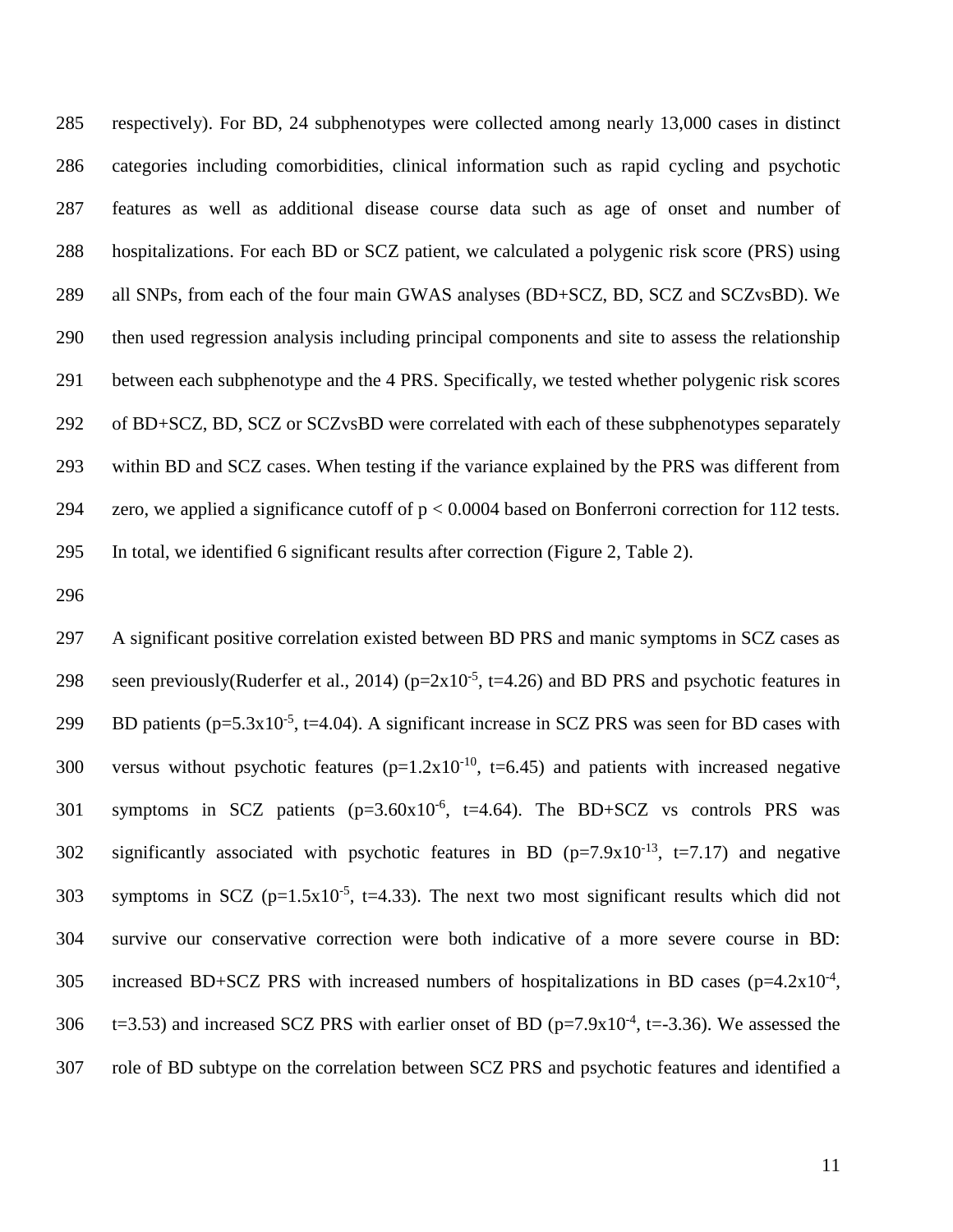respectively). For BD, 24 subphenotypes were collected among nearly 13,000 cases in distinct categories including comorbidities, clinical information such as rapid cycling and psychotic features as well as additional disease course data such as age of onset and number of hospitalizations. For each BD or SCZ patient, we calculated a polygenic risk score (PRS) using all SNPs, from each of the four main GWAS analyses (BD+SCZ, BD, SCZ and SCZvsBD). We then used regression analysis including principal components and site to assess the relationship between each subphenotype and the 4 PRS. Specifically, we tested whether polygenic risk scores of BD+SCZ, BD, SCZ or SCZvsBD were correlated with each of these subphenotypes separately within BD and SCZ cases. When testing if the variance explained by the PRS was different from zero, we applied a significance cutoff of $p < 0.0004$ based on Bonferroni correction for 112 tests. In total, we identified 6 significant results after correction (Figure 2, Table 2).

A significant positive correlation existed between BD PRS and manic symptoms in SCZ cases as seen previously(Ruderfer et al., 2014) ($p=2x10^{-5}$, $t=4.26$) and BD PRS and psychotic features in BD patients ($p=5.3x10^{-5}$, $t=4.04$). A significant increase in SCZ PRS was seen for BD cases with versus without psychotic features ($p=1.2x10^{-10}$, $t=6.45$) and patients with increased negative symptoms in SCZ patients ($p=3.60x10^{-6}$, $t=4.64$). The BD+SCZ vs controls PRS was significantly associated with psychotic features in BD ($p=7.9x10^{-13}$, $t=7.17$) and negative symptoms in SCZ ($p=1.5x10^{-5}$, $t=4.33$). The next two most significant results which did not survive our conservative correction were both indicative of a more severe course in BD: increased BD+SCZ PRS with increased numbers of hospitalizations in BD cases ($p=4.2x10^{-4}$, $t=3.53$) and increased SCZ PRS with earlier onset of BD ($p=7.9x10^{-4}$, $t=-3.36$). We assessed the role of BD subtype on the correlation between SCZ PRS and psychotic features and identified a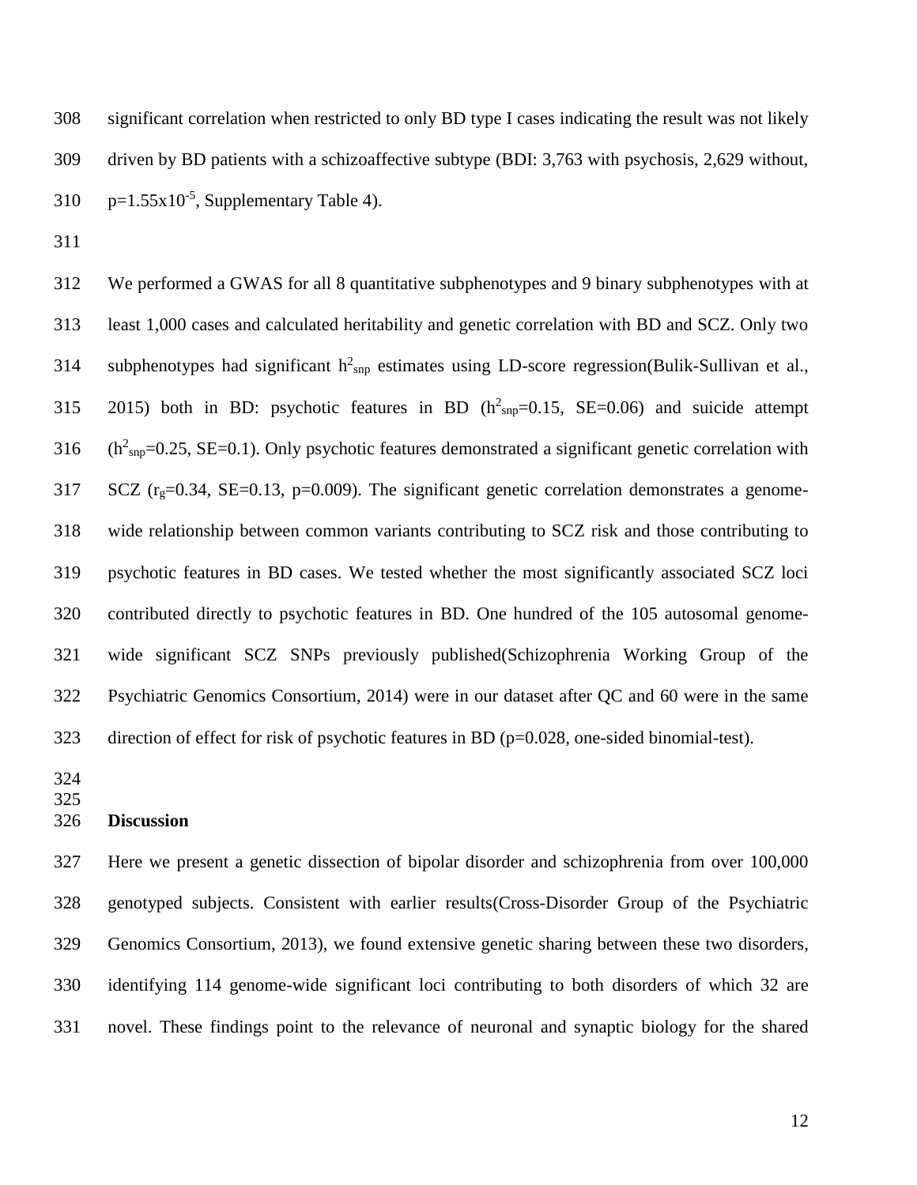significant correlation when restricted to only BD type I cases indicating the result was not likely driven by BD patients with a schizoaffective subtype (BDI: 3,763 with psychosis, 2,629 without, $p=1.55\times10^{-5}$, Supplementary Table 4).

We performed a GWAS for all 8 quantitative subphenotypes and 9 binary subphenotypes with at least 1,000 cases and calculated heritability and genetic correlation with BD and SCZ. Only two subphenotypes had significant $h^2_{snp}$ estimates using LD-score regression(Bulik-Sullivan et al., 2015) both in BD: psychotic features in BD ($h^2_{snp}=0.15$, SE=0.06) and suicide attempt ($h^2_{snp}=0.25$, SE=0.1). Only psychotic features demonstrated a significant genetic correlation with SCZ ($r_g=0.34$, SE=0.13, p=0.009). The significant genetic correlation demonstrates a genome-wide relationship between common variants contributing to SCZ risk and those contributing to psychotic features in BD cases. We tested whether the most significantly associated SCZ loci contributed directly to psychotic features in BD. One hundred of the 105 autosomal genome-wide significant SCZ SNPs previously published(Schizophrenia Working Group of the Psychiatric Genomics Consortium, 2014) were in our dataset after QC and 60 were in the same direction of effect for risk of psychotic features in BD (p=0.028, one-sided binomial-test).

## Discussion

Here we present a genetic dissection of bipolar disorder and schizophrenia from over 100,000 genotyped subjects. Consistent with earlier results(Cross-Disorder Group of the Psychiatric Genomics Consortium, 2013), we found extensive genetic sharing between these two disorders, identifying 114 genome-wide significant loci contributing to both disorders of which 32 are novel. These findings point to the relevance of neuronal and synaptic biology for the shared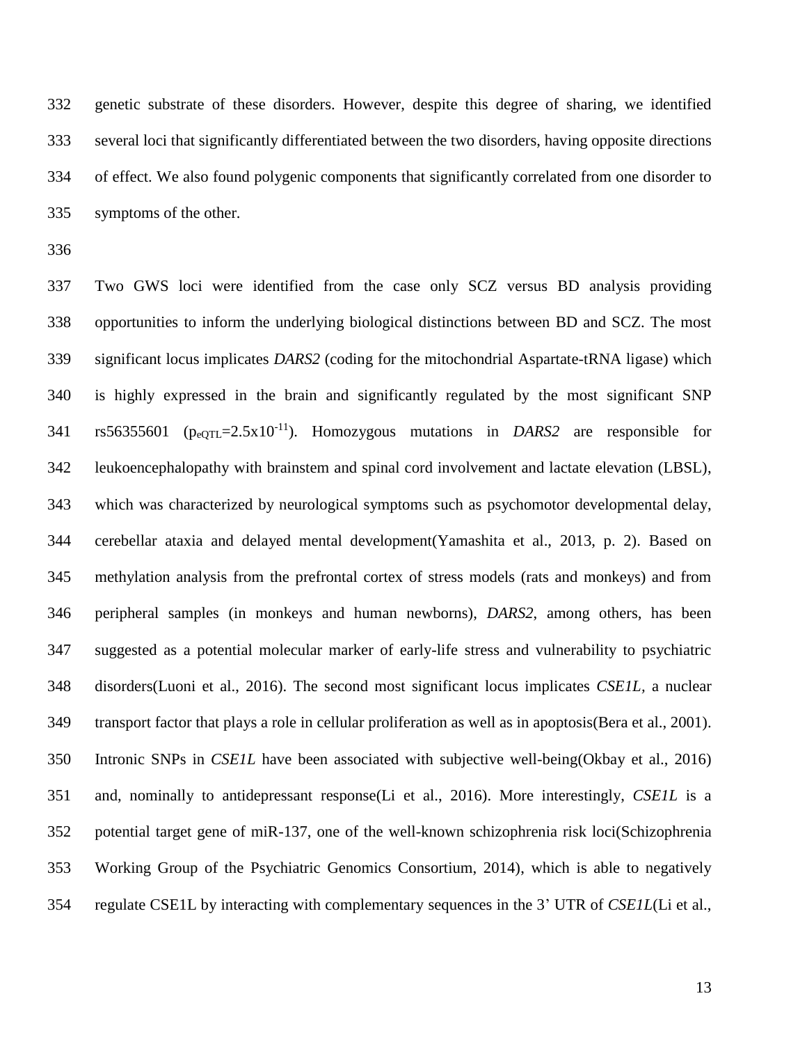genetic substrate of these disorders. However, despite this degree of sharing, we identified several loci that significantly differentiated between the two disorders, having opposite directions of effect. We also found polygenic components that significantly correlated from one disorder to symptoms of the other.

Two GWS loci were identified from the case only SCZ versus BD analysis providing opportunities to inform the underlying biological distinctions between BD and SCZ. The most significant locus implicates *DARS2* (coding for the mitochondrial Aspartate-tRNA ligase) which is highly expressed in the brain and significantly regulated by the most significant SNP rs56355601 ($p_{eQTL}$=2.5x$10^{-11}$). Homozygous mutations in *DARS2* are responsible for leukoencephalopathy with brainstem and spinal cord involvement and lactate elevation (LBSL), which was characterized by neurological symptoms such as psychomotor developmental delay, cerebellar ataxia and delayed mental development(Yamashita et al., 2013, p. 2). Based on methylation analysis from the prefrontal cortex of stress models (rats and monkeys) and from peripheral samples (in monkeys and human newborns), *DARS2*, among others, has been suggested as a potential molecular marker of early-life stress and vulnerability to psychiatric disorders(Luoni et al., 2016). The second most significant locus implicates *CSE1L*, a nuclear transport factor that plays a role in cellular proliferation as well as in apoptosis(Bera et al., 2001). Intronic SNPs in *CSE1L* have been associated with subjective well-being(Okbay et al., 2016) and, nominally to antidepressant response(Li et al., 2016). More interestingly, *CSE1L* is a potential target gene of miR-137, one of the well-known schizophrenia risk loci(Schizophrenia Working Group of the Psychiatric Genomics Consortium, 2014), which is able to negatively regulate CSE1L by interacting with complementary sequences in the 3' UTR of *CSE1L*(Li et al.,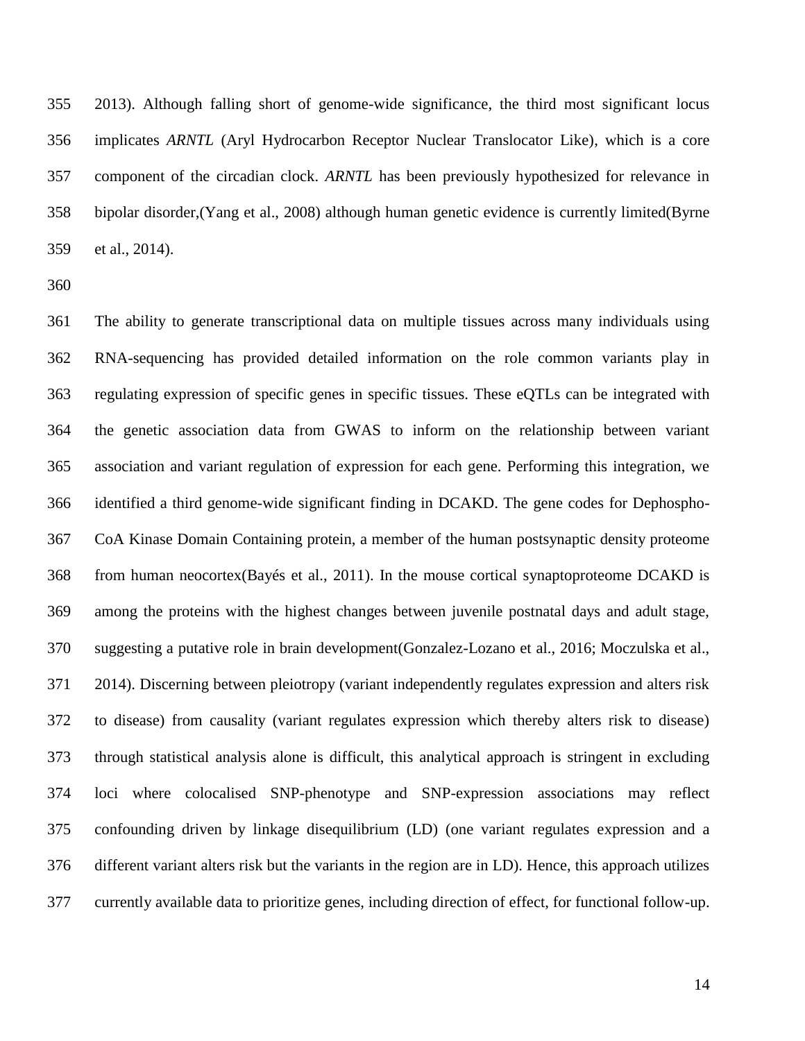2013). Although falling short of genome-wide significance, the third most significant locus implicates *ARNTL* (Aryl Hydrocarbon Receptor Nuclear Translocator Like), which is a core component of the circadian clock. *ARNTL* has been previously hypothesized for relevance in bipolar disorder,(Yang et al., 2008) although human genetic evidence is currently limited(Byrne et al., 2014).

The ability to generate transcriptional data on multiple tissues across many individuals using RNA-sequencing has provided detailed information on the role common variants play in regulating expression of specific genes in specific tissues. These eQTLs can be integrated with the genetic association data from GWAS to inform on the relationship between variant association and variant regulation of expression for each gene. Performing this integration, we identified a third genome-wide significant finding in DCAKD. The gene codes for Dephospho-CoA Kinase Domain Containing protein, a member of the human postsynaptic density proteome from human neocortex(Bayés et al., 2011). In the mouse cortical synaptoproteome DCAKD is among the proteins with the highest changes between juvenile postnatal days and adult stage, suggesting a putative role in brain development(Gonzalez-Lozano et al., 2016; Moczulska et al., 2014). Discerning between pleiotropy (variant independently regulates expression and alters risk to disease) from causality (variant regulates expression which thereby alters risk to disease) through statistical analysis alone is difficult, this analytical approach is stringent in excluding loci where colocalised SNP-phenotype and SNP-expression associations may reflect confounding driven by linkage disequilibrium (LD) (one variant regulates expression and a different variant alters risk but the variants in the region are in LD). Hence, this approach utilizes currently available data to prioritize genes, including direction of effect, for functional follow-up.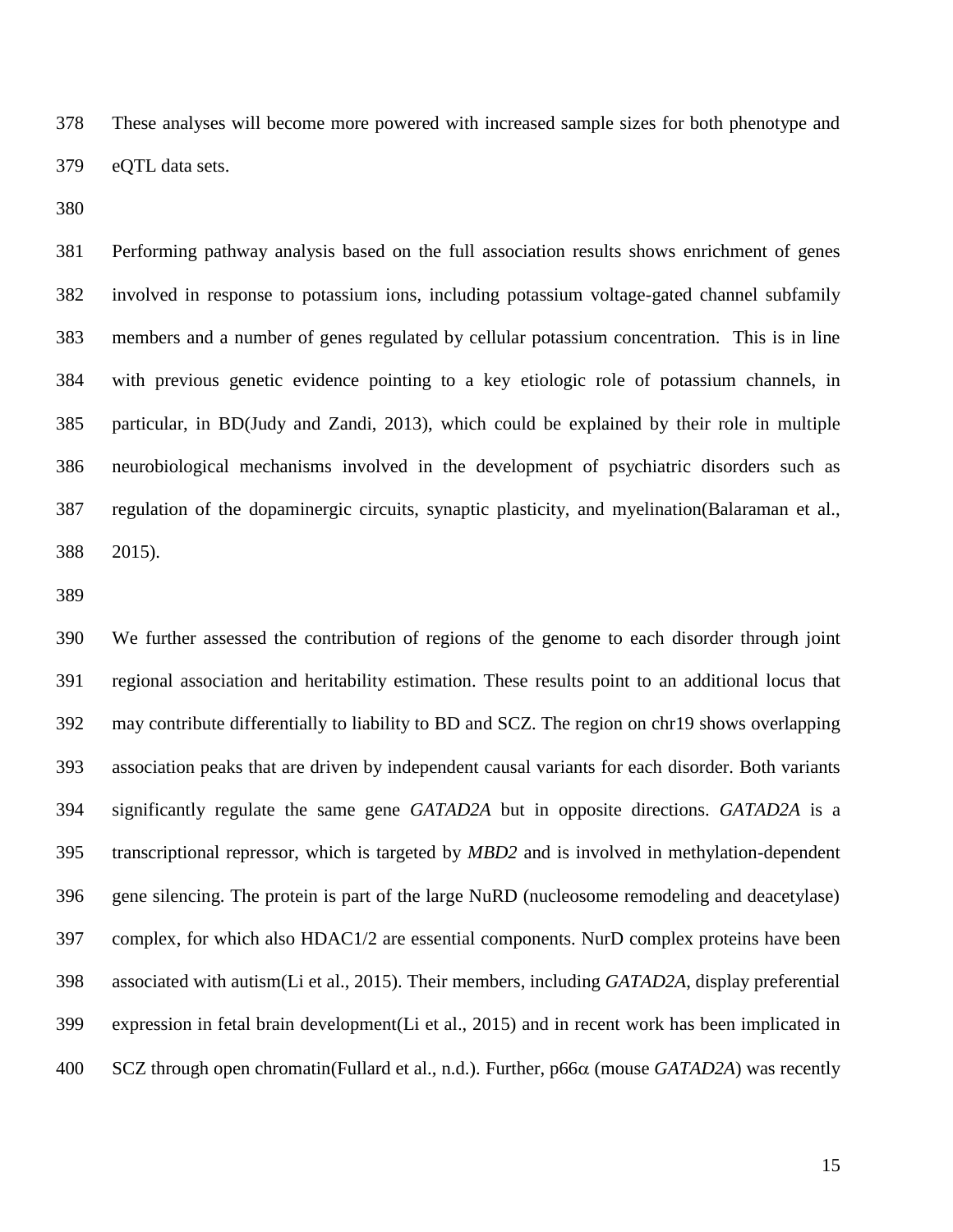These analyses will become more powered with increased sample sizes for both phenotype and eQTL data sets.

Performing pathway analysis based on the full association results shows enrichment of genes involved in response to potassium ions, including potassium voltage-gated channel subfamily members and a number of genes regulated by cellular potassium concentration. This is in line with previous genetic evidence pointing to a key etiologic role of potassium channels, in particular, in BD(Judy and Zandi, 2013), which could be explained by their role in multiple neurobiological mechanisms involved in the development of psychiatric disorders such as regulation of the dopaminergic circuits, synaptic plasticity, and myelination(Balaraman et al., 2015).

We further assessed the contribution of regions of the genome to each disorder through joint regional association and heritability estimation. These results point to an additional locus that may contribute differentially to liability to BD and SCZ. The region on chr19 shows overlapping association peaks that are driven by independent causal variants for each disorder. Both variants significantly regulate the same gene *GATAD2A* but in opposite directions. *GATAD2A* is a transcriptional repressor, which is targeted by *MBD2* and is involved in methylation-dependent gene silencing. The protein is part of the large NuRD (nucleosome remodeling and deacetylase) complex, for which also HDAC1/2 are essential components. NurD complex proteins have been associated with autism(Li et al., 2015). Their members, including *GATAD2A*, display preferential expression in fetal brain development(Li et al., 2015) and in recent work has been implicated in SCZ through open chromatin(Fullard et al., n.d.). Further, p66$\alpha$ (mouse *GATAD2A*) was recently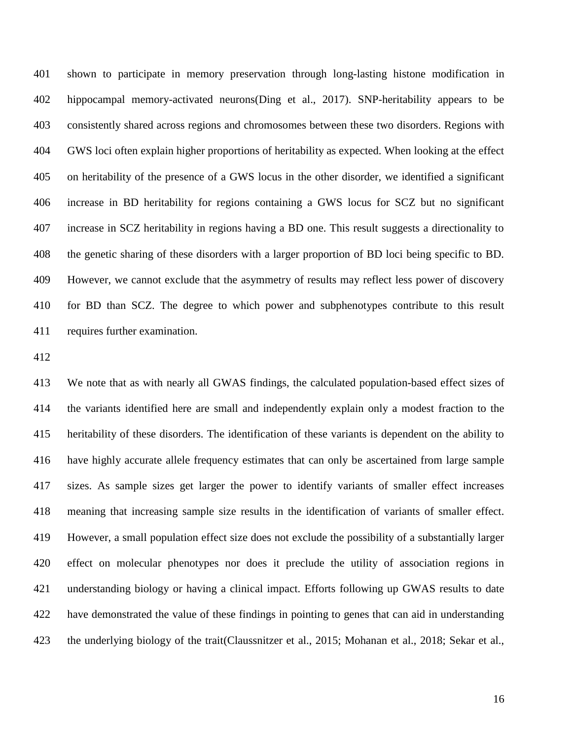shown to participate in memory preservation through long-lasting histone modification in hippocampal memory-activated neurons(Ding et al., 2017). SNP-heritability appears to be consistently shared across regions and chromosomes between these two disorders. Regions with GWS loci often explain higher proportions of heritability as expected. When looking at the effect on heritability of the presence of a GWS locus in the other disorder, we identified a significant increase in BD heritability for regions containing a GWS locus for SCZ but no significant increase in SCZ heritability in regions having a BD one. This result suggests a directionality to the genetic sharing of these disorders with a larger proportion of BD loci being specific to BD. However, we cannot exclude that the asymmetry of results may reflect less power of discovery for BD than SCZ. The degree to which power and subphenotypes contribute to this result requires further examination.

We note that as with nearly all GWAS findings, the calculated population-based effect sizes of the variants identified here are small and independently explain only a modest fraction to the heritability of these disorders. The identification of these variants is dependent on the ability to have highly accurate allele frequency estimates that can only be ascertained from large sample sizes. As sample sizes get larger the power to identify variants of smaller effect increases meaning that increasing sample size results in the identification of variants of smaller effect. However, a small population effect size does not exclude the possibility of a substantially larger effect on molecular phenotypes nor does it preclude the utility of association regions in understanding biology or having a clinical impact. Efforts following up GWAS results to date have demonstrated the value of these findings in pointing to genes that can aid in understanding the underlying biology of the trait(Claussnitzer et al., 2015; Mohanan et al., 2018; Sekar et al.,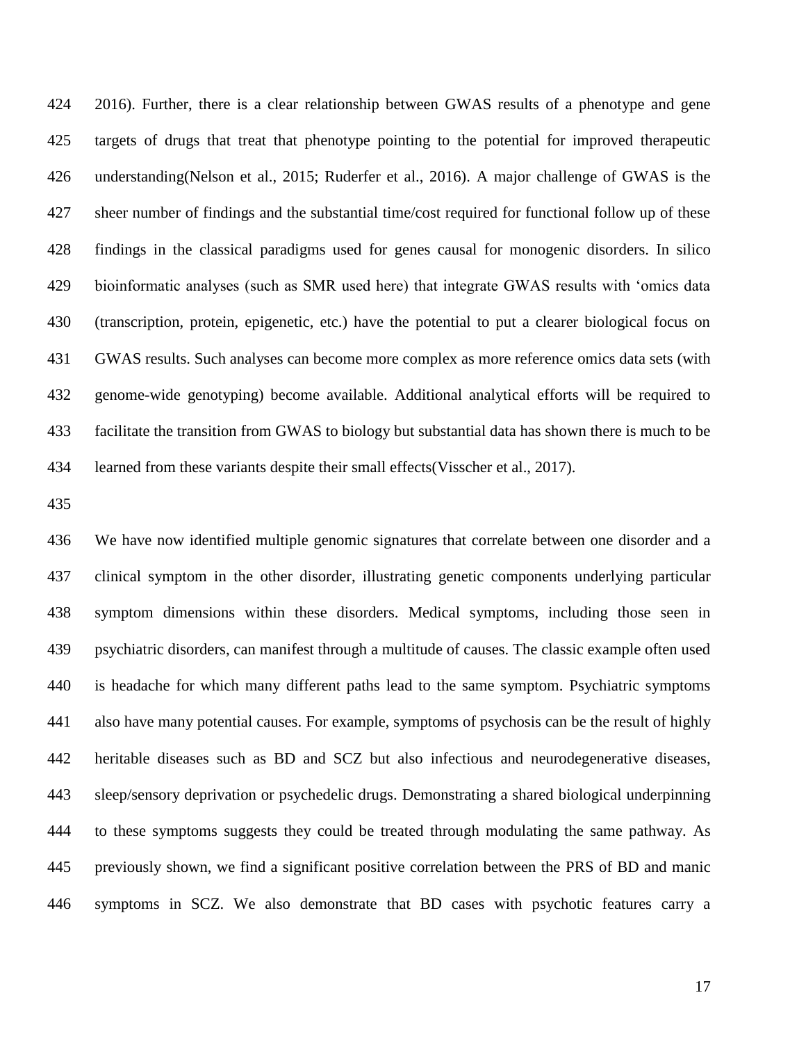2016). Further, there is a clear relationship between GWAS results of a phenotype and gene targets of drugs that treat that phenotype pointing to the potential for improved therapeutic understanding(Nelson et al., 2015; Ruderfer et al., 2016). A major challenge of GWAS is the sheer number of findings and the substantial time/cost required for functional follow up of these findings in the classical paradigms used for genes causal for monogenic disorders. In silico bioinformatic analyses (such as SMR used here) that integrate GWAS results with 'omics data (transcription, protein, epigenetic, etc.) have the potential to put a clearer biological focus on GWAS results. Such analyses can become more complex as more reference omics data sets (with genome-wide genotyping) become available. Additional analytical efforts will be required to facilitate the transition from GWAS to biology but substantial data has shown there is much to be learned from these variants despite their small effects(Visscher et al., 2017).

We have now identified multiple genomic signatures that correlate between one disorder and a clinical symptom in the other disorder, illustrating genetic components underlying particular symptom dimensions within these disorders. Medical symptoms, including those seen in psychiatric disorders, can manifest through a multitude of causes. The classic example often used is headache for which many different paths lead to the same symptom. Psychiatric symptoms also have many potential causes. For example, symptoms of psychosis can be the result of highly heritable diseases such as BD and SCZ but also infectious and neurodegenerative diseases, sleep/sensory deprivation or psychedelic drugs. Demonstrating a shared biological underpinning to these symptoms suggests they could be treated through modulating the same pathway. As previously shown, we find a significant positive correlation between the PRS of BD and manic symptoms in SCZ. We also demonstrate that BD cases with psychotic features carry a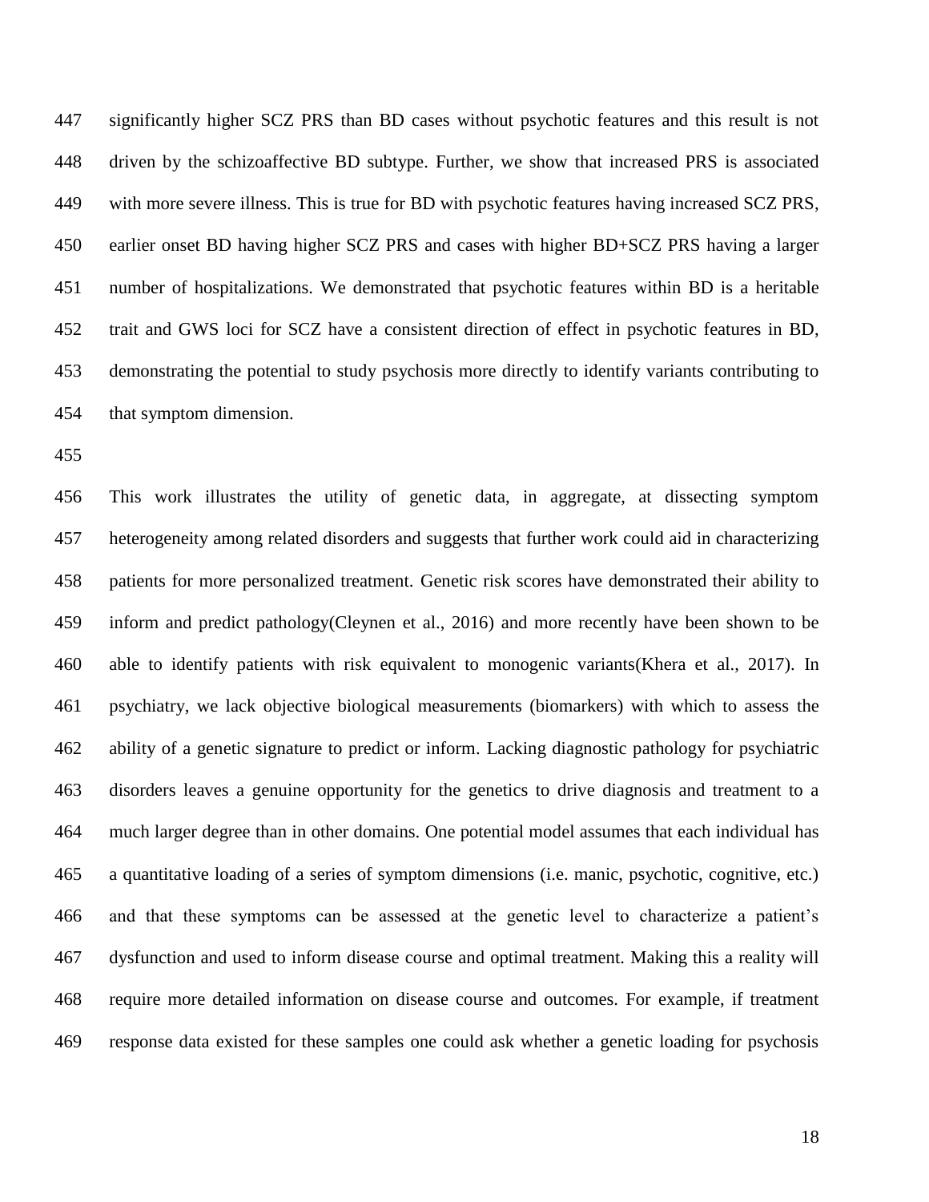significantly higher SCZ PRS than BD cases without psychotic features and this result is not driven by the schizoaffective BD subtype. Further, we show that increased PRS is associated with more severe illness. This is true for BD with psychotic features having increased SCZ PRS, earlier onset BD having higher SCZ PRS and cases with higher BD+SCZ PRS having a larger number of hospitalizations. We demonstrated that psychotic features within BD is a heritable trait and GWS loci for SCZ have a consistent direction of effect in psychotic features in BD, demonstrating the potential to study psychosis more directly to identify variants contributing to that symptom dimension.

This work illustrates the utility of genetic data, in aggregate, at dissecting symptom heterogeneity among related disorders and suggests that further work could aid in characterizing patients for more personalized treatment. Genetic risk scores have demonstrated their ability to inform and predict pathology(Cleynen et al., 2016) and more recently have been shown to be able to identify patients with risk equivalent to monogenic variants(Khera et al., 2017). In psychiatry, we lack objective biological measurements (biomarkers) with which to assess the ability of a genetic signature to predict or inform. Lacking diagnostic pathology for psychiatric disorders leaves a genuine opportunity for the genetics to drive diagnosis and treatment to a much larger degree than in other domains. One potential model assumes that each individual has a quantitative loading of a series of symptom dimensions (i.e. manic, psychotic, cognitive, etc.) and that these symptoms can be assessed at the genetic level to characterize a patient's dysfunction and used to inform disease course and optimal treatment. Making this a reality will require more detailed information on disease course and outcomes. For example, if treatment response data existed for these samples one could ask whether a genetic loading for psychosis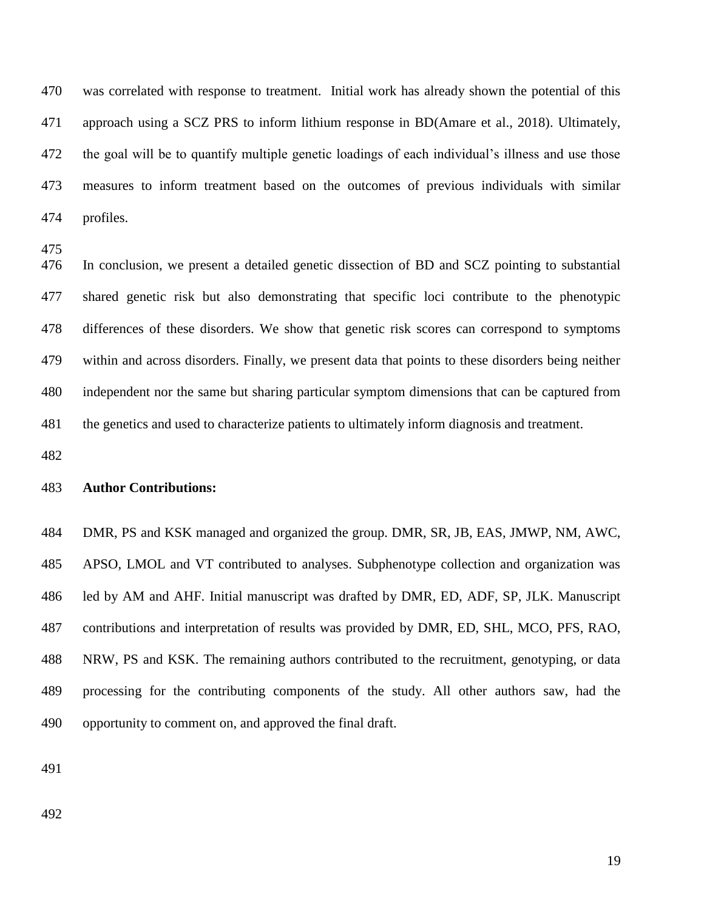was correlated with response to treatment. Initial work has already shown the potential of this approach using a SCZ PRS to inform lithium response in BD(Amare et al., 2018). Ultimately, the goal will be to quantify multiple genetic loadings of each individual's illness and use those measures to inform treatment based on the outcomes of previous individuals with similar profiles.

In conclusion, we present a detailed genetic dissection of BD and SCZ pointing to substantial shared genetic risk but also demonstrating that specific loci contribute to the phenotypic differences of these disorders. We show that genetic risk scores can correspond to symptoms within and across disorders. Finally, we present data that points to these disorders being neither independent nor the same but sharing particular symptom dimensions that can be captured from the genetics and used to characterize patients to ultimately inform diagnosis and treatment.

**Author Contributions:**

DMR, PS and KSK managed and organized the group. DMR, SR, JB, EAS, JMWP, NM, AWC, APSO, LMOL and VT contributed to analyses. Subphenotype collection and organization was led by AM and AHF. Initial manuscript was drafted by DMR, ED, ADF, SP, JLK. Manuscript contributions and interpretation of results was provided by DMR, ED, SHL, MCO, PFS, RAO, NRW, PS and KSK. The remaining authors contributed to the recruitment, genotyping, or data processing for the contributing components of the study. All other authors saw, had the opportunity to comment on, and approved the final draft.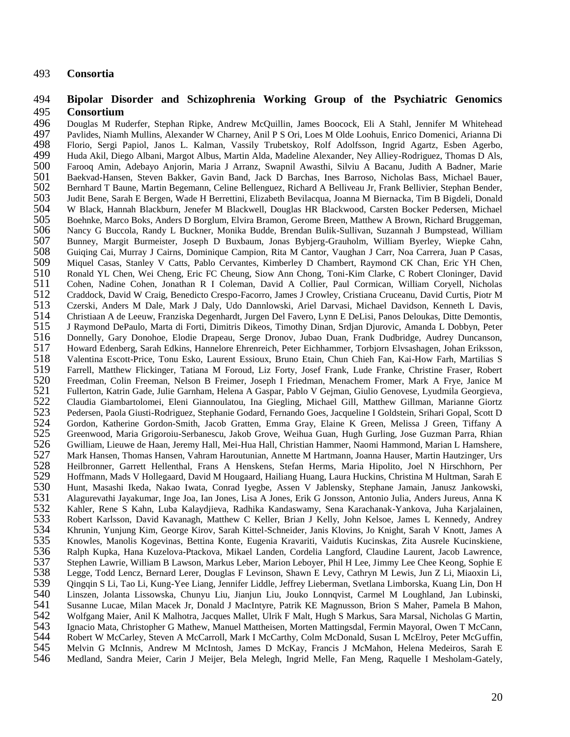## Consortia

### Bipolar Disorder and Schizophrenia Working Group of the Psychiatric Genomics Consortium

Douglas M Ruderfer, Stephan Ripke, Andrew McQuillin, James Boocock, Eli A Stahl, Jennifer M Whitehead Pavlides, Niamh Mullins, Alexander W Charney, Anil P S Ori, Loes M Olde Loohuis, Enrico Domenici, Arianna Di Florio, Sergi Papiol, Janos L. Kalman, Vassily Trubetskoy, Rolf Adolfsson, Ingrid Agartz, Esben Agerbo, Huda Akil, Diego Albani, Margot Albus, Martin Alda, Madeline Alexander, Ney Alliey-Rodriguez, Thomas D Als, Farooq Amin, Adebayo Anjorin, Maria J Arranz, Swapnil Awasthi, Silviu A Bacanu, Judith A Badner, Marie Baekvad-Hansen, Steven Bakker, Gavin Band, Jack D Barchas, Ines Barroso, Nicholas Bass, Michael Bauer, Bernhard T Baune, Martin Begemann, Celine Bellenguez, Richard A Belliveau Jr, Frank Bellivier, Stephan Bender, Judit Bene, Sarah E Bergen, Wade H Berrettini, Elizabeth Bevilacqua, Joanna M Biernacka, Tim B Bigdeli, Donald W Black, Hannah Blackburn, Jenefer M Blackwell, Douglas HR Blackwood, Carsten Bocker Pedersen, Michael Boehnke, Marco Boks, Anders D Borglum, Elvira Bramon, Gerome Breen, Matthew A Brown, Richard Bruggeman, Nancy G Buccola, Randy L Buckner, Monika Budde, Brendan Bulik-Sullivan, Suzannah J Bumpstead, William Bunney, Margit Burmeister, Joseph D Buxbaum, Jonas Bybjerg-Grauholm, William Byerley, Wiepke Cahn, Guiqing Cai, Murray J Cairns, Dominique Campion, Rita M Cantor, Vaughan J Carr, Noa Carrera, Juan P Casas, Miquel Casas, Stanley V Catts, Pablo Cervantes, Kimberley D Chambert, Raymond CK Chan, Eric YH Chen, Ronald YL Chen, Wei Cheng, Eric FC Cheung, Siow Ann Chong, Toni-Kim Clarke, C Robert Cloninger, David Cohen, Nadine Cohen, Jonathan R I Coleman, David A Collier, Paul Cormican, William Coryell, Nicholas Craddock, David W Craig, Benedicto Crespo-Facorro, James J Crowley, Cristiana Cruceanu, David Curtis, Piotr M Czerski, Anders M Dale, Mark J Daly, Udo Dannlowski, Ariel Darvasi, Michael Davidson, Kenneth L Davis, Christiaan A de Leeuw, Franziska Degenhardt, Jurgen Del Favero, Lynn E DeLisi, Panos Deloukas, Ditte Demontis, J Raymond DePaulo, Marta di Forti, Dimitris Dikeos, Timothy Dinan, Srdjan Djurovic, Amanda L Dobbyn, Peter Donnelly, Gary Donohoe, Elodie Drapeau, Serge Dronov, Jubao Duan, Frank Dudbridge, Audrey Duncanson, Howard Edenberg, Sarah Edkins, Hannelore Ehrenreich, Peter Eichhammer, Torbjorn Elvsashagen, Johan Eriksson, Valentina Escott-Price, Tonu Esko, Laurent Essioux, Bruno Etain, Chun Chieh Fan, Kai-How Farh, Martilias S Farrell, Matthew Flickinger, Tatiana M Foroud, Liz Forty, Josef Frank, Lude Franke, Christine Fraser, Robert Freedman, Colin Freeman, Nelson B Freimer, Joseph I Friedman, Menachem Fromer, Mark A Frye, Janice M Fullerton, Katrin Gade, Julie Garnham, Helena A Gaspar, Pablo V Gejman, Giulio Genovese, Lyudmila Georgieva, Claudia Giambartolomei, Eleni Giannoulatou, Ina Giegling, Michael Gill, Matthew Gillman, Marianne Giortz Pedersen, Paola Giusti-Rodriguez, Stephanie Godard, Fernando Goes, Jacqueline I Goldstein, Srihari Gopal, Scott D Gordon, Katherine Gordon-Smith, Jacob Gratten, Emma Gray, Elaine K Green, Melissa J Green, Tiffany A Greenwood, Maria Grigoroiu-Serbanescu, Jakob Grove, Weihua Guan, Hugh Gurling, Jose Guzman Parra, Rhian Gwilliam, Lieuwe de Haan, Jeremy Hall, Mei-Hua Hall, Christian Hammer, Naomi Hammond, Marian L Hamshere, Mark Hansen, Thomas Hansen, Vahram Haroutunian, Annette M Hartmann, Joanna Hauser, Martin Hautzinger, Urs Heilbronner, Garrett Hellenthal, Frans A Henskens, Stefan Herms, Maria Hipolito, Joel N Hirschhorn, Per Hoffmann, Mads V Hollegaard, David M Hougaard, Hailiang Huang, Laura Huckins, Christina M Hultman, Sarah E Hunt, Masashi Ikeda, Nakao Iwata, Conrad Iyegbe, Assen V Jablensky, Stephane Jamain, Janusz Jankowski, Alagurevathi Jayakumar, Inge Joa, Ian Jones, Lisa A Jones, Erik G Jonsson, Antonio Julia, Anders Jureus, Anna K Kahler, Rene S Kahn, Luba Kalaydjieva, Radhika Kandaswamy, Sena Karachanak-Yankova, Juha Karjalainen, Robert Karlsson, David Kavanagh, Matthew C Keller, Brian J Kelly, John Kelsoe, James L Kennedy, Andrey Khrunin, Yunjung Kim, George Kirov, Sarah Kittel-Schneider, Janis Klovins, Jo Knight, Sarah V Knott, James A Knowles, Manolis Kogevinas, Bettina Konte, Eugenia Kravariti, Vaidutis Kucinskas, Zita Ausrele Kucinskiene, Ralph Kupka, Hana Kuzelova-Ptackova, Mikael Landen, Cordelia Langford, Claudine Laurent, Jacob Lawrence, Stephen Lawrie, William B Lawson, Markus Leber, Marion Leboyer, Phil H Lee, Jimmy Lee Chee Keong, Sophie E Legge, Todd Lencz, Bernard Lerer, Douglas F Levinson, Shawn E Levy, Cathryn M Lewis, Jun Z Li, Miaoxin Li, Qingqin S Li, Tao Li, Kung-Yee Liang, Jennifer Liddle, Jeffrey Lieberman, Svetlana Limborska, Kuang Lin, Don H Linszen, Jolanta Lissowska, Chunyu Liu, Jianjun Liu, Jouko Lonnqvist, Carmel M Loughland, Jan Lubinski, Susanne Lucae, Milan Macek Jr, Donald J MacIntyre, Patrik KE Magnusson, Brion S Maher, Pamela B Mahon, Wolfgang Maier, Anil K Malhotra, Jacques Mallet, Ulrik F Malt, Hugh S Markus, Sara Marsal, Nicholas G Martin, Ignacio Mata, Christopher G Mathew, Manuel Mattheisen, Morten Mattingsdal, Fermin Mayoral, Owen T McCann, Robert W McCarley, Steven A McCarroll, Mark I McCarthy, Colm McDonald, Susan L McElroy, Peter McGuffin, Melvin G McInnis, Andrew M McIntosh, James D McKay, Francis J McMahon, Helena Medeiros, Sarah E Medland, Sandra Meier, Carin J Meijer, Bela Melegh, Ingrid Melle, Fan Meng, Raquelle I Mesholam-Gately,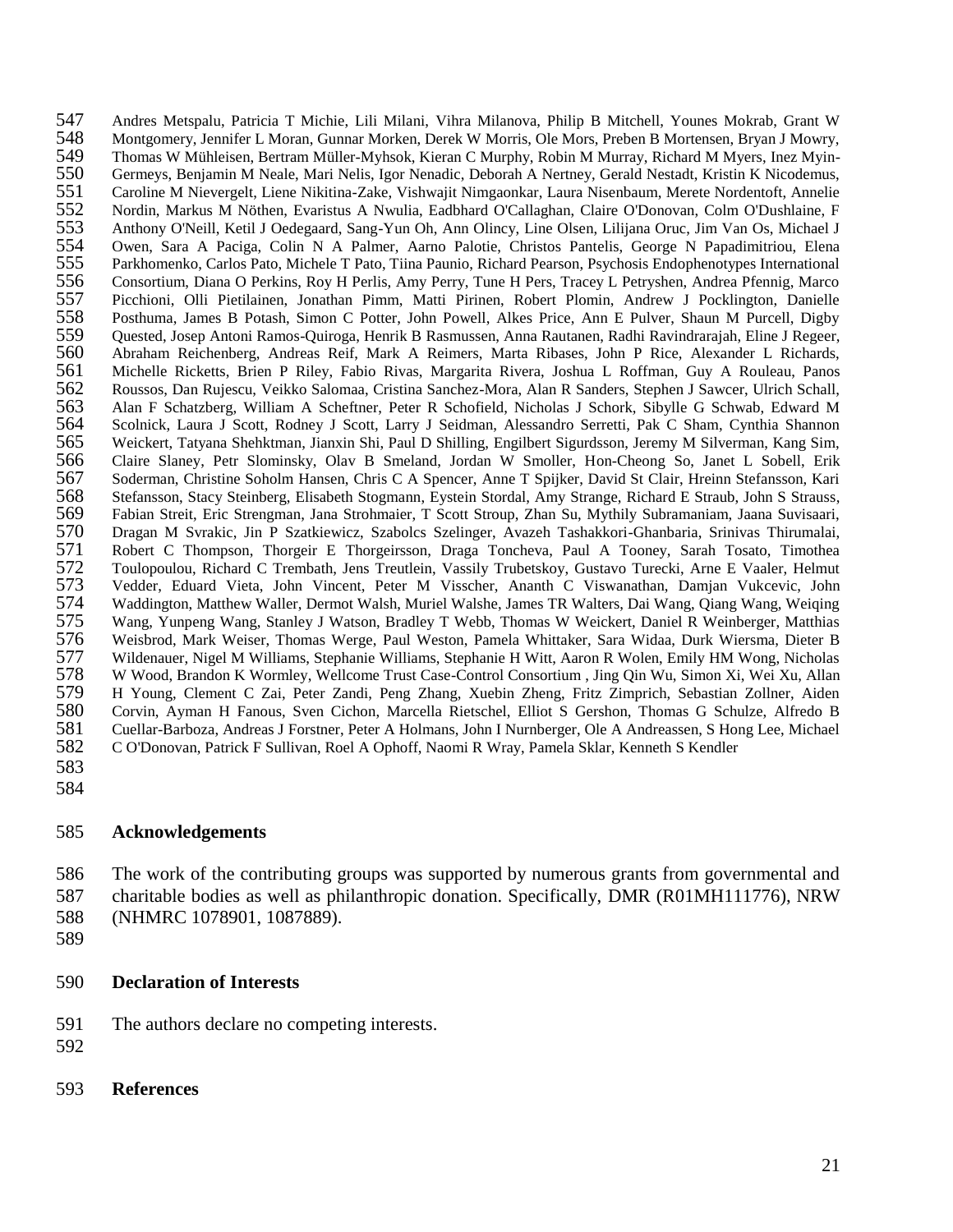Andres Metspalu, Patricia T Michie, Lili Milani, Vihra Milanova, Philip B Mitchell, Younes Mokrab, Grant W Montgomery, Jennifer L Moran, Gunnar Morken, Derek W Morris, Ole Mors, Preben B Mortensen, Bryan J Mowry, Thomas W Mühleisen, Bertram Müller-Myhsok, Kieran C Murphy, Robin M Murray, Richard M Myers, Inez Myin-Germeys, Benjamin M Neale, Mari Nelis, Igor Nenadic, Deborah A Nertney, Gerald Nestadt, Kristin K Nicodemus, Caroline M Nievergelt, Liene Nikitina-Zake, Vishwajit Nimgaonkar, Laura Nisenbaum, Merete Nordentoft, Annelie Nordin, Markus M Nöthen, Evaristus A Nwulia, Eadbhard O'Callaghan, Claire O'Donovan, Colm O'Dushlaine, F Anthony O'Neill, Ketil J Oedegaard, Sang-Yun Oh, Ann Olincy, Line Olsen, Lilijana Oruc, Jim Van Os, Michael J Owen, Sara A Paciga, Colin N A Palmer, Aarno Palotie, Christos Pantelis, George N Papadimitriou, Elena Parkhomenko, Carlos Pato, Michele T Pato, Tiina Paunio, Richard Pearson, Psychosis Endophenotypes International Consortium, Diana O Perkins, Roy H Perlis, Amy Perry, Tune H Pers, Tracey L Petryshen, Andrea Pfennig, Marco Picchioni, Olli Pietilainen, Jonathan Pimm, Matti Pirinen, Robert Plomin, Andrew J Pocklington, Danielle Posthuma, James B Potash, Simon C Potter, John Powell, Alkes Price, Ann E Pulver, Shaun M Purcell, Digby Quested, Josep Antoni Ramos-Quiroga, Henrik B Rasmussen, Anna Rautanen, Radhi Ravindrarajah, Eline J Regeer, Abraham Reichenberg, Andreas Reif, Mark A Reimers, Marta Ribases, John P Rice, Alexander L Richards, Michelle Ricketts, Brien P Riley, Fabio Rivas, Margarita Rivera, Joshua L Roffman, Guy A Rouleau, Panos Roussos, Dan Rujescu, Veikko Salomaa, Cristina Sanchez-Mora, Alan R Sanders, Stephen J Sawcer, Ulrich Schall, Alan F Schatzberg, William A Scheftner, Peter R Schofield, Nicholas J Schork, Sibylle G Schwab, Edward M Scolnick, Laura J Scott, Rodney J Scott, Larry J Seidman, Alessandro Serretti, Pak C Sham, Cynthia Shannon Weickert, Tatyana Shehktman, Jianxin Shi, Paul D Shilling, Engilbert Sigurdsson, Jeremy M Silverman, Kang Sim, Claire Slaney, Petr Slominsky, Olav B Smeland, Jordan W Smoller, Hon-Cheong So, Janet L Sobell, Erik Soderman, Christine Soholm Hansen, Chris C A Spencer, Anne T Spijker, David St Clair, Hreinn Stefansson, Kari Stefansson, Stacy Steinberg, Elisabeth Stogmann, Eystein Stordal, Amy Strange, Richard E Straub, John S Strauss, Fabian Streit, Eric Strengman, Jana Strohmaier, T Scott Stroup, Zhan Su, Mythily Subramaniam, Jaana Suvisaari, Dragan M Svrakic, Jin P Szatkiewicz, Szabolcs Szelinger, Avazeh Tashakkori-Ghanbaria, Srinivas Thirumalai, Robert C Thompson, Thorgeir E Thorgeirsson, Draga Toncheva, Paul A Tooney, Sarah Tosato, Timothea Toulopoulou, Richard C Trembath, Jens Treutlein, Vassily Trubetskoy, Gustavo Turecki, Arne E Vaaler, Helmut Vedder, Eduard Vieta, John Vincent, Peter M Visscher, Ananth C Viswanathan, Damjan Vukcevic, John Waddington, Matthew Waller, Dermot Walsh, Muriel Walshe, James TR Walters, Dai Wang, Qiang Wang, Weiqing Wang, Yunpeng Wang, Stanley J Watson, Bradley T Webb, Thomas W Weickert, Daniel R Weinberger, Matthias Weisbrod, Mark Weiser, Thomas Werge, Paul Weston, Pamela Whittaker, Sara Widaa, Durk Wiersma, Dieter B Wildenauer, Nigel M Williams, Stephanie Williams, Stephanie H Witt, Aaron R Wolen, Emily HM Wong, Nicholas W Wood, Brandon K Wormley, Wellcome Trust Case-Control Consortium , Jing Qin Wu, Simon Xi, Wei Xu, Allan H Young, Clement C Zai, Peter Zandi, Peng Zhang, Xuebin Zheng, Fritz Zimprich, Sebastian Zollner, Aiden Corvin, Ayman H Fanous, Sven Cichon, Marcella Rietschel, Elliot S Gershon, Thomas G Schulze, Alfredo B Cuellar-Barboza, Andreas J Forstner, Peter A Holmans, John I Nurnberger, Ole A Andreassen, S Hong Lee, Michael C O'Donovan, Patrick F Sullivan, Roel A Ophoff, Naomi R Wray, Pamela Sklar, Kenneth S Kendler

## Acknowledgements

The work of the contributing groups was supported by numerous grants from governmental and charitable bodies as well as philanthropic donation. Specifically, DMR (R01MH111776), NRW (NHMRC 1078901, 1087889).

## Declaration of Interests

The authors declare no competing interests.

## References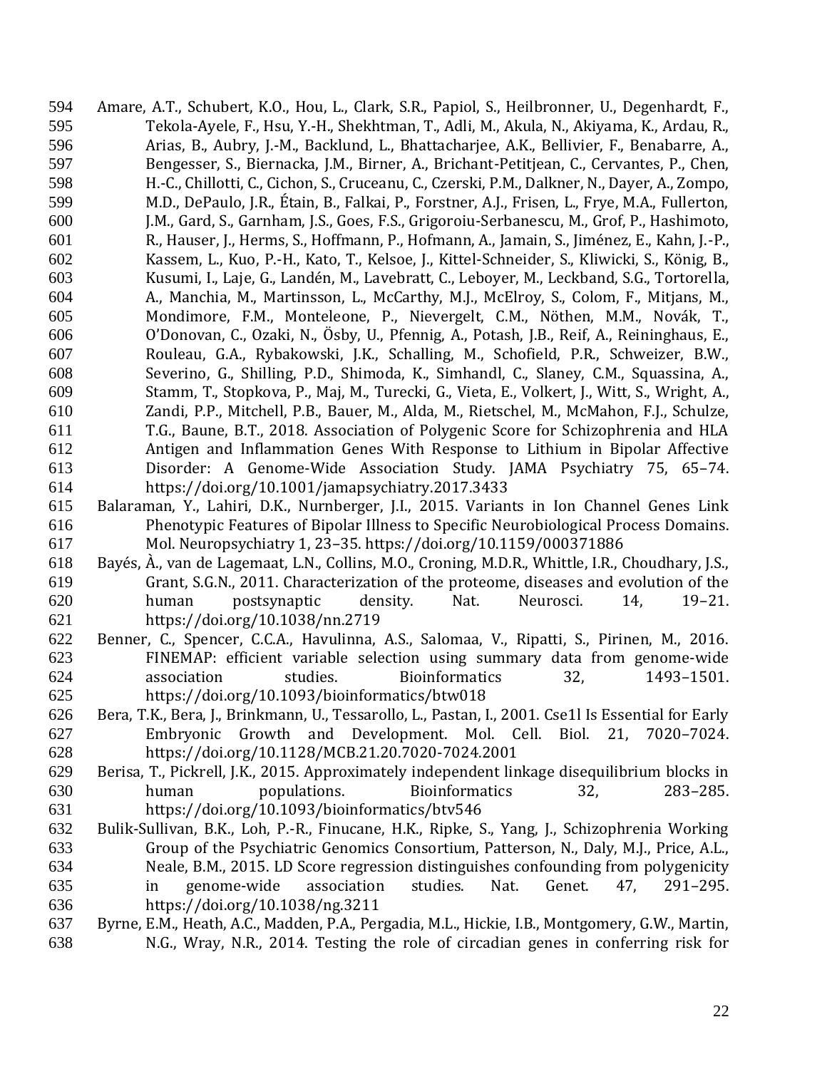Amare, A.T., Schubert, K.O., Hou, L., Clark, S.R., Papiol, S., Heilbronner, U., Degenhardt, F., Tekola-Ayele, F., Hsu, Y.-H., Shekhtman, T., Adli, M., Akula, N., Akiyama, K., Ardau, R., Arias, B., Aubry, J.-M., Backlund, L., Bhattacharjee, A.K., Bellivier, F., Benabarre, A., Bengesser, S., Biernacka, J.M., Birner, A., Brichant-Petitjean, C., Cervantes, P., Chen, H.-C., Chillotti, C., Cichon, S., Cruceanu, C., Czerski, P.M., Dalkner, N., Dayer, A., Zompo, M.D., DePaulo, J.R., Étain, B., Falkai, P., Forstner, A.J., Frisen, L., Frye, M.A., Fullerton, J.M., Gard, S., Garnham, J.S., Goes, F.S., Grigoroiu-Serbanescu, M., Grof, P., Hashimoto, R., Hauser, J., Herms, S., Hoffmann, P., Hofmann, A., Jamain, S., Jiménez, E., Kahn, J.-P., Kassem, L., Kuo, P.-H., Kato, T., Kelsoe, J., Kittel-Schneider, S., Kliwicki, S., König, B., Kusumi, I., Laje, G., Landén, M., Lavebratt, C., Leboyer, M., Leckband, S.G., Tortorella, A., Manchia, M., Martinsson, L., McCarthy, M.J., McElroy, S., Colom, F., Mitjans, M., Mondimore, F.M., Monteleone, P., Nievergelt, C.M., Nöthen, M.M., Novák, T., O'Donovan, C., Ozaki, N., Ösby, U., Pfennig, A., Potash, J.B., Reif, A., Reininghaus, E., Rouleau, G.A., Rybakowski, J.K., Schalling, M., Schofield, P.R., Schweizer, B.W., Severino, G., Shilling, P.D., Shimoda, K., Simhandl, C., Slaney, C.M., Squassina, A., Stamm, T., Stopkova, P., Maj, M., Turecki, G., Vieta, E., Volkert, J., Witt, S., Wright, A., Zandi, P.P., Mitchell, P.B., Bauer, M., Alda, M., Rietschel, M., McMahon, F.J., Schulze, T.G., Baune, B.T., 2018. Association of Polygenic Score for Schizophrenia and HLA Antigen and Inflammation Genes With Response to Lithium in Bipolar Affective Disorder: A Genome-Wide Association Study. JAMA Psychiatry 75, 65–74. https://doi.org/10.1001/jamapsychiatry.2017.3433

Balaraman, Y., Lahiri, D.K., Nurnberger, J.I., 2015. Variants in Ion Channel Genes Link Phenotypic Features of Bipolar Illness to Specific Neurobiological Process Domains. Mol. Neuropsychiatry 1, 23–35. https://doi.org/10.1159/000371886

Bayés, À., van de Lagemaat, L.N., Collins, M.O., Croning, M.D.R., Whittle, I.R., Choudhary, J.S., Grant, S.G.N., 2011. Characterization of the proteome, diseases and evolution of the human postsynaptic density. Nat. Neurosci. 14, 19–21. https://doi.org/10.1038/nn.2719

Benner, C., Spencer, C.C.A., Havulinna, A.S., Salomaa, V., Ripatti, S., Pirinen, M., 2016. FINEMAP: efficient variable selection using summary data from genome-wide association studies. Bioinformatics 32, 1493–1501. https://doi.org/10.1093/bioinformatics/btw018

Bera, T.K., Bera, J., Brinkmann, U., Tessarollo, L., Pastan, I., 2001. Cse1l Is Essential for Early Embryonic Growth and Development. Mol. Cell. Biol. 21, 7020–7024. https://doi.org/10.1128/MCB.21.20.7020-7024.2001

Berisa, T., Pickrell, J.K., 2015. Approximately independent linkage disequilibrium blocks in human populations. Bioinformatics 32, 283–285. https://doi.org/10.1093/bioinformatics/btv546

Bulik-Sullivan, B.K., Loh, P.-R., Finucane, H.K., Ripke, S., Yang, J., Schizophrenia Working Group of the Psychiatric Genomics Consortium, Patterson, N., Daly, M.J., Price, A.L., Neale, B.M., 2015. LD Score regression distinguishes confounding from polygenicity in genome-wide association studies. Nat. Genet. 47, 291–295. https://doi.org/10.1038/ng.3211

Byrne, E.M., Heath, A.C., Madden, P.A., Pergadia, M.L., Hickie, I.B., Montgomery, G.W., Martin, N.G., Wray, N.R., 2014. Testing the role of circadian genes in conferring risk for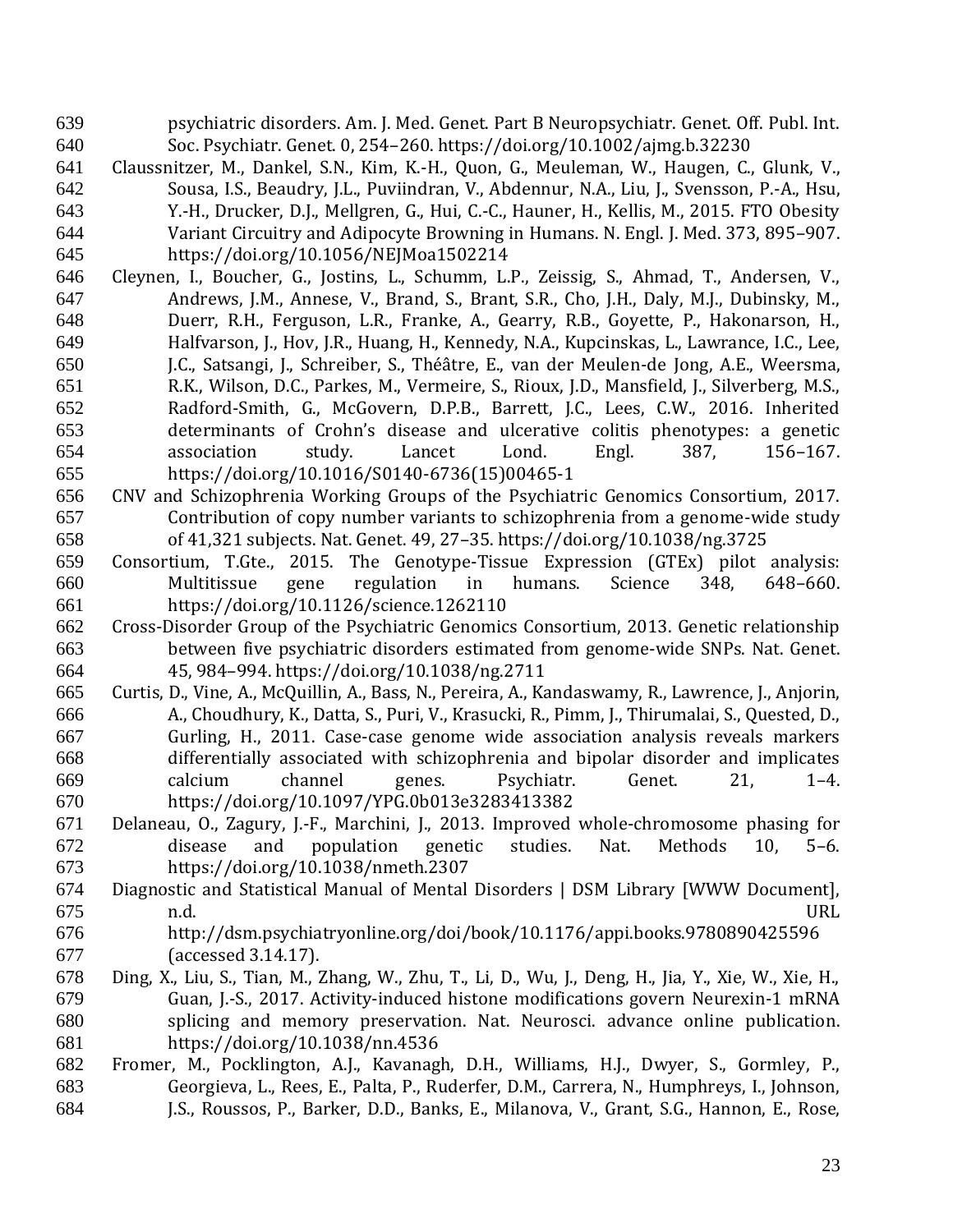psychiatric disorders. Am. J. Med. Genet. Part B Neuropsychiatr. Genet. Off. Publ. Int. Soc. Psychiatr. Genet. 0, 254–260. https://doi.org/10.1002/ajmg.b.32230

Claussnitzer, M., Dankel, S.N., Kim, K.-H., Quon, G., Meuleman, W., Haugen, C., Glunk, V., Sousa, I.S., Beaudry, J.L., Puviindran, V., Abdennur, N.A., Liu, J., Svensson, P.-A., Hsu, Y.-H., Drucker, D.J., Mellgren, G., Hui, C.-C., Hauner, H., Kellis, M., 2015. FTO Obesity Variant Circuitry and Adipocyte Browning in Humans. N. Engl. J. Med. 373, 895–907. https://doi.org/10.1056/NEJMoa1502214

Cleynen, I., Boucher, G., Jostins, L., Schumm, L.P., Zeissig, S., Ahmad, T., Andersen, V., Andrews, J.M., Annese, V., Brand, S., Brant, S.R., Cho, J.H., Daly, M.J., Dubinsky, M., Duerr, R.H., Ferguson, L.R., Franke, A., Gearry, R.B., Goyette, P., Hakonarson, H., Halfvarson, J., Hov, J.R., Huang, H., Kennedy, N.A., Kupcinskas, L., Lawrance, I.C., Lee, J.C., Satsangi, J., Schreiber, S., Théâtre, E., van der Meulen-de Jong, A.E., Weersma, R.K., Wilson, D.C., Parkes, M., Vermeire, S., Rioux, J.D., Mansfield, J., Silverberg, M.S., Radford-Smith, G., McGovern, D.P.B., Barrett, J.C., Lees, C.W., 2016. Inherited determinants of Crohn's disease and ulcerative colitis phenotypes: a genetic association study. Lancet Lond. Engl. 387, 156–167. https://doi.org/10.1016/S0140-6736(15)00465-1

CNV and Schizophrenia Working Groups of the Psychiatric Genomics Consortium, 2017. Contribution of copy number variants to schizophrenia from a genome-wide study of 41,321 subjects. Nat. Genet. 49, 27–35. https://doi.org/10.1038/ng.3725

Consortium, T.Gte., 2015. The Genotype-Tissue Expression (GTEx) pilot analysis: Multitissue gene regulation in humans. Science 348, 648–660. https://doi.org/10.1126/science.1262110

Cross-Disorder Group of the Psychiatric Genomics Consortium, 2013. Genetic relationship between five psychiatric disorders estimated from genome-wide SNPs. Nat. Genet. 45, 984–994. https://doi.org/10.1038/ng.2711

Curtis, D., Vine, A., McQuillin, A., Bass, N., Pereira, A., Kandaswamy, R., Lawrence, J., Anjorin, A., Choudhury, K., Datta, S., Puri, V., Krasucki, R., Pimm, J., Thirumalai, S., Quested, D., Gurling, H., 2011. Case-case genome wide association analysis reveals markers differentially associated with schizophrenia and bipolar disorder and implicates calcium channel genes. Psychiatr. Genet. 21, 1–4. https://doi.org/10.1097/YPG.0b013e3283413382

Delaneau, O., Zagury, J.-F., Marchini, J., 2013. Improved whole-chromosome phasing for disease and population genetic studies. Nat. Methods 10, 5–6. https://doi.org/10.1038/nmeth.2307

Diagnostic and Statistical Manual of Mental Disorders | DSM Library [WWW Document], n.d. URL http://dsm.psychiatryonline.org/doi/book/10.1176/appi.books.9780890425596 (accessed 3.14.17).

Ding, X., Liu, S., Tian, M., Zhang, W., Zhu, T., Li, D., Wu, J., Deng, H., Jia, Y., Xie, W., Xie, H., Guan, J.-S., 2017. Activity-induced histone modifications govern Neurexin-1 mRNA splicing and memory preservation. Nat. Neurosci. advance online publication. https://doi.org/10.1038/nn.4536

Fromer, M., Pocklington, A.J., Kavanagh, D.H., Williams, H.J., Dwyer, S., Gormley, P., Georgieva, L., Rees, E., Palta, P., Ruderfer, D.M., Carrera, N., Humphreys, I., Johnson, J.S., Roussos, P., Barker, D.D., Banks, E., Milanova, V., Grant, S.G., Hannon, E., Rose,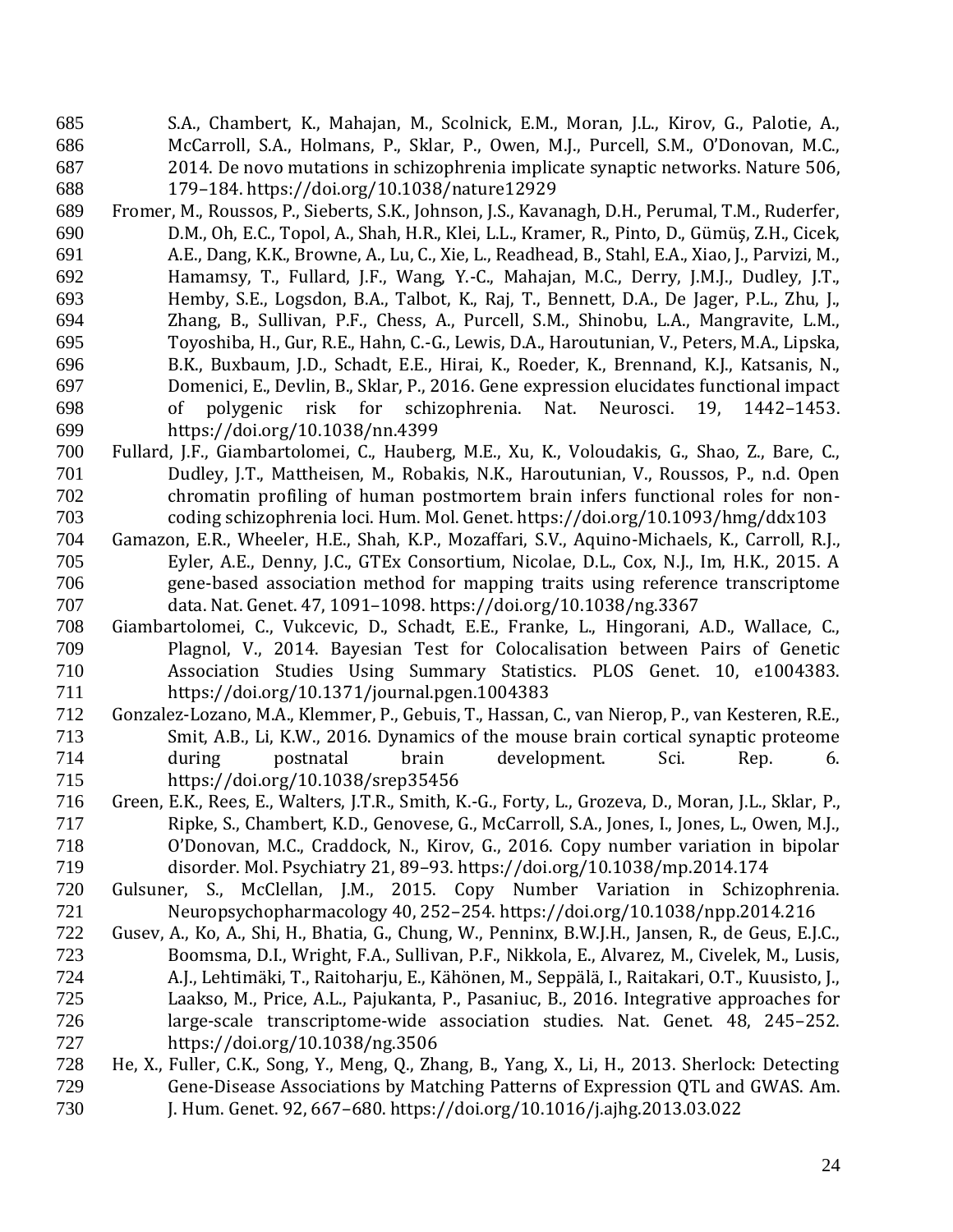S.A., Chambert, K., Mahajan, M., Scolnick, E.M., Moran, J.L., Kirov, G., Palotie, A., McCarroll, S.A., Holmans, P., Sklar, P., Owen, M.J., Purcell, S.M., O'Donovan, M.C., 2014. De novo mutations in schizophrenia implicate synaptic networks. Nature 506, 179–184. https://doi.org/10.1038/nature12929

Fromer, M., Roussos, P., Sieberts, S.K., Johnson, J.S., Kavanagh, D.H., Perumal, T.M., Ruderfer, D.M., Oh, E.C., Topol, A., Shah, H.R., Klei, L.L., Kramer, R., Pinto, D., Gümüş, Z.H., Cicek, A.E., Dang, K.K., Browne, A., Lu, C., Xie, L., Readhead, B., Stahl, E.A., Xiao, J., Parvizi, M., Hamamsy, T., Fullard, J.F., Wang, Y.-C., Mahajan, M.C., Derry, J.M.J., Dudley, J.T., Hemby, S.E., Logsdon, B.A., Talbot, K., Raj, T., Bennett, D.A., De Jager, P.L., Zhu, J., Zhang, B., Sullivan, P.F., Chess, A., Purcell, S.M., Shinobu, L.A., Mangravite, L.M., Toyoshiba, H., Gur, R.E., Hahn, C.-G., Lewis, D.A., Haroutunian, V., Peters, M.A., Lipska, B.K., Buxbaum, J.D., Schadt, E.E., Hirai, K., Roeder, K., Brennand, K.J., Katsanis, N., Domenici, E., Devlin, B., Sklar, P., 2016. Gene expression elucidates functional impact of polygenic risk for schizophrenia. Nat. Neurosci. 19, 1442–1453. https://doi.org/10.1038/nn.4399

Fullard, J.F., Giambartolomei, C., Hauberg, M.E., Xu, K., Voloudakis, G., Shao, Z., Bare, C., Dudley, J.T., Mattheisen, M., Robakis, N.K., Haroutunian, V., Roussos, P., n.d. Open chromatin profiling of human postmortem brain infers functional roles for non-coding schizophrenia loci. Hum. Mol. Genet. https://doi.org/10.1093/hmg/ddx103

Gamazon, E.R., Wheeler, H.E., Shah, K.P., Mozaffari, S.V., Aquino-Michaels, K., Carroll, R.J., Eyler, A.E., Denny, J.C., GTEx Consortium, Nicolae, D.L., Cox, N.J., Im, H.K., 2015. A gene-based association method for mapping traits using reference transcriptome data. Nat. Genet. 47, 1091–1098. https://doi.org/10.1038/ng.3367

Giambartolomei, C., Vukcevic, D., Schadt, E.E., Franke, L., Hingorani, A.D., Wallace, C., Plagnol, V., 2014. Bayesian Test for Colocalisation between Pairs of Genetic Association Studies Using Summary Statistics. PLOS Genet. 10, e1004383. https://doi.org/10.1371/journal.pgen.1004383

Gonzalez-Lozano, M.A., Klemmer, P., Gebuis, T., Hassan, C., van Nierop, P., van Kesteren, R.E., Smit, A.B., Li, K.W., 2016. Dynamics of the mouse brain cortical synaptic proteome during postnatal brain development. Sci. Rep. 6. https://doi.org/10.1038/srep35456

Green, E.K., Rees, E., Walters, J.T.R., Smith, K.-G., Forty, L., Grozeva, D., Moran, J.L., Sklar, P., Ripke, S., Chambert, K.D., Genovese, G., McCarroll, S.A., Jones, I., Jones, L., Owen, M.J., O'Donovan, M.C., Craddock, N., Kirov, G., 2016. Copy number variation in bipolar disorder. Mol. Psychiatry 21, 89–93. https://doi.org/10.1038/mp.2014.174

Gulsuner, S., McClellan, J.M., 2015. Copy Number Variation in Schizophrenia. Neuropsychopharmacology 40, 252–254. https://doi.org/10.1038/npp.2014.216

Gusev, A., Ko, A., Shi, H., Bhatia, G., Chung, W., Penninx, B.W.J.H., Jansen, R., de Geus, E.J.C., Boomsma, D.I., Wright, F.A., Sullivan, P.F., Nikkola, E., Alvarez, M., Civelek, M., Lusis, A.J., Lehtimäki, T., Raitoharju, E., Kähönen, M., Seppälä, I., Raitakari, O.T., Kuusisto, J., Laakso, M., Price, A.L., Pajukanta, P., Pasaniuc, B., 2016. Integrative approaches for large-scale transcriptome-wide association studies. Nat. Genet. 48, 245–252. https://doi.org/10.1038/ng.3506

He, X., Fuller, C.K., Song, Y., Meng, Q., Zhang, B., Yang, X., Li, H., 2013. Sherlock: Detecting Gene-Disease Associations by Matching Patterns of Expression QTL and GWAS. Am. J. Hum. Genet. 92, 667–680. https://doi.org/10.1016/j.ajhg.2013.03.022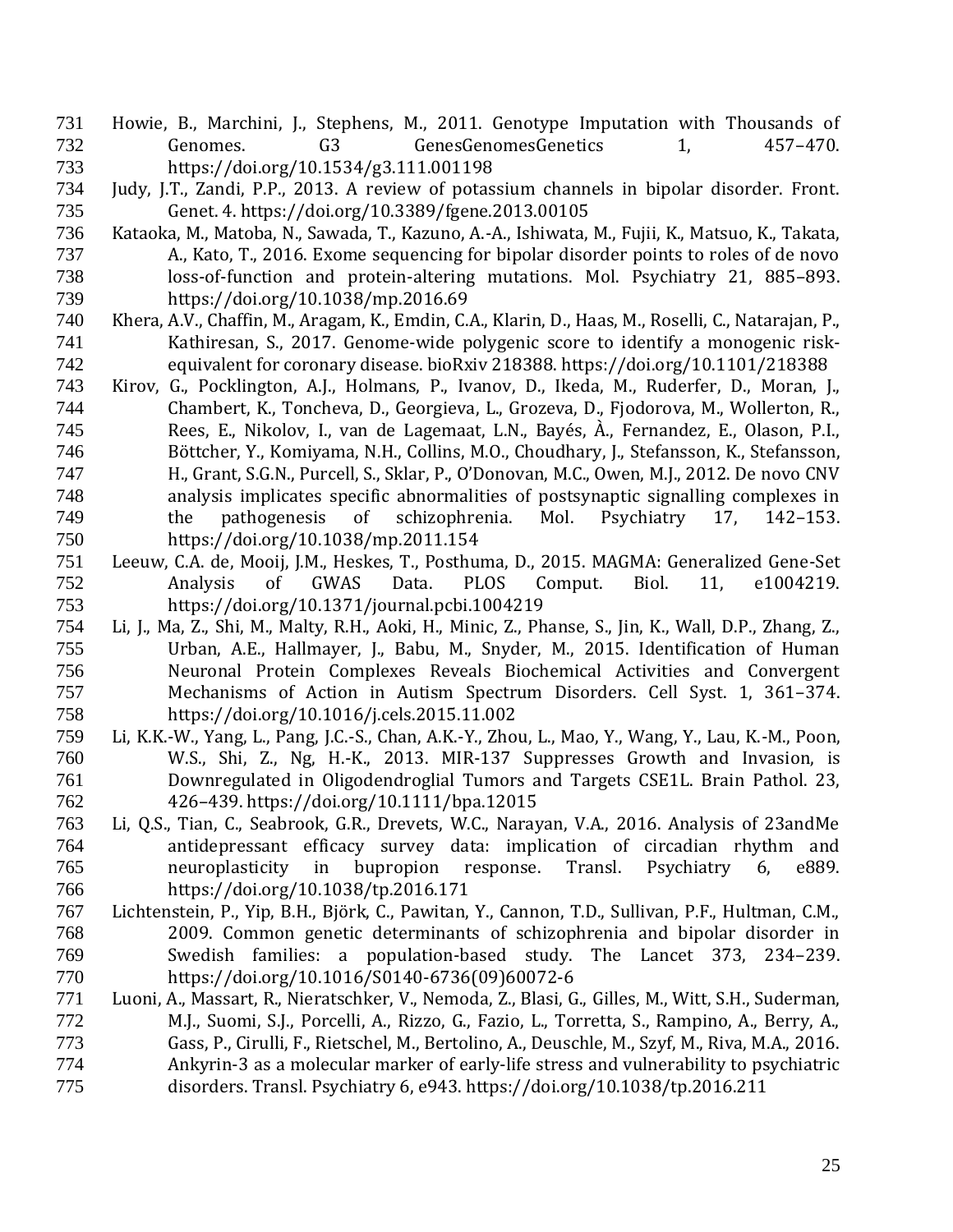Howie, B., Marchini, J., Stephens, M., 2011. Genotype Imputation with Thousands of Genomes. G3 GenesGenomesGenetics 1, 457–470. https://doi.org/10.1534/g3.111.001198

Judy, J.T., Zandi, P.P., 2013. A review of potassium channels in bipolar disorder. Front. Genet. 4. https://doi.org/10.3389/fgene.2013.00105

Kataoka, M., Matoba, N., Sawada, T., Kazuno, A.-A., Ishiwata, M., Fujii, K., Matsuo, K., Takata, A., Kato, T., 2016. Exome sequencing for bipolar disorder points to roles of de novo loss-of-function and protein-altering mutations. Mol. Psychiatry 21, 885–893. https://doi.org/10.1038/mp.2016.69

Khera, A.V., Chaffin, M., Aragam, K., Emdin, C.A., Klarin, D., Haas, M., Roselli, C., Natarajan, P., Kathiresan, S., 2017. Genome-wide polygenic score to identify a monogenic risk-equivalent for coronary disease. bioRxiv 218388. https://doi.org/10.1101/218388

Kirov, G., Pocklington, A.J., Holmans, P., Ivanov, D., Ikeda, M., Ruderfer, D., Moran, J., Chambert, K., Toncheva, D., Georgieva, L., Grozeva, D., Fjodorova, M., Wollerton, R., Rees, E., Nikolov, I., van de Lagemaat, L.N., Bayés, À., Fernandez, E., Olason, P.I., Böttcher, Y., Komiyama, N.H., Collins, M.O., Choudhary, J., Stefansson, K., Stefansson, H., Grant, S.G.N., Purcell, S., Sklar, P., O'Donovan, M.C., Owen, M.J., 2012. De novo CNV analysis implicates specific abnormalities of postsynaptic signalling complexes in the pathogenesis of schizophrenia. Mol. Psychiatry 17, 142–153. https://doi.org/10.1038/mp.2011.154

Leeuw, C.A. de, Mooij, J.M., Heskes, T., Posthuma, D., 2015. MAGMA: Generalized Gene-Set Analysis of GWAS Data. PLOS Comput. Biol. 11, e1004219. https://doi.org/10.1371/journal.pcbi.1004219

Li, J., Ma, Z., Shi, M., Malty, R.H., Aoki, H., Minic, Z., Phanse, S., Jin, K., Wall, D.P., Zhang, Z., Urban, A.E., Hallmayer, J., Babu, M., Snyder, M., 2015. Identification of Human Neuronal Protein Complexes Reveals Biochemical Activities and Convergent Mechanisms of Action in Autism Spectrum Disorders. Cell Syst. 1, 361–374. https://doi.org/10.1016/j.cels.2015.11.002

Li, K.K.-W., Yang, L., Pang, J.C.-S., Chan, A.K.-Y., Zhou, L., Mao, Y., Wang, Y., Lau, K.-M., Poon, W.S., Shi, Z., Ng, H.-K., 2013. MIR-137 Suppresses Growth and Invasion, is Downregulated in Oligodendroglial Tumors and Targets CSE1L. Brain Pathol. 23, 426–439. https://doi.org/10.1111/bpa.12015

Li, Q.S., Tian, C., Seabrook, G.R., Drevets, W.C., Narayan, V.A., 2016. Analysis of 23andMe antidepressant efficacy survey data: implication of circadian rhythm and neuroplasticity in bupropion response. Transl. Psychiatry 6, e889. https://doi.org/10.1038/tp.2016.171

Lichtenstein, P., Yip, B.H., Björk, C., Pawitan, Y., Cannon, T.D., Sullivan, P.F., Hultman, C.M., 2009. Common genetic determinants of schizophrenia and bipolar disorder in Swedish families: a population-based study. The Lancet 373, 234–239. https://doi.org/10.1016/S0140-6736(09)60072-6

Luoni, A., Massart, R., Nieratschker, V., Nemoda, Z., Blasi, G., Gilles, M., Witt, S.H., Suderman, M.J., Suomi, S.J., Porcelli, A., Rizzo, G., Fazio, L., Torretta, S., Rampino, A., Berry, A., Gass, P., Cirulli, F., Rietschel, M., Bertolino, A., Deuschle, M., Szyf, M., Riva, M.A., 2016. Ankyrin-3 as a molecular marker of early-life stress and vulnerability to psychiatric disorders. Transl. Psychiatry 6, e943. https://doi.org/10.1038/tp.2016.211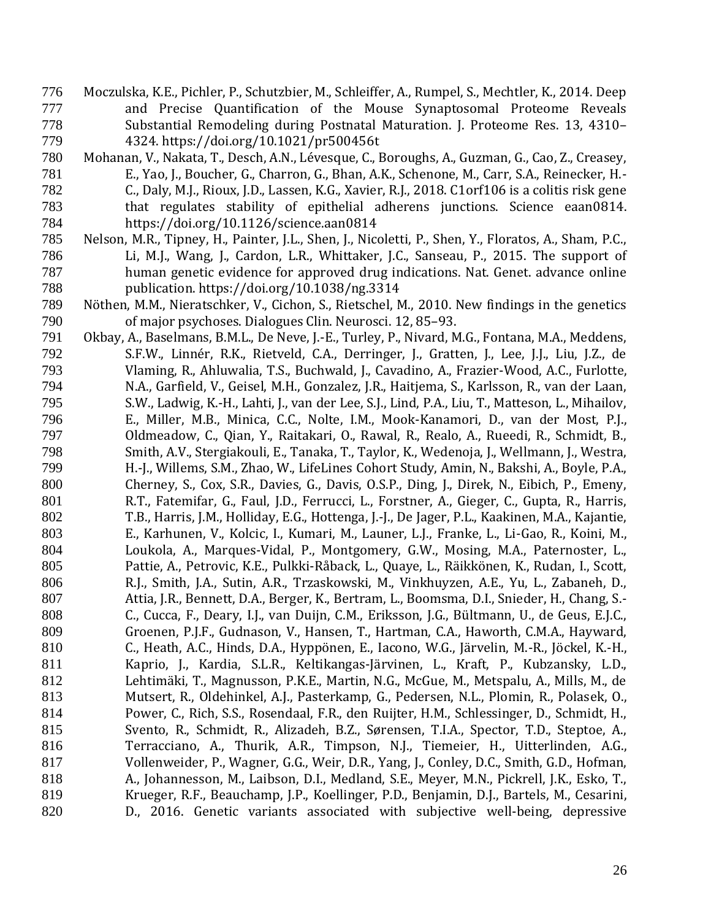Moczulska, K.E., Pichler, P., Schutzbier, M., Schleiffer, A., Rumpel, S., Mechtler, K., 2014. Deep and Precise Quantification of the Mouse Synaptosomal Proteome Reveals Substantial Remodeling during Postnatal Maturation. J. Proteome Res. 13, 4310–4324. https://doi.org/10.1021/pr500456t

Mohanan, V., Nakata, T., Desch, A.N., Lévesque, C., Boroughs, A., Guzman, G., Cao, Z., Creasey, E., Yao, J., Boucher, G., Charron, G., Bhan, A.K., Schenone, M., Carr, S.A., Reinecker, H.-C., Daly, M.J., Rioux, J.D., Lassen, K.G., Xavier, R.J., 2018. C1orf106 is a colitis risk gene that regulates stability of epithelial adherens junctions. Science eaan0814. https://doi.org/10.1126/science.aan0814

Nelson, M.R., Tipney, H., Painter, J.L., Shen, J., Nicoletti, P., Shen, Y., Floratos, A., Sham, P.C., Li, M.J., Wang, J., Cardon, L.R., Whittaker, J.C., Sanseau, P., 2015. The support of human genetic evidence for approved drug indications. Nat. Genet. advance online publication. https://doi.org/10.1038/ng.3314

Nöthen, M.M., Nieratschker, V., Cichon, S., Rietschel, M., 2010. New findings in the genetics of major psychoses. Dialogues Clin. Neurosci. 12, 85–93.

Okbay, A., Baselmans, B.M.L., De Neve, J.-E., Turley, P., Nivard, M.G., Fontana, M.A., Meddens, S.F.W., Linnér, R.K., Rietveld, C.A., Derringer, J., Gratten, J., Lee, J.J., Liu, J.Z., de Vlaming, R., Ahluwalia, T.S., Buchwald, J., Cavadino, A., Frazier-Wood, A.C., Furlotte, N.A., Garfield, V., Geisel, M.H., Gonzalez, J.R., Haitjema, S., Karlsson, R., van der Laan, S.W., Ladwig, K.-H., Lahti, J., van der Lee, S.J., Lind, P.A., Liu, T., Matteson, L., Mihailov, E., Miller, M.B., Minica, C.C., Nolte, I.M., Mook-Kanamori, D., van der Most, P.J., Oldmeadow, C., Qian, Y., Raitakari, O., Rawal, R., Realo, A., Rueedi, R., Schmidt, B., Smith, A.V., Stergiakouli, E., Tanaka, T., Taylor, K., Wedenoja, J., Wellmann, J., Westra, H.-J., Willems, S.M., Zhao, W., LifeLines Cohort Study, Amin, N., Bakshi, A., Boyle, P.A., Cherney, S., Cox, S.R., Davies, G., Davis, O.S.P., Ding, J., Direk, N., Eibich, P., Emeny, R.T., Fatemifar, G., Faul, J.D., Ferrucci, L., Forstner, A., Gieger, C., Gupta, R., Harris, T.B., Harris, J.M., Holliday, E.G., Hottenga, J.-J., De Jager, P.L., Kaakinen, M.A., Kajantie, E., Karhunen, V., Kolcic, I., Kumari, M., Launer, L.J., Franke, L., Li-Gao, R., Koini, M., Loukola, A., Marques-Vidal, P., Montgomery, G.W., Mosing, M.A., Paternoster, L., Pattie, A., Petrovic, K.E., Pulkki-Råback, L., Quaye, L., Räikkönen, K., Rudan, I., Scott, R.J., Smith, J.A., Sutin, A.R., Trzaskowski, M., Vinkhuyzen, A.E., Yu, L., Zabaneh, D., Attia, J.R., Bennett, D.A., Berger, K., Bertram, L., Boomsma, D.I., Snieder, H., Chang, S.-C., Cucca, F., Deary, I.J., van Duijn, C.M., Eriksson, J.G., Bültmann, U., de Geus, E.J.C., Groenen, P.J.F., Gudnason, V., Hansen, T., Hartman, C.A., Haworth, C.M.A., Hayward, C., Heath, A.C., Hinds, D.A., Hyppönen, E., Iacono, W.G., Järvelin, M.-R., Jöckel, K.-H., Kaprio, J., Kardia, S.L.R., Keltikangas-Järvinen, L., Kraft, P., Kubzansky, L.D., Lehtimäki, T., Magnusson, P.K.E., Martin, N.G., McGue, M., Metspalu, A., Mills, M., de Mutsert, R., Oldehinkel, A.J., Pasterkamp, G., Pedersen, N.L., Plomin, R., Polasek, O., Power, C., Rich, S.S., Rosendaal, F.R., den Ruijter, H.M., Schlessinger, D., Schmidt, H., Svento, R., Schmidt, R., Alizadeh, B.Z., Sørensen, T.I.A., Spector, T.D., Steptoe, A., Terracciano, A., Thurik, A.R., Timpson, N.J., Tiemeier, H., Uitterlinden, A.G., Vollenweider, P., Wagner, G.G., Weir, D.R., Yang, J., Conley, D.C., Smith, G.D., Hofman, A., Johannesson, M., Laibson, D.I., Medland, S.E., Meyer, M.N., Pickrell, J.K., Esko, T., Krueger, R.F., Beauchamp, J.P., Koellinger, P.D., Benjamin, D.J., Bartels, M., Cesarini, D., 2016. Genetic variants associated with subjective well-being, depressive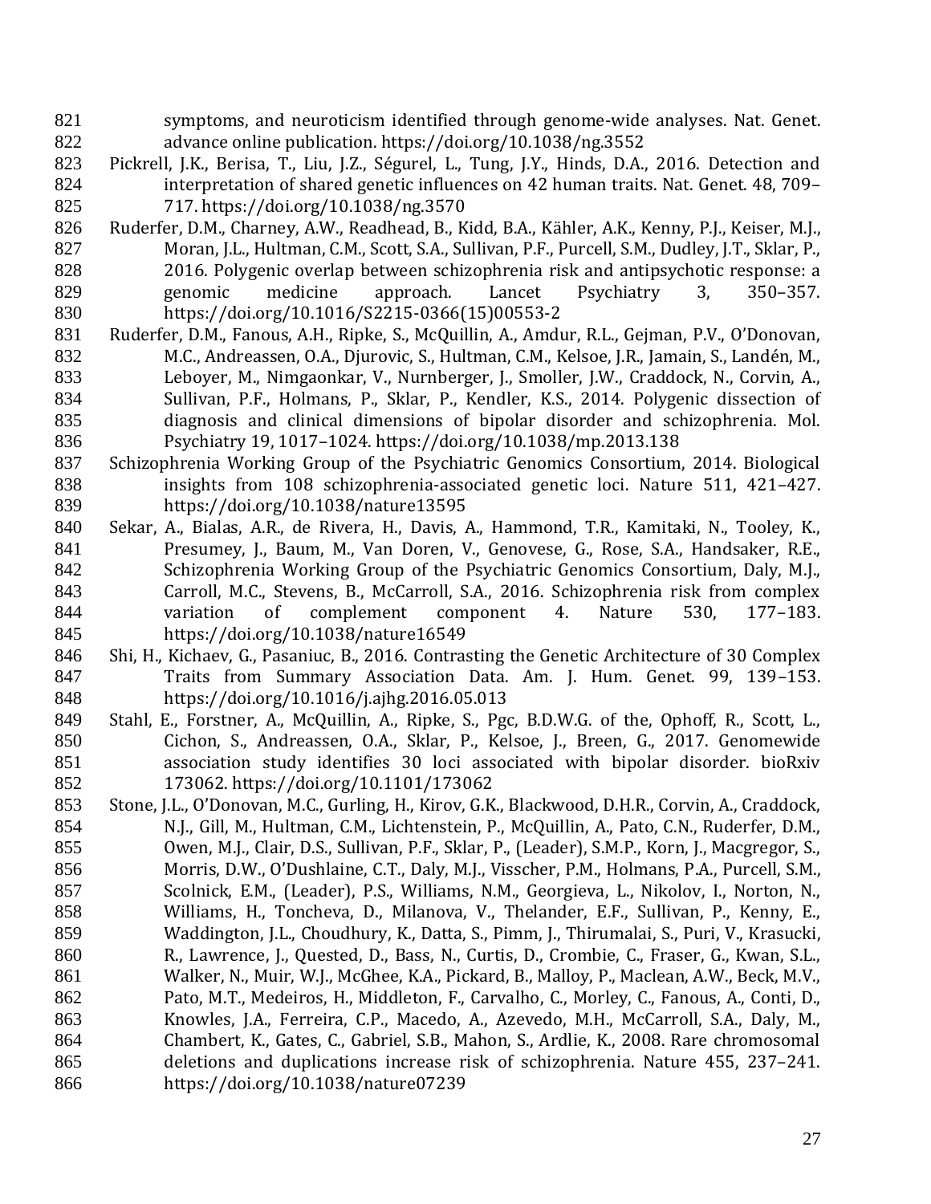symptoms, and neuroticism identified through genome-wide analyses. Nat. Genet. advance online publication. https://doi.org/10.1038/ng.3552

Pickrell, J.K., Berisa, T., Liu, J.Z., Ségurel, L., Tung, J.Y., Hinds, D.A., 2016. Detection and interpretation of shared genetic influences on 42 human traits. Nat. Genet. 48, 709–717. https://doi.org/10.1038/ng.3570

Ruderfer, D.M., Charney, A.W., Readhead, B., Kidd, B.A., Kähler, A.K., Kenny, P.J., Keiser, M.J., Moran, J.L., Hultman, C.M., Scott, S.A., Sullivan, P.F., Purcell, S.M., Dudley, J.T., Sklar, P., 2016. Polygenic overlap between schizophrenia risk and antipsychotic response: a genomic medicine approach. Lancet Psychiatry 3, 350–357. https://doi.org/10.1016/S2215-0366(15)00553-2

Ruderfer, D.M., Fanous, A.H., Ripke, S., McQuillin, A., Amdur, R.L., Gejman, P.V., O'Donovan, M.C., Andreassen, O.A., Djurovic, S., Hultman, C.M., Kelsoe, J.R., Jamain, S., Landén, M., Leboyer, M., Nimgaonkar, V., Nurnberger, J., Smoller, J.W., Craddock, N., Corvin, A., Sullivan, P.F., Holmans, P., Sklar, P., Kendler, K.S., 2014. Polygenic dissection of diagnosis and clinical dimensions of bipolar disorder and schizophrenia. Mol. Psychiatry 19, 1017–1024. https://doi.org/10.1038/mp.2013.138

Schizophrenia Working Group of the Psychiatric Genomics Consortium, 2014. Biological insights from 108 schizophrenia-associated genetic loci. Nature 511, 421–427. https://doi.org/10.1038/nature13595

Sekar, A., Bialas, A.R., de Rivera, H., Davis, A., Hammond, T.R., Kamitaki, N., Tooley, K., Presumey, J., Baum, M., Van Doren, V., Genovese, G., Rose, S.A., Handsaker, R.E., Schizophrenia Working Group of the Psychiatric Genomics Consortium, Daly, M.J., Carroll, M.C., Stevens, B., McCarroll, S.A., 2016. Schizophrenia risk from complex variation of complement component 4. Nature 530, 177–183. https://doi.org/10.1038/nature16549

Shi, H., Kichaev, G., Pasaniuc, B., 2016. Contrasting the Genetic Architecture of 30 Complex Traits from Summary Association Data. Am. J. Hum. Genet. 99, 139–153. https://doi.org/10.1016/j.ajhg.2016.05.013

Stahl, E., Forstner, A., McQuillin, A., Ripke, S., Pgc, B.D.W.G. of the, Ophoff, R., Scott, L., Cichon, S., Andreassen, O.A., Sklar, P., Kelsoe, J., Breen, G., 2017. Genomewide association study identifies 30 loci associated with bipolar disorder. bioRxiv 173062. https://doi.org/10.1101/173062

Stone, J.L., O'Donovan, M.C., Gurling, H., Kirov, G.K., Blackwood, D.H.R., Corvin, A., Craddock, N.J., Gill, M., Hultman, C.M., Lichtenstein, P., McQuillin, A., Pato, C.N., Ruderfer, D.M., Owen, M.J., Clair, D.S., Sullivan, P.F., Sklar, P., (Leader), S.M.P., Korn, J., Macgregor, S., Morris, D.W., O'Dushlaine, C.T., Daly, M.J., Visscher, P.M., Holmans, P.A., Purcell, S.M., Scolnick, E.M., (Leader), P.S., Williams, N.M., Georgieva, L., Nikolov, I., Norton, N., Williams, H., Toncheva, D., Milanova, V., Thelander, E.F., Sullivan, P., Kenny, E., Waddington, J.L., Choudhury, K., Datta, S., Pimm, J., Thirumalai, S., Puri, V., Krasucki, R., Lawrence, J., Quested, D., Bass, N., Curtis, D., Crombie, C., Fraser, G., Kwan, S.L., Walker, N., Muir, W.J., McGhee, K.A., Pickard, B., Malloy, P., Maclean, A.W., Beck, M.V., Pato, M.T., Medeiros, H., Middleton, F., Carvalho, C., Morley, C., Fanous, A., Conti, D., Knowles, J.A., Ferreira, C.P., Macedo, A., Azevedo, M.H., McCarroll, S.A., Daly, M., Chambert, K., Gates, C., Gabriel, S.B., Mahon, S., Ardlie, K., 2008. Rare chromosomal deletions and duplications increase risk of schizophrenia. Nature 455, 237–241. https://doi.org/10.1038/nature07239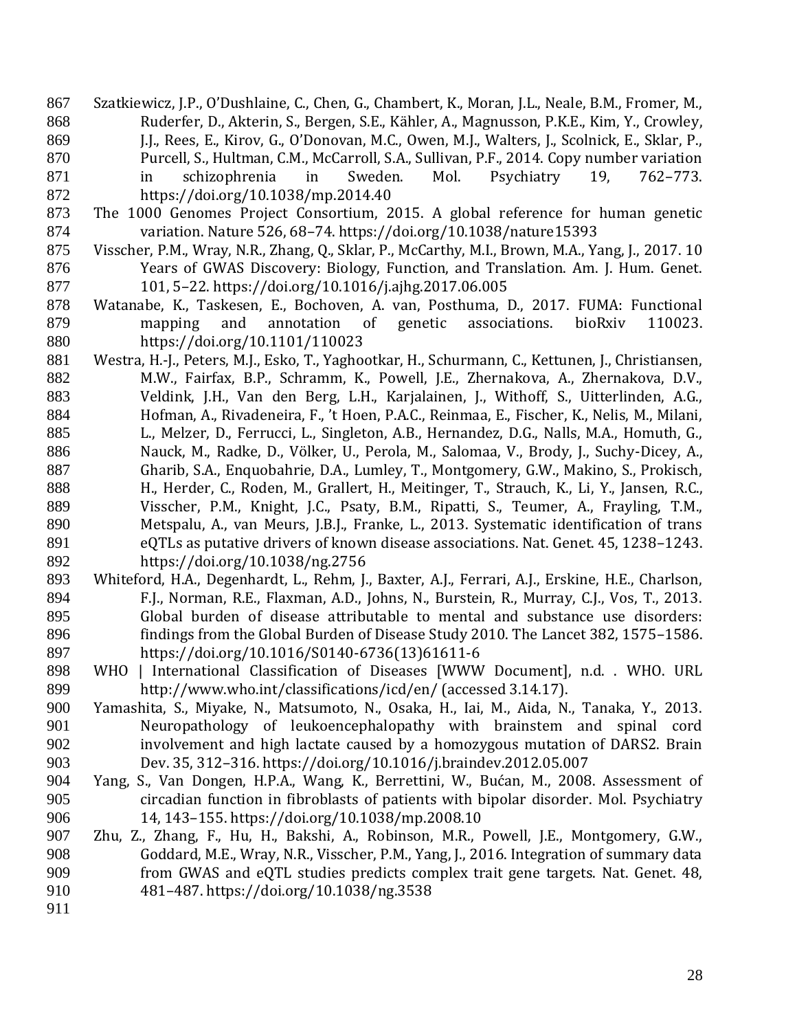Szatkiewicz, J.P., O'Dushlaine, C., Chen, G., Chambert, K., Moran, J.L., Neale, B.M., Fromer, M., Ruderfer, D., Akterin, S., Bergen, S.E., Kähler, A., Magnusson, P.K.E., Kim, Y., Crowley, J.J., Rees, E., Kirov, G., O'Donovan, M.C., Owen, M.J., Walters, J., Scolnick, E., Sklar, P., Purcell, S., Hultman, C.M., McCarroll, S.A., Sullivan, P.F., 2014. Copy number variation in schizophrenia in Sweden. Mol. Psychiatry 19, 762–773. https://doi.org/10.1038/mp.2014.40

The 1000 Genomes Project Consortium, 2015. A global reference for human genetic variation. Nature 526, 68–74. https://doi.org/10.1038/nature15393

Visscher, P.M., Wray, N.R., Zhang, Q., Sklar, P., McCarthy, M.I., Brown, M.A., Yang, J., 2017. 10 Years of GWAS Discovery: Biology, Function, and Translation. Am. J. Hum. Genet. 101, 5–22. https://doi.org/10.1016/j.ajhg.2017.06.005

Watanabe, K., Taskesen, E., Bochoven, A. van, Posthuma, D., 2017. FUMA: Functional mapping and annotation of genetic associations. bioRxiv 110023. https://doi.org/10.1101/110023

Westra, H.-J., Peters, M.J., Esko, T., Yaghootkar, H., Schurmann, C., Kettunen, J., Christiansen, M.W., Fairfax, B.P., Schramm, K., Powell, J.E., Zhernakova, A., Zhernakova, D.V., Veldink, J.H., Van den Berg, L.H., Karjalainen, J., Withoff, S., Uitterlinden, A.G., Hofman, A., Rivadeneira, F., 't Hoen, P.A.C., Reinmaa, E., Fischer, K., Nelis, M., Milani, L., Melzer, D., Ferrucci, L., Singleton, A.B., Hernandez, D.G., Nalls, M.A., Homuth, G., Nauck, M., Radke, D., Völker, U., Perola, M., Salomaa, V., Brody, J., Suchy-Dicey, A., Gharib, S.A., Enquobahrie, D.A., Lumley, T., Montgomery, G.W., Makino, S., Prokisch, H., Herder, C., Roden, M., Grallert, H., Meitinger, T., Strauch, K., Li, Y., Jansen, R.C., Visscher, P.M., Knight, J.C., Psaty, B.M., Ripatti, S., Teumer, A., Frayling, T.M., Metspalu, A., van Meurs, J.B.J., Franke, L., 2013. Systematic identification of trans eQTLs as putative drivers of known disease associations. Nat. Genet. 45, 1238–1243. https://doi.org/10.1038/ng.2756

Whiteford, H.A., Degenhardt, L., Rehm, J., Baxter, A.J., Ferrari, A.J., Erskine, H.E., Charlson, F.J., Norman, R.E., Flaxman, A.D., Johns, N., Burstein, R., Murray, C.J., Vos, T., 2013. Global burden of disease attributable to mental and substance use disorders: findings from the Global Burden of Disease Study 2010. The Lancet 382, 1575–1586. https://doi.org/10.1016/S0140-6736(13)61611-6

WHO | International Classification of Diseases [WWW Document], n.d. . WHO. URL http://www.who.int/classifications/icd/en/ (accessed 3.14.17).

Yamashita, S., Miyake, N., Matsumoto, N., Osaka, H., Iai, M., Aida, N., Tanaka, Y., 2013. Neuropathology of leukoencephalopathy with brainstem and spinal cord involvement and high lactate caused by a homozygous mutation of DARS2. Brain Dev. 35, 312–316. https://doi.org/10.1016/j.braindev.2012.05.007

Yang, S., Van Dongen, H.P.A., Wang, K., Berrettini, W., Bućan, M., 2008. Assessment of circadian function in fibroblasts of patients with bipolar disorder. Mol. Psychiatry 14, 143–155. https://doi.org/10.1038/mp.2008.10

Zhu, Z., Zhang, F., Hu, H., Bakshi, A., Robinson, M.R., Powell, J.E., Montgomery, G.W., Goddard, M.E., Wray, N.R., Visscher, P.M., Yang, J., 2016. Integration of summary data from GWAS and eQTL studies predicts complex trait gene targets. Nat. Genet. 48, 481–487. https://doi.org/10.1038/ng.3538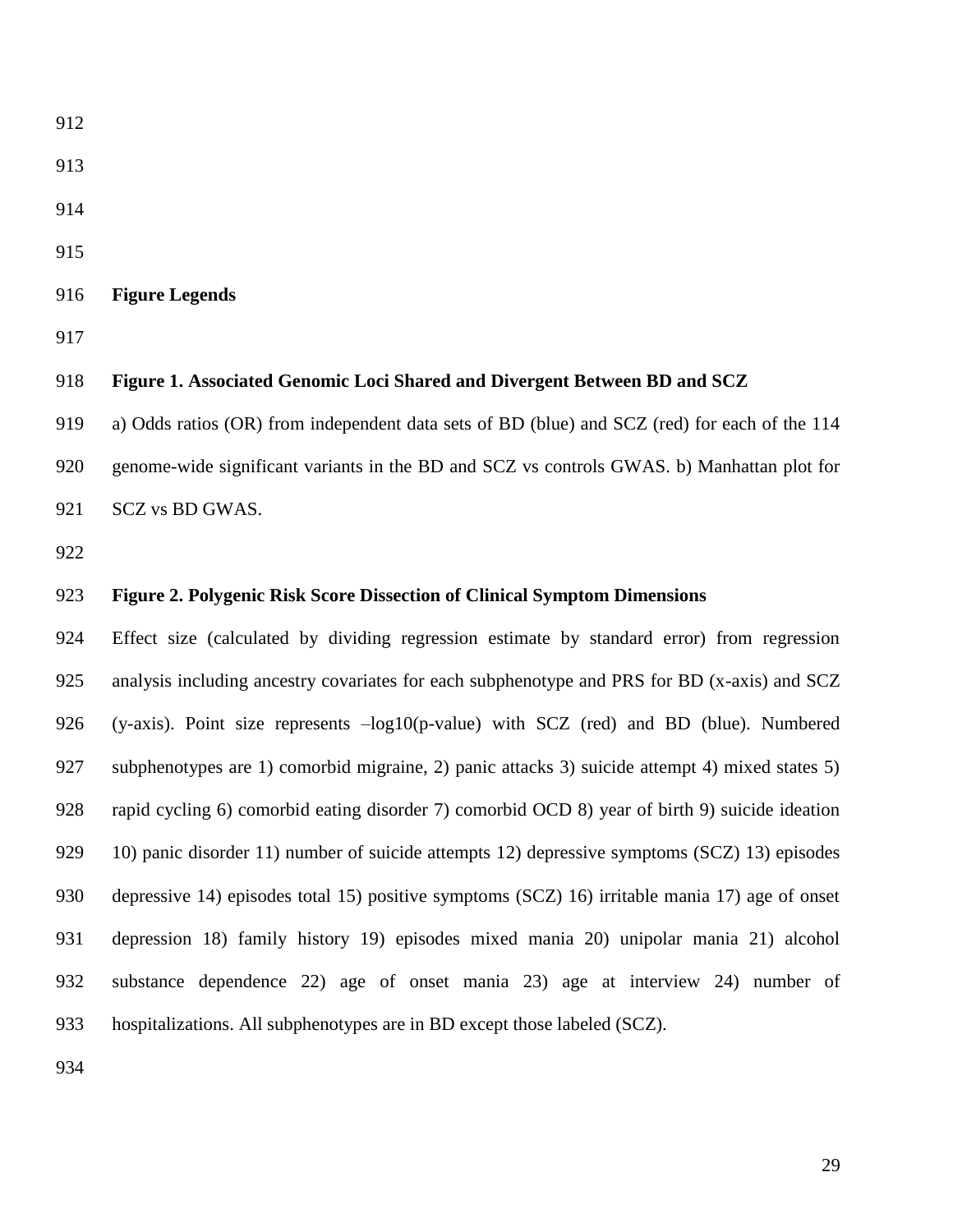## Figure Legends

**Figure 1. Associated Genomic Loci Shared and Divergent Between BD and SCZ**

a) Odds ratios (OR) from independent data sets of BD (blue) and SCZ (red) for each of the 114 genome-wide significant variants in the BD and SCZ vs controls GWAS. b) Manhattan plot for SCZ vs BD GWAS.

**Figure 2. Polygenic Risk Score Dissection of Clinical Symptom Dimensions**

Effect size (calculated by dividing regression estimate by standard error) from regression analysis including ancestry covariates for each subphenotype and PRS for BD (x-axis) and SCZ (y-axis). Point size represents –log10(p-value) with SCZ (red) and BD (blue). Numbered subphenotypes are 1) comorbid migraine, 2) panic attacks 3) suicide attempt 4) mixed states 5) rapid cycling 6) comorbid eating disorder 7) comorbid OCD 8) year of birth 9) suicide ideation 10) panic disorder 11) number of suicide attempts 12) depressive symptoms (SCZ) 13) episodes depressive 14) episodes total 15) positive symptoms (SCZ) 16) irritable mania 17) age of onset depression 18) family history 19) episodes mixed mania 20) unipolar mania 21) alcohol substance dependence 22) age of onset mania 23) age at interview 24) number of hospitalizations. All subphenotypes are in BD except those labeled (SCZ).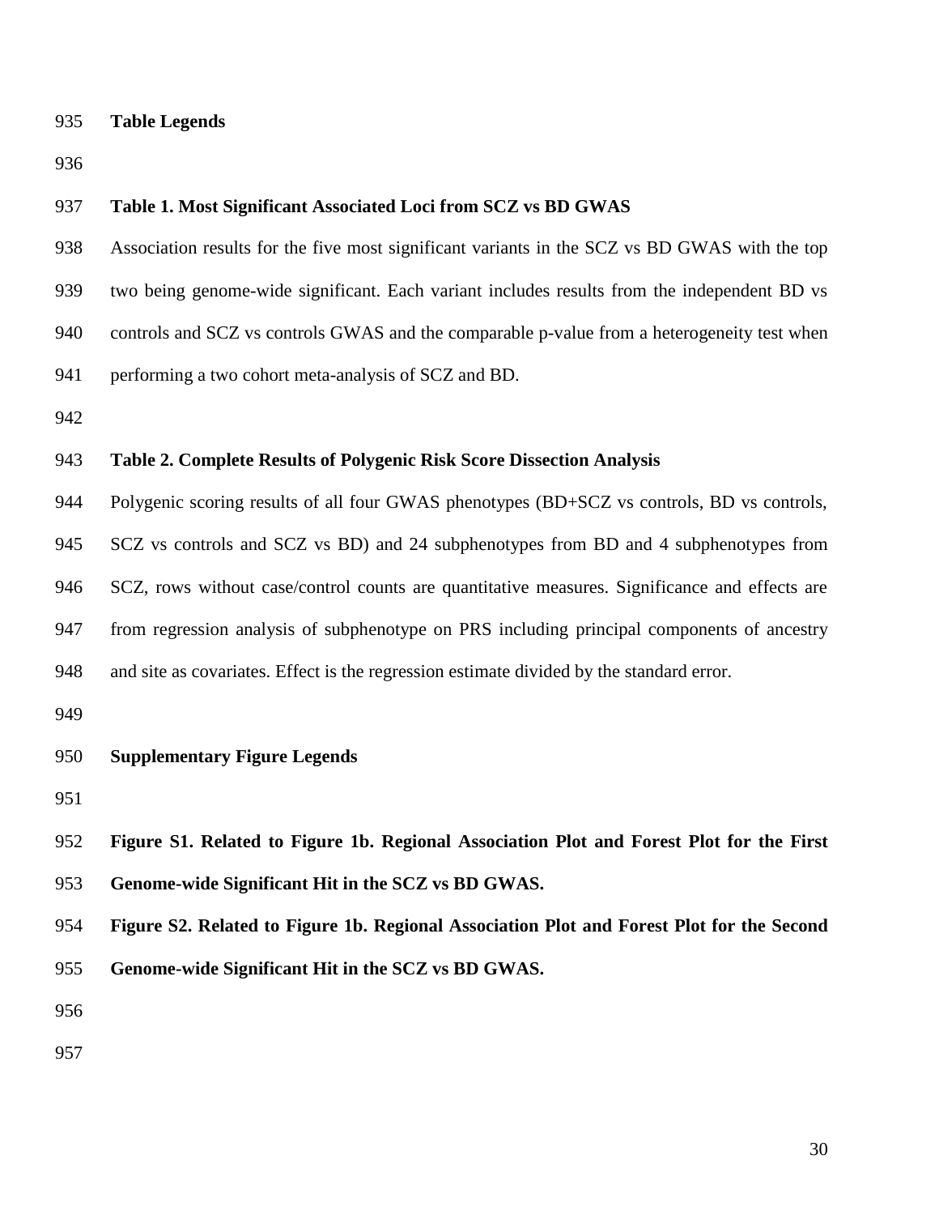## Table Legends

**Table 1. Most Significant Associated Loci from SCZ vs BD GWAS**

Association results for the five most significant variants in the SCZ vs BD GWAS with the top two being genome-wide significant. Each variant includes results from the independent BD vs controls and SCZ vs controls GWAS and the comparable p-value from a heterogeneity test when performing a two cohort meta-analysis of SCZ and BD.

**Table 2. Complete Results of Polygenic Risk Score Dissection Analysis**

Polygenic scoring results of all four GWAS phenotypes (BD+SCZ vs controls, BD vs controls, SCZ vs controls and SCZ vs BD) and 24 subphenotypes from BD and 4 subphenotypes from SCZ, rows without case/control counts are quantitative measures. Significance and effects are from regression analysis of subphenotype on PRS including principal components of ancestry and site as covariates. Effect is the regression estimate divided by the standard error.

## Supplementary Figure Legends

**Figure S1. Related to Figure 1b. Regional Association Plot and Forest Plot for the First Genome-wide Significant Hit in the SCZ vs BD GWAS.**

**Figure S2. Related to Figure 1b. Regional Association Plot and Forest Plot for the Second Genome-wide Significant Hit in the SCZ vs BD GWAS.**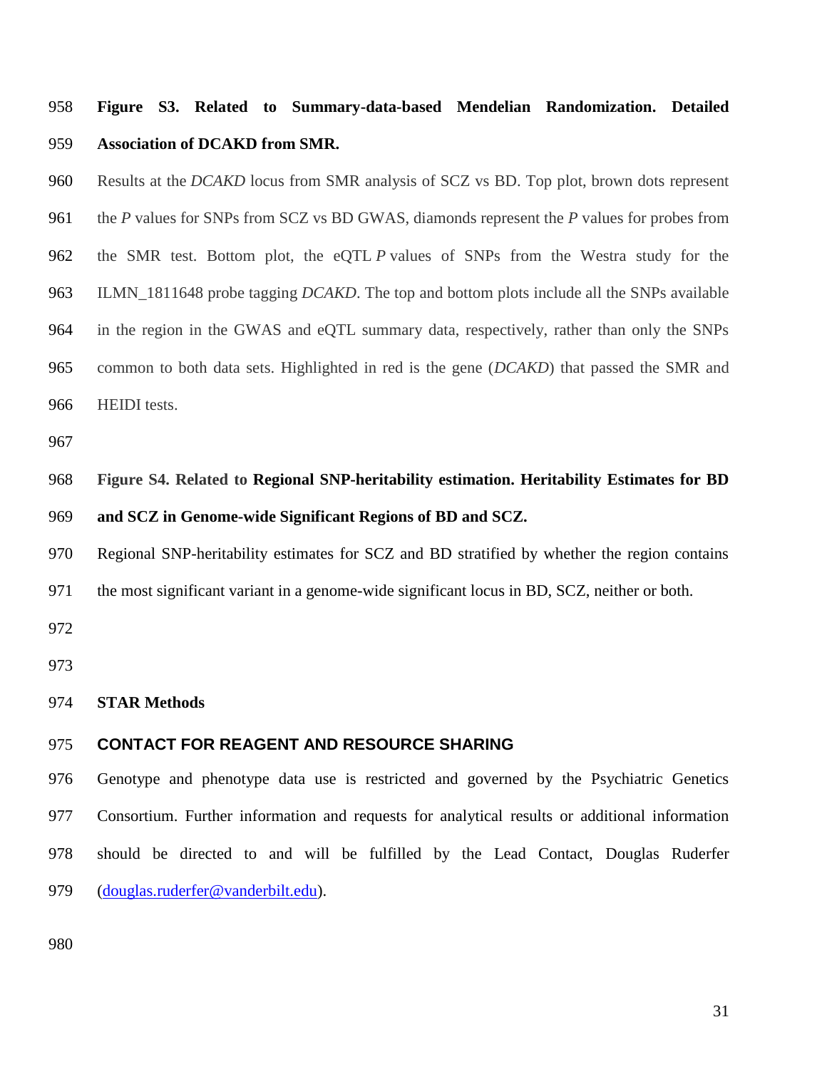**Figure S3. Related to Summary-data-based Mendelian Randomization. Detailed Association of DCAKD from SMR.**

Results at the *DCAKD* locus from SMR analysis of SCZ vs BD. Top plot, brown dots represent the *P* values for SNPs from SCZ vs BD GWAS, diamonds represent the *P* values for probes from the SMR test. Bottom plot, the eQTL *P* values of SNPs from the Westra study for the ILMN_1811648 probe tagging *DCAKD*. The top and bottom plots include all the SNPs available in the region in the GWAS and eQTL summary data, respectively, rather than only the SNPs common to both data sets. Highlighted in red is the gene (*DCAKD*) that passed the SMR and HEIDI tests.

**Figure S4. Related to Regional SNP-heritability estimation. Heritability Estimates for BD and SCZ in Genome-wide Significant Regions of BD and SCZ.**

Regional SNP-heritability estimates for SCZ and BD stratified by whether the region contains the most significant variant in a genome-wide significant locus in BD, SCZ, neither or both.

## STAR Methods

### CONTACT FOR REAGENT AND RESOURCE SHARING

Genotype and phenotype data use is restricted and governed by the Psychiatric Genetics Consortium. Further information and requests for analytical results or additional information should be directed to and will be fulfilled by the Lead Contact, Douglas Ruderfer (douglas.ruderfer@vanderbilt.edu).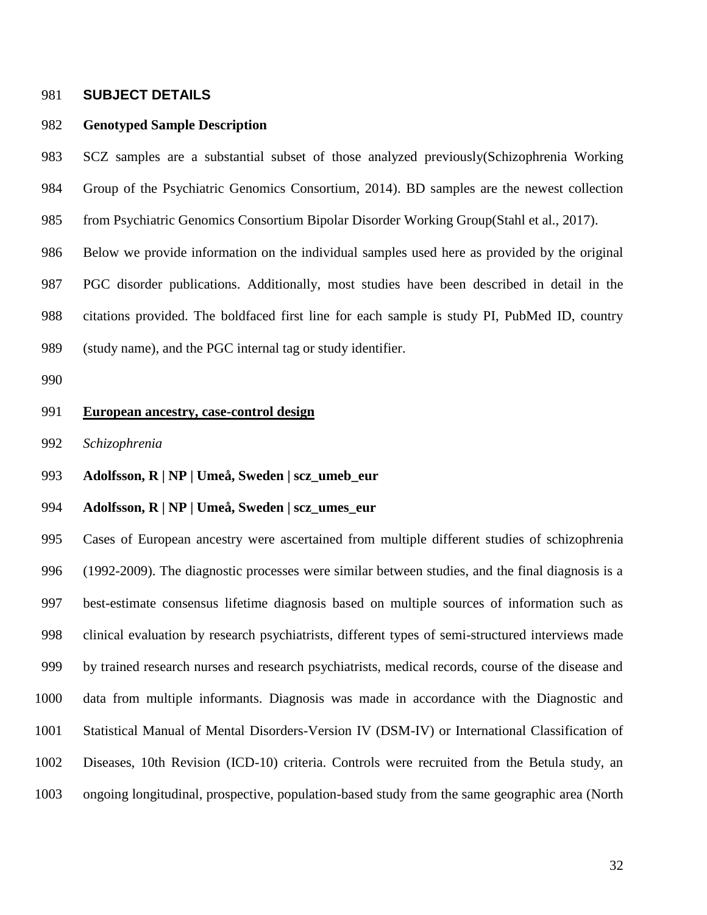## SUBJECT DETAILS

### Genotyped Sample Description

SCZ samples are a substantial subset of those analyzed previously(Schizophrenia Working Group of the Psychiatric Genomics Consortium, 2014). BD samples are the newest collection from Psychiatric Genomics Consortium Bipolar Disorder Working Group(Stahl et al., 2017). Below we provide information on the individual samples used here as provided by the original PGC disorder publications. Additionally, most studies have been described in detail in the citations provided. The boldfaced first line for each sample is study PI, PubMed ID, country (study name), and the PGC internal tag or study identifier.

**European ancestry, case-control design**

*Schizophrenia*

**Adolfsson, R | NP | Umeå, Sweden | scz_umeb_eur**

**Adolfsson, R | NP | Umeå, Sweden | scz_umes_eur**

Cases of European ancestry were ascertained from multiple different studies of schizophrenia (1992-2009). The diagnostic processes were similar between studies, and the final diagnosis is a best-estimate consensus lifetime diagnosis based on multiple sources of information such as clinical evaluation by research psychiatrists, different types of semi-structured interviews made by trained research nurses and research psychiatrists, medical records, course of the disease and data from multiple informants. Diagnosis was made in accordance with the Diagnostic and Statistical Manual of Mental Disorders-Version IV (DSM-IV) or International Classification of Diseases, 10th Revision (ICD-10) criteria. Controls were recruited from the Betula study, an ongoing longitudinal, prospective, population-based study from the same geographic area (North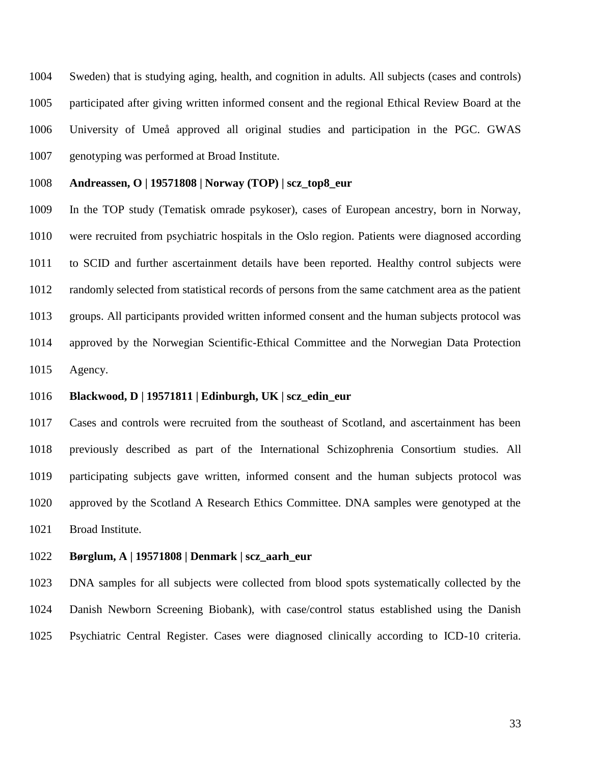Sweden) that is studying aging, health, and cognition in adults. All subjects (cases and controls) participated after giving written informed consent and the regional Ethical Review Board at the University of Umeå approved all original studies and participation in the PGC. GWAS genotyping was performed at Broad Institute.

**Andreassen, O | 19571808 | Norway (TOP) | scz_top8_eur**

In the TOP study (Tematisk omrade psykoser), cases of European ancestry, born in Norway, were recruited from psychiatric hospitals in the Oslo region. Patients were diagnosed according to SCID and further ascertainment details have been reported. Healthy control subjects were randomly selected from statistical records of persons from the same catchment area as the patient groups. All participants provided written informed consent and the human subjects protocol was approved by the Norwegian Scientific-Ethical Committee and the Norwegian Data Protection Agency.

**Blackwood, D | 19571811 | Edinburgh, UK | scz_edin_eur**

Cases and controls were recruited from the southeast of Scotland, and ascertainment has been previously described as part of the International Schizophrenia Consortium studies. All participating subjects gave written, informed consent and the human subjects protocol was approved by the Scotland A Research Ethics Committee. DNA samples were genotyped at the Broad Institute.

**Børglum, A | 19571808 | Denmark | scz_aarh_eur**

DNA samples for all subjects were collected from blood spots systematically collected by the Danish Newborn Screening Biobank), with case/control status established using the Danish Psychiatric Central Register. Cases were diagnosed clinically according to ICD-10 criteria.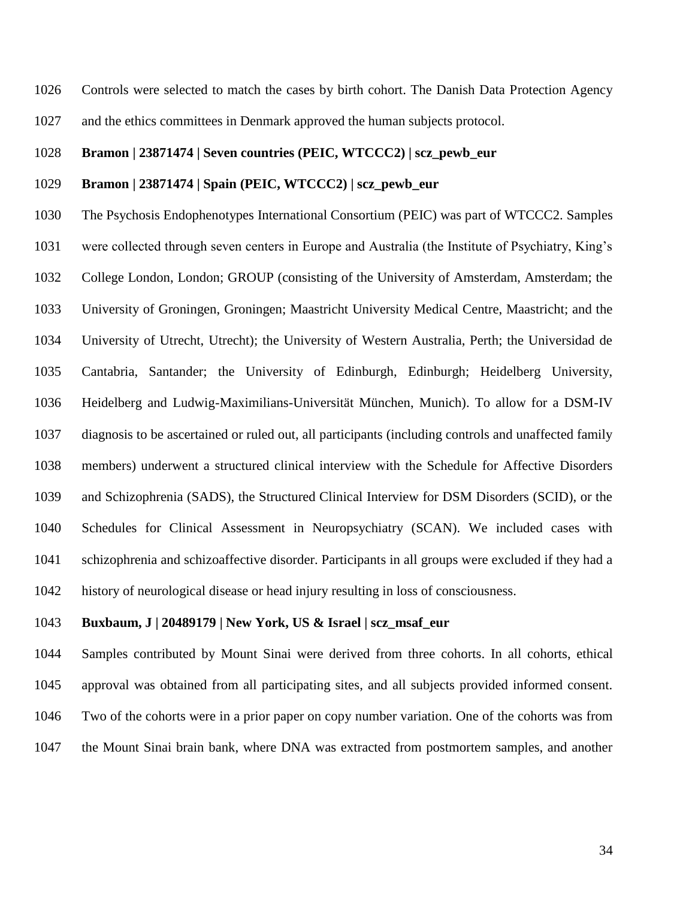Controls were selected to match the cases by birth cohort. The Danish Data Protection Agency and the ethics committees in Denmark approved the human subjects protocol.

**Bramon | 23871474 | Seven countries (PEIC, WTCCC2) | scz_pewb_eur**

**Bramon | 23871474 | Spain (PEIC, WTCCC2) | scz_pewb_eur**

The Psychosis Endophenotypes International Consortium (PEIC) was part of WTCCC2. Samples were collected through seven centers in Europe and Australia (the Institute of Psychiatry, King's College London, London; GROUP (consisting of the University of Amsterdam, Amsterdam; the University of Groningen, Groningen; Maastricht University Medical Centre, Maastricht; and the University of Utrecht, Utrecht); the University of Western Australia, Perth; the Universidad de Cantabria, Santander; the University of Edinburgh, Edinburgh; Heidelberg University, Heidelberg and Ludwig-Maximilians-Universität München, Munich). To allow for a DSM-IV diagnosis to be ascertained or ruled out, all participants (including controls and unaffected family members) underwent a structured clinical interview with the Schedule for Affective Disorders and Schizophrenia (SADS), the Structured Clinical Interview for DSM Disorders (SCID), or the Schedules for Clinical Assessment in Neuropsychiatry (SCAN). We included cases with schizophrenia and schizoaffective disorder. Participants in all groups were excluded if they had a history of neurological disease or head injury resulting in loss of consciousness.

**Buxbaum, J | 20489179 | New York, US & Israel | scz_msaf_eur**

Samples contributed by Mount Sinai were derived from three cohorts. In all cohorts, ethical approval was obtained from all participating sites, and all subjects provided informed consent. Two of the cohorts were in a prior paper on copy number variation. One of the cohorts was from the Mount Sinai brain bank, where DNA was extracted from postmortem samples, and another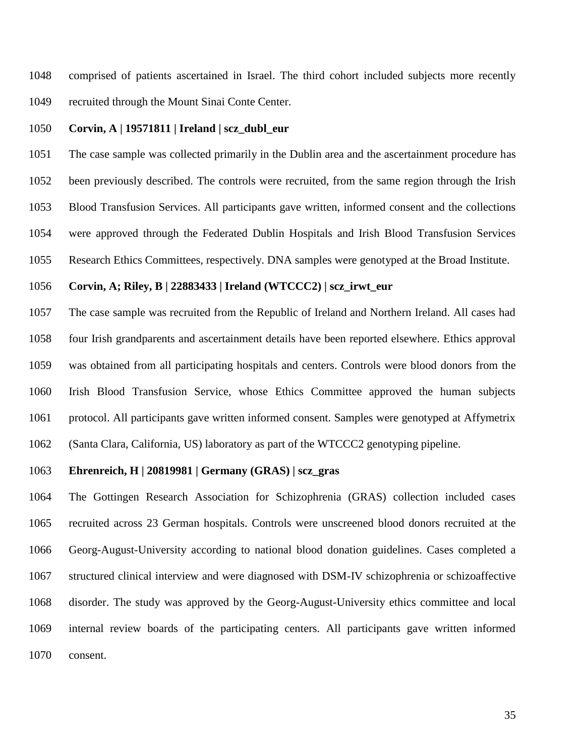comprised of patients ascertained in Israel. The third cohort included subjects more recently recruited through the Mount Sinai Conte Center.

**Corvin, A | 19571811 | Ireland | scz_dubl_eur**

The case sample was collected primarily in the Dublin area and the ascertainment procedure has been previously described. The controls were recruited, from the same region through the Irish Blood Transfusion Services. All participants gave written, informed consent and the collections were approved through the Federated Dublin Hospitals and Irish Blood Transfusion Services Research Ethics Committees, respectively. DNA samples were genotyped at the Broad Institute.

**Corvin, A; Riley, B | 22883433 | Ireland (WTCCC2) | scz_irwt_eur**

The case sample was recruited from the Republic of Ireland and Northern Ireland. All cases had four Irish grandparents and ascertainment details have been reported elsewhere. Ethics approval was obtained from all participating hospitals and centers. Controls were blood donors from the Irish Blood Transfusion Service, whose Ethics Committee approved the human subjects protocol. All participants gave written informed consent. Samples were genotyped at Affymetrix (Santa Clara, California, US) laboratory as part of the WTCCC2 genotyping pipeline.

**Ehrenreich, H | 20819981 | Germany (GRAS) | scz_gras**

The Gottingen Research Association for Schizophrenia (GRAS) collection included cases recruited across 23 German hospitals. Controls were unscreened blood donors recruited at the Georg-August-University according to national blood donation guidelines. Cases completed a structured clinical interview and were diagnosed with DSM-IV schizophrenia or schizoaffective disorder. The study was approved by the Georg-August-University ethics committee and local internal review boards of the participating centers. All participants gave written informed consent.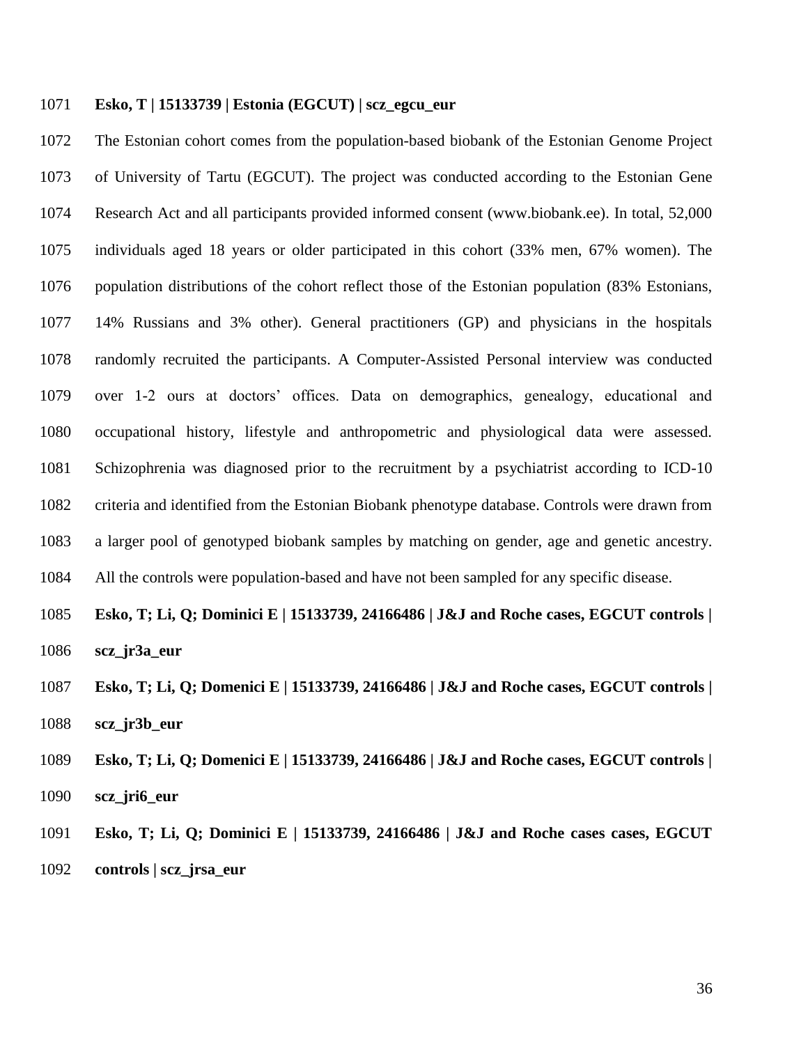**Esko, T | 15133739 | Estonia (EGCUT) | scz_egcu_eur**

The Estonian cohort comes from the population-based biobank of the Estonian Genome Project of University of Tartu (EGCUT). The project was conducted according to the Estonian Gene Research Act and all participants provided informed consent (www.biobank.ee). In total, 52,000 individuals aged 18 years or older participated in this cohort (33% men, 67% women). The population distributions of the cohort reflect those of the Estonian population (83% Estonians, 14% Russians and 3% other). General practitioners (GP) and physicians in the hospitals randomly recruited the participants. A Computer-Assisted Personal interview was conducted over 1-2 ours at doctors' offices. Data on demographics, genealogy, educational and occupational history, lifestyle and anthropometric and physiological data were assessed. Schizophrenia was diagnosed prior to the recruitment by a psychiatrist according to ICD-10 criteria and identified from the Estonian Biobank phenotype database. Controls were drawn from a larger pool of genotyped biobank samples by matching on gender, age and genetic ancestry. All the controls were population-based and have not been sampled for any specific disease.

**Esko, T; Li, Q; Dominici E | 15133739, 24166486 | J&J and Roche cases, EGCUT controls | scz_jr3a_eur**

**Esko, T; Li, Q; Domenici E | 15133739, 24166486 | J&J and Roche cases, EGCUT controls | scz_jr3b_eur**

**Esko, T; Li, Q; Domenici E | 15133739, 24166486 | J&J and Roche cases, EGCUT controls | scz_jri6_eur**

**Esko, T; Li, Q; Dominici E | 15133739, 24166486 | J&J and Roche cases cases, EGCUT controls | scz_jrsa_eur**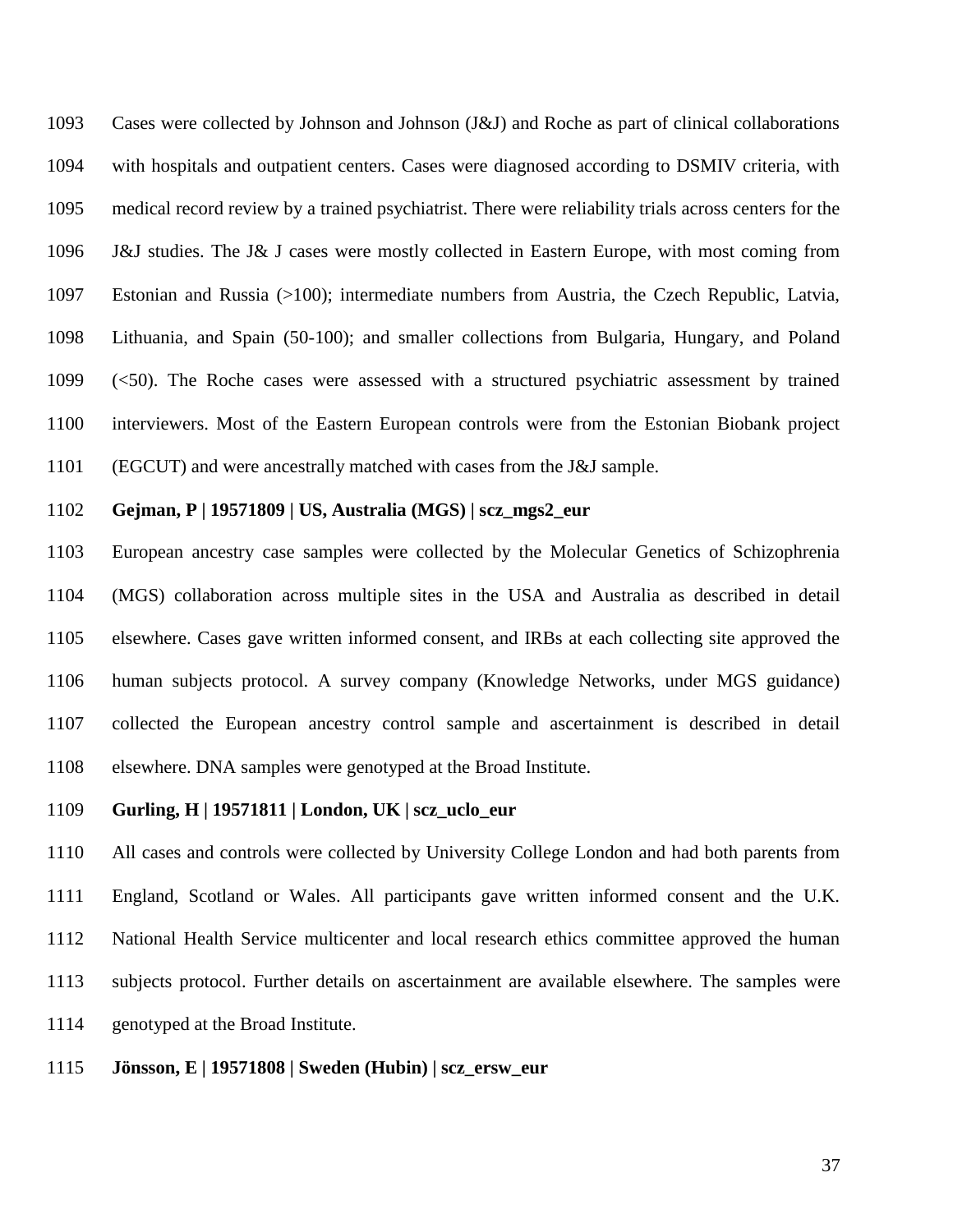Cases were collected by Johnson and Johnson (J&J) and Roche as part of clinical collaborations with hospitals and outpatient centers. Cases were diagnosed according to DSMIV criteria, with medical record review by a trained psychiatrist. There were reliability trials across centers for the J&J studies. The J& J cases were mostly collected in Eastern Europe, with most coming from Estonian and Russia (>100); intermediate numbers from Austria, the Czech Republic, Latvia, Lithuania, and Spain (50-100); and smaller collections from Bulgaria, Hungary, and Poland (<50). The Roche cases were assessed with a structured psychiatric assessment by trained interviewers. Most of the Eastern European controls were from the Estonian Biobank project (EGCUT) and were ancestrally matched with cases from the J&J sample.

**Gejman, P | 19571809 | US, Australia (MGS) | scz_mgs2_eur**

European ancestry case samples were collected by the Molecular Genetics of Schizophrenia (MGS) collaboration across multiple sites in the USA and Australia as described in detail elsewhere. Cases gave written informed consent, and IRBs at each collecting site approved the human subjects protocol. A survey company (Knowledge Networks, under MGS guidance) collected the European ancestry control sample and ascertainment is described in detail elsewhere. DNA samples were genotyped at the Broad Institute.

**Gurling, H | 19571811 | London, UK | scz_uclo_eur**

All cases and controls were collected by University College London and had both parents from England, Scotland or Wales. All participants gave written informed consent and the U.K. National Health Service multicenter and local research ethics committee approved the human subjects protocol. Further details on ascertainment are available elsewhere. The samples were genotyped at the Broad Institute.

**Jönsson, E | 19571808 | Sweden (Hubin) | scz_ersw_eur**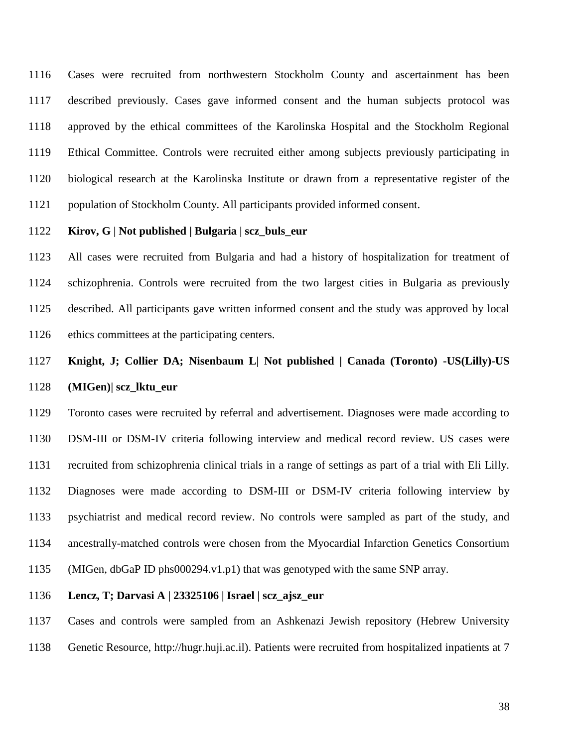Cases were recruited from northwestern Stockholm County and ascertainment has been described previously. Cases gave informed consent and the human subjects protocol was approved by the ethical committees of the Karolinska Hospital and the Stockholm Regional Ethical Committee. Controls were recruited either among subjects previously participating in biological research at the Karolinska Institute or drawn from a representative register of the population of Stockholm County. All participants provided informed consent.

**Kirov, G | Not published | Bulgaria | scz_buls_eur**

All cases were recruited from Bulgaria and had a history of hospitalization for treatment of schizophrenia. Controls were recruited from the two largest cities in Bulgaria as previously described. All participants gave written informed consent and the study was approved by local ethics committees at the participating centers.

**Knight, J; Collier DA; Nisenbaum L| Not published | Canada (Toronto) -US(Lilly)-US (MIGen)| scz_lktu_eur**

Toronto cases were recruited by referral and advertisement. Diagnoses were made according to DSM-III or DSM-IV criteria following interview and medical record review. US cases were recruited from schizophrenia clinical trials in a range of settings as part of a trial with Eli Lilly. Diagnoses were made according to DSM-III or DSM-IV criteria following interview by psychiatrist and medical record review. No controls were sampled as part of the study, and ancestrally-matched controls were chosen from the Myocardial Infarction Genetics Consortium (MIGen, dbGaP ID phs000294.v1.p1) that was genotyped with the same SNP array.

**Lencz, T; Darvasi A | 23325106 | Israel | scz_ajsz_eur**

Cases and controls were sampled from an Ashkenazi Jewish repository (Hebrew University Genetic Resource, http://hugr.huji.ac.il). Patients were recruited from hospitalized inpatients at 7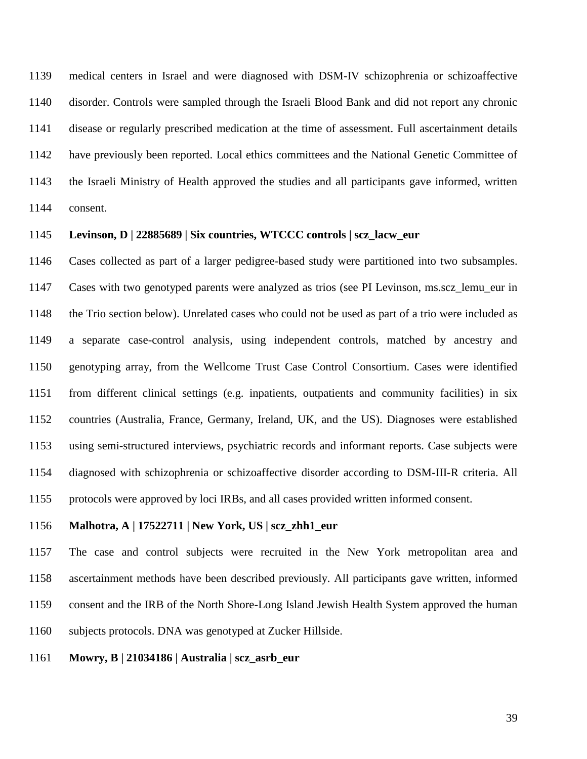medical centers in Israel and were diagnosed with DSM-IV schizophrenia or schizoaffective disorder. Controls were sampled through the Israeli Blood Bank and did not report any chronic disease or regularly prescribed medication at the time of assessment. Full ascertainment details have previously been reported. Local ethics committees and the National Genetic Committee of the Israeli Ministry of Health approved the studies and all participants gave informed, written consent.

**Levinson, D | 22885689 | Six countries, WTCCC controls | scz_lacw_eur**

Cases collected as part of a larger pedigree-based study were partitioned into two subsamples. Cases with two genotyped parents were analyzed as trios (see PI Levinson, ms.scz_lemu_eur in the Trio section below). Unrelated cases who could not be used as part of a trio were included as a separate case-control analysis, using independent controls, matched by ancestry and genotyping array, from the Wellcome Trust Case Control Consortium. Cases were identified from different clinical settings (e.g. inpatients, outpatients and community facilities) in six countries (Australia, France, Germany, Ireland, UK, and the US). Diagnoses were established using semi-structured interviews, psychiatric records and informant reports. Case subjects were diagnosed with schizophrenia or schizoaffective disorder according to DSM-III-R criteria. All protocols were approved by loci IRBs, and all cases provided written informed consent.

**Malhotra, A | 17522711 | New York, US | scz_zhh1_eur**

The case and control subjects were recruited in the New York metropolitan area and ascertainment methods have been described previously. All participants gave written, informed consent and the IRB of the North Shore-Long Island Jewish Health System approved the human subjects protocols. DNA was genotyped at Zucker Hillside.

**Mowry, B | 21034186 | Australia | scz_asrb_eur**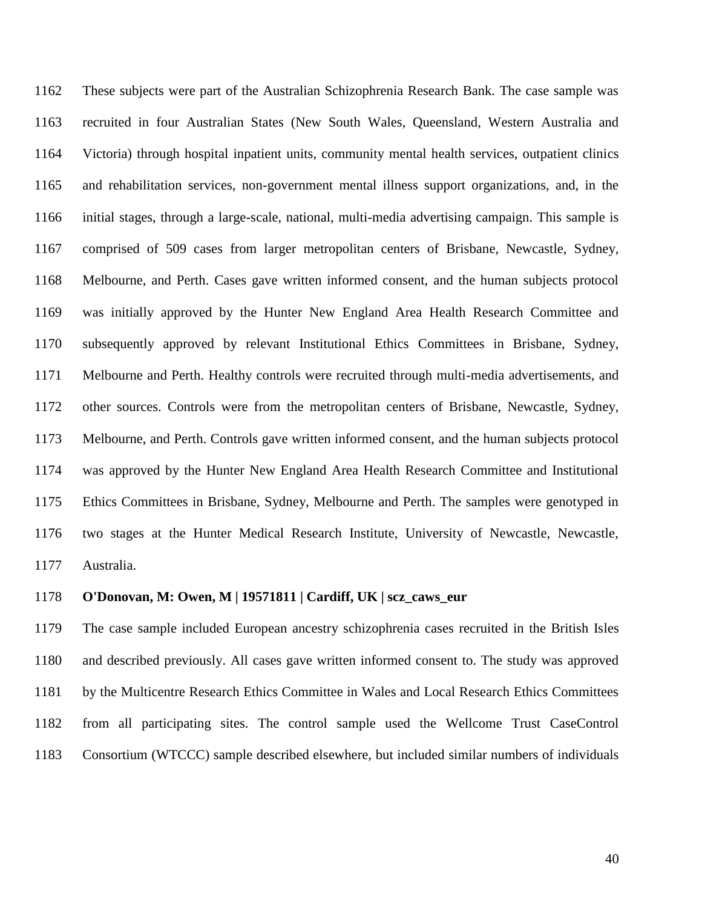These subjects were part of the Australian Schizophrenia Research Bank. The case sample was recruited in four Australian States (New South Wales, Queensland, Western Australia and Victoria) through hospital inpatient units, community mental health services, outpatient clinics and rehabilitation services, non-government mental illness support organizations, and, in the initial stages, through a large-scale, national, multi-media advertising campaign. This sample is comprised of 509 cases from larger metropolitan centers of Brisbane, Newcastle, Sydney, Melbourne, and Perth. Cases gave written informed consent, and the human subjects protocol was initially approved by the Hunter New England Area Health Research Committee and subsequently approved by relevant Institutional Ethics Committees in Brisbane, Sydney, Melbourne and Perth. Healthy controls were recruited through multi-media advertisements, and other sources. Controls were from the metropolitan centers of Brisbane, Newcastle, Sydney, Melbourne, and Perth. Controls gave written informed consent, and the human subjects protocol was approved by the Hunter New England Area Health Research Committee and Institutional Ethics Committees in Brisbane, Sydney, Melbourne and Perth. The samples were genotyped in two stages at the Hunter Medical Research Institute, University of Newcastle, Newcastle, Australia.

**O'Donovan, M: Owen, M | 19571811 | Cardiff, UK | scz_caws_eur**

The case sample included European ancestry schizophrenia cases recruited in the British Isles and described previously. All cases gave written informed consent to. The study was approved by the Multicentre Research Ethics Committee in Wales and Local Research Ethics Committees from all participating sites. The control sample used the Wellcome Trust CaseControl Consortium (WTCCC) sample described elsewhere, but included similar numbers of individuals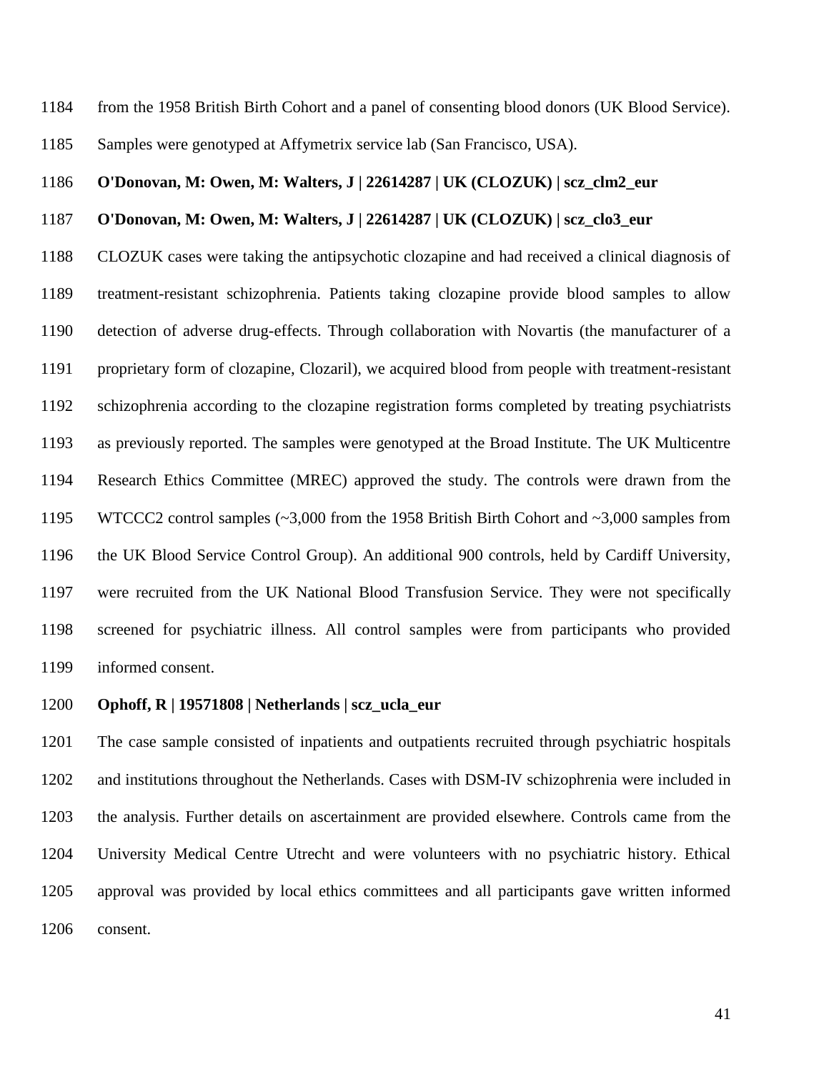from the 1958 British Birth Cohort and a panel of consenting blood donors (UK Blood Service). Samples were genotyped at Affymetrix service lab (San Francisco, USA).

**O'Donovan, M: Owen, M: Walters, J | 22614287 | UK (CLOZUK) | scz_clm2_eur**

**O'Donovan, M: Owen, M: Walters, J | 22614287 | UK (CLOZUK) | scz_clo3_eur**

CLOZUK cases were taking the antipsychotic clozapine and had received a clinical diagnosis of treatment-resistant schizophrenia. Patients taking clozapine provide blood samples to allow detection of adverse drug-effects. Through collaboration with Novartis (the manufacturer of a proprietary form of clozapine, Clozaril), we acquired blood from people with treatment-resistant schizophrenia according to the clozapine registration forms completed by treating psychiatrists as previously reported. The samples were genotyped at the Broad Institute. The UK Multicentre Research Ethics Committee (MREC) approved the study. The controls were drawn from the WTCCC2 control samples (~3,000 from the 1958 British Birth Cohort and ~3,000 samples from the UK Blood Service Control Group). An additional 900 controls, held by Cardiff University, were recruited from the UK National Blood Transfusion Service. They were not specifically screened for psychiatric illness. All control samples were from participants who provided informed consent.

**Ophoff, R | 19571808 | Netherlands | scz_ucla_eur**

The case sample consisted of inpatients and outpatients recruited through psychiatric hospitals and institutions throughout the Netherlands. Cases with DSM-IV schizophrenia were included in the analysis. Further details on ascertainment are provided elsewhere. Controls came from the University Medical Centre Utrecht and were volunteers with no psychiatric history. Ethical approval was provided by local ethics committees and all participants gave written informed consent.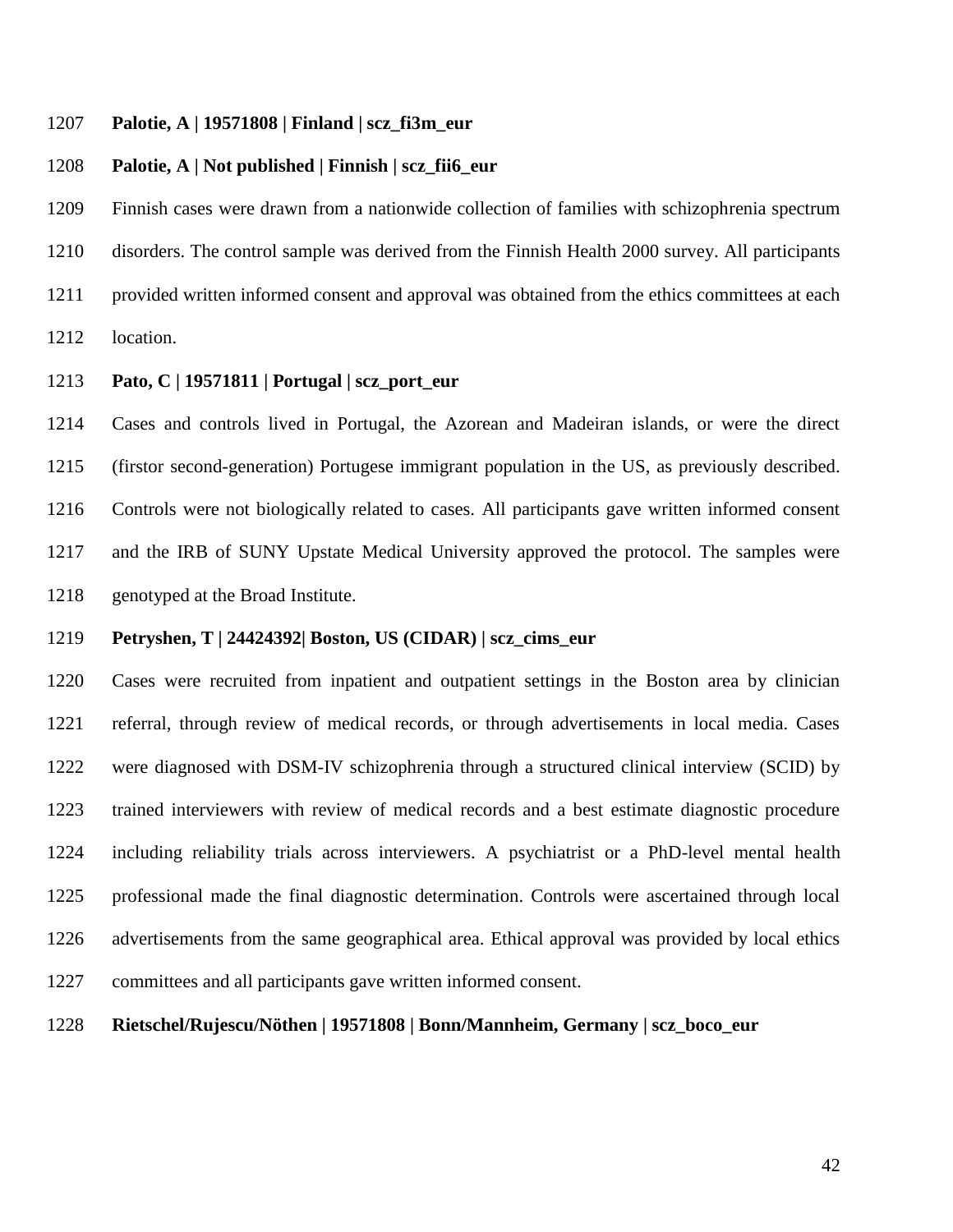**Palotie, A | 19571808 | Finland | scz_fi3m_eur**

**Palotie, A | Not published | Finnish | scz_fii6_eur**

Finnish cases were drawn from a nationwide collection of families with schizophrenia spectrum disorders. The control sample was derived from the Finnish Health 2000 survey. All participants provided written informed consent and approval was obtained from the ethics committees at each location.

**Pato, C | 19571811 | Portugal | scz_port_eur**

Cases and controls lived in Portugal, the Azorean and Madeiran islands, or were the direct (firstor second-generation) Portugese immigrant population in the US, as previously described. Controls were not biologically related to cases. All participants gave written informed consent and the IRB of SUNY Upstate Medical University approved the protocol. The samples were genotyped at the Broad Institute.

**Petryshen, T | 24424392| Boston, US (CIDAR) | scz_cims_eur**

Cases were recruited from inpatient and outpatient settings in the Boston area by clinician referral, through review of medical records, or through advertisements in local media. Cases were diagnosed with DSM-IV schizophrenia through a structured clinical interview (SCID) by trained interviewers with review of medical records and a best estimate diagnostic procedure including reliability trials across interviewers. A psychiatrist or a PhD-level mental health professional made the final diagnostic determination. Controls were ascertained through local advertisements from the same geographical area. Ethical approval was provided by local ethics committees and all participants gave written informed consent.

**Rietschel/Rujescu/Nöthen | 19571808 | Bonn/Mannheim, Germany | scz_boco_eur**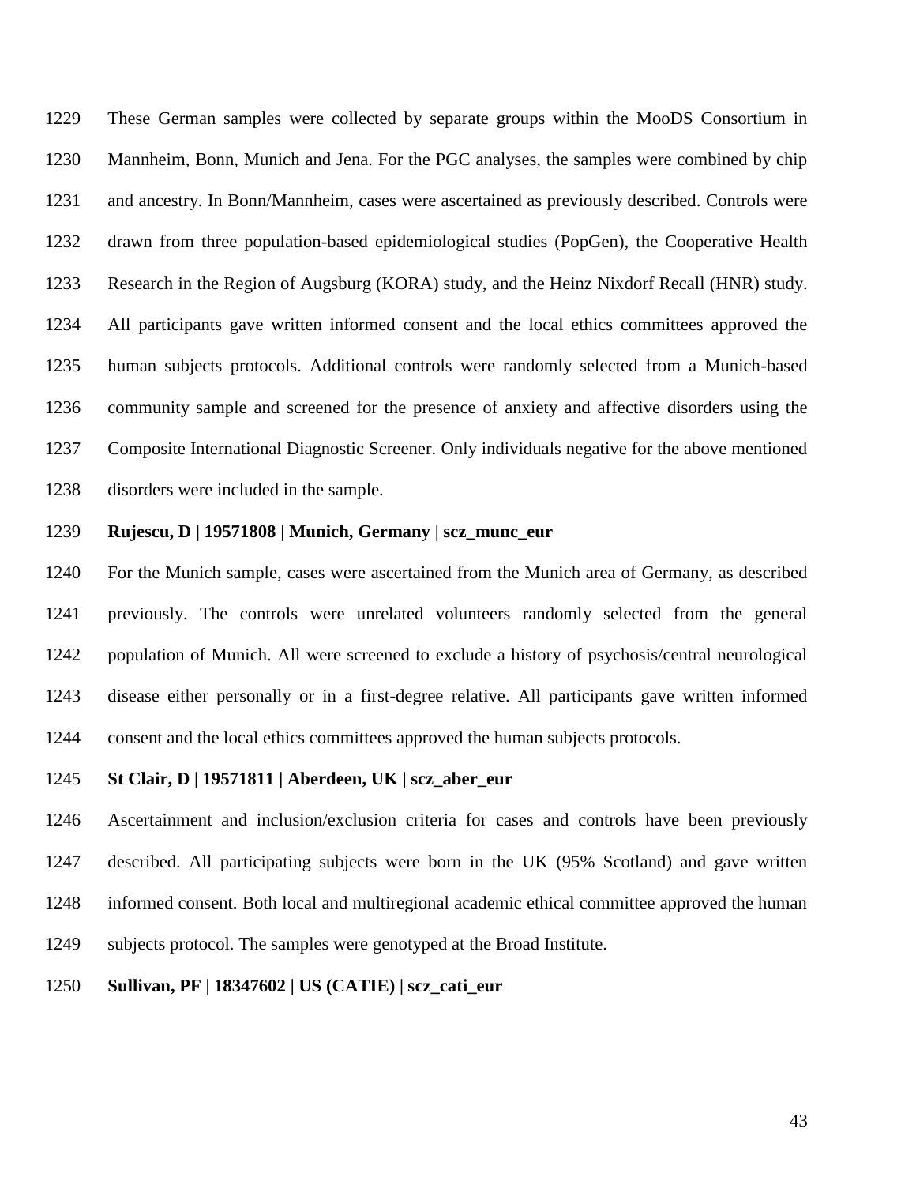These German samples were collected by separate groups within the MooDS Consortium in Mannheim, Bonn, Munich and Jena. For the PGC analyses, the samples were combined by chip and ancestry. In Bonn/Mannheim, cases were ascertained as previously described. Controls were drawn from three population-based epidemiological studies (PopGen), the Cooperative Health Research in the Region of Augsburg (KORA) study, and the Heinz Nixdorf Recall (HNR) study. All participants gave written informed consent and the local ethics committees approved the human subjects protocols. Additional controls were randomly selected from a Munich-based community sample and screened for the presence of anxiety and affective disorders using the Composite International Diagnostic Screener. Only individuals negative for the above mentioned disorders were included in the sample.

**Rujescu, D | 19571808 | Munich, Germany | scz_munc_eur**

For the Munich sample, cases were ascertained from the Munich area of Germany, as described previously. The controls were unrelated volunteers randomly selected from the general population of Munich. All were screened to exclude a history of psychosis/central neurological disease either personally or in a first-degree relative. All participants gave written informed consent and the local ethics committees approved the human subjects protocols.

**St Clair, D | 19571811 | Aberdeen, UK | scz_aber_eur**

Ascertainment and inclusion/exclusion criteria for cases and controls have been previously described. All participating subjects were born in the UK (95% Scotland) and gave written informed consent. Both local and multiregional academic ethical committee approved the human subjects protocol. The samples were genotyped at the Broad Institute.

**Sullivan, PF | 18347602 | US (CATIE) | scz_cati_eur**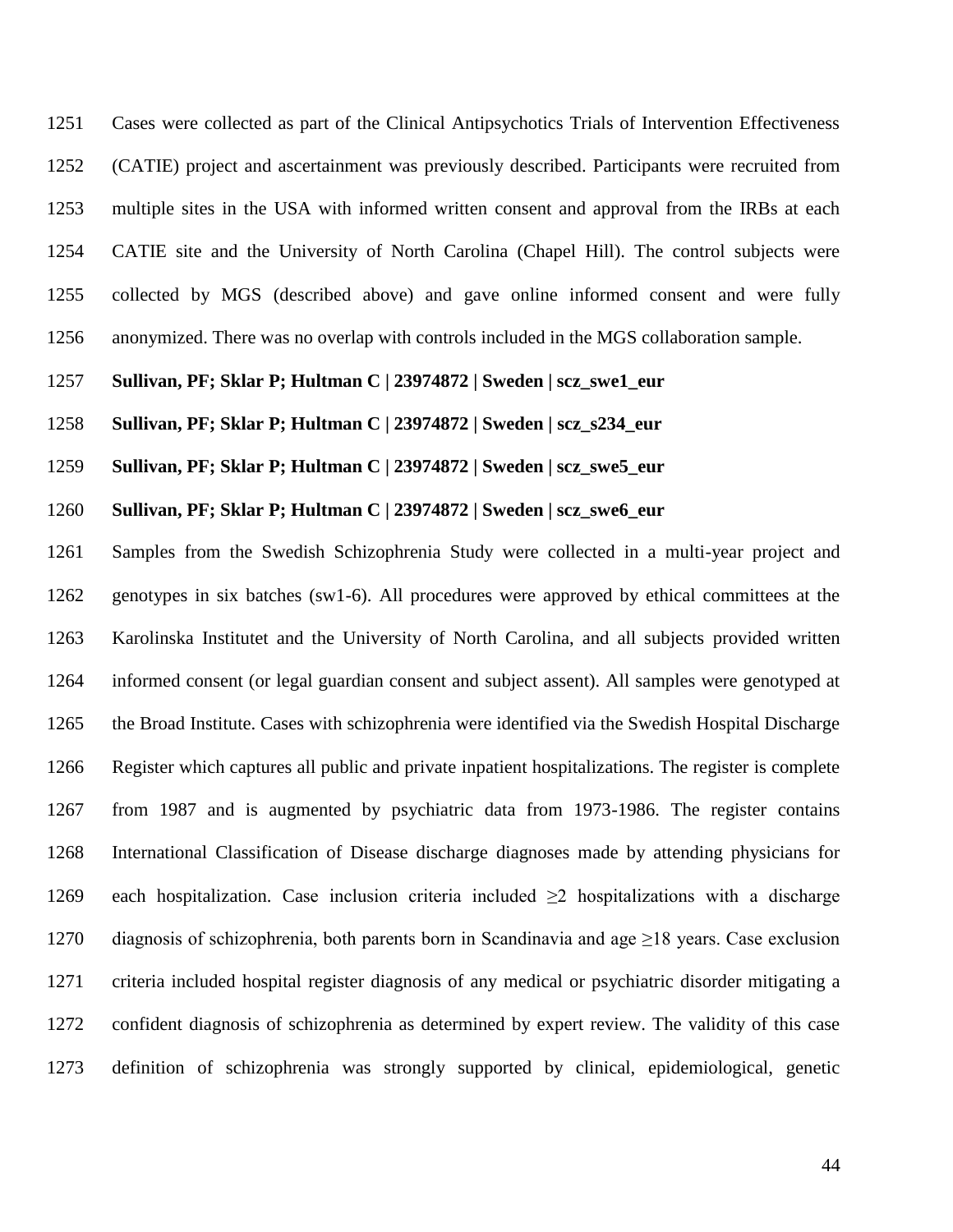Cases were collected as part of the Clinical Antipsychotics Trials of Intervention Effectiveness (CATIE) project and ascertainment was previously described. Participants were recruited from multiple sites in the USA with informed written consent and approval from the IRBs at each CATIE site and the University of North Carolina (Chapel Hill). The control subjects were collected by MGS (described above) and gave online informed consent and were fully anonymized. There was no overlap with controls included in the MGS collaboration sample.

**Sullivan, PF; Sklar P; Hultman C | 23974872 | Sweden | scz_swe1_eur**

**Sullivan, PF; Sklar P; Hultman C | 23974872 | Sweden | scz_s234_eur**

**Sullivan, PF; Sklar P; Hultman C | 23974872 | Sweden | scz_swe5_eur**

**Sullivan, PF; Sklar P; Hultman C | 23974872 | Sweden | scz_swe6_eur**

Samples from the Swedish Schizophrenia Study were collected in a multi-year project and genotypes in six batches (sw1-6). All procedures were approved by ethical committees at the Karolinska Institutet and the University of North Carolina, and all subjects provided written informed consent (or legal guardian consent and subject assent). All samples were genotyped at the Broad Institute. Cases with schizophrenia were identified via the Swedish Hospital Discharge Register which captures all public and private inpatient hospitalizations. The register is complete from 1987 and is augmented by psychiatric data from 1973-1986. The register contains International Classification of Disease discharge diagnoses made by attending physicians for each hospitalization. Case inclusion criteria included ≥2 hospitalizations with a discharge diagnosis of schizophrenia, both parents born in Scandinavia and age ≥18 years. Case exclusion criteria included hospital register diagnosis of any medical or psychiatric disorder mitigating a confident diagnosis of schizophrenia as determined by expert review. The validity of this case definition of schizophrenia was strongly supported by clinical, epidemiological, genetic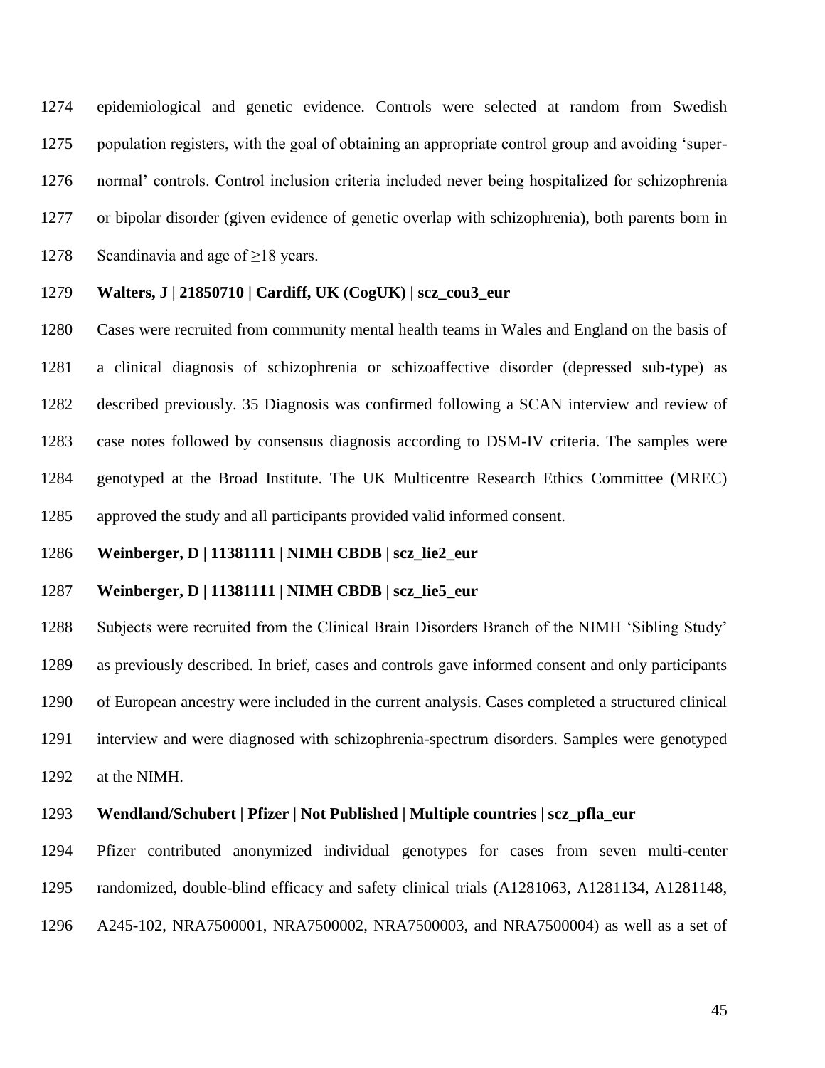epidemiological and genetic evidence. Controls were selected at random from Swedish population registers, with the goal of obtaining an appropriate control group and avoiding 'super-normal' controls. Control inclusion criteria included never being hospitalized for schizophrenia or bipolar disorder (given evidence of genetic overlap with schizophrenia), both parents born in Scandinavia and age of ≥18 years.

**Walters, J | 21850710 | Cardiff, UK (CogUK) | scz_cou3_eur**

Cases were recruited from community mental health teams in Wales and England on the basis of a clinical diagnosis of schizophrenia or schizoaffective disorder (depressed sub-type) as described previously. 35 Diagnosis was confirmed following a SCAN interview and review of case notes followed by consensus diagnosis according to DSM-IV criteria. The samples were genotyped at the Broad Institute. The UK Multicentre Research Ethics Committee (MREC) approved the study and all participants provided valid informed consent.

**Weinberger, D | 11381111 | NIMH CBDB | scz_lie2_eur**

**Weinberger, D | 11381111 | NIMH CBDB | scz_lie5_eur**

Subjects were recruited from the Clinical Brain Disorders Branch of the NIMH 'Sibling Study' as previously described. In brief, cases and controls gave informed consent and only participants of European ancestry were included in the current analysis. Cases completed a structured clinical interview and were diagnosed with schizophrenia-spectrum disorders. Samples were genotyped at the NIMH.

**Wendland/Schubert | Pfizer | Not Published | Multiple countries | scz_pfla_eur**

Pfizer contributed anonymized individual genotypes for cases from seven multi-center randomized, double-blind efficacy and safety clinical trials (A1281063, A1281134, A1281148, A245-102, NRA7500001, NRA7500002, NRA7500003, and NRA7500004) as well as a set of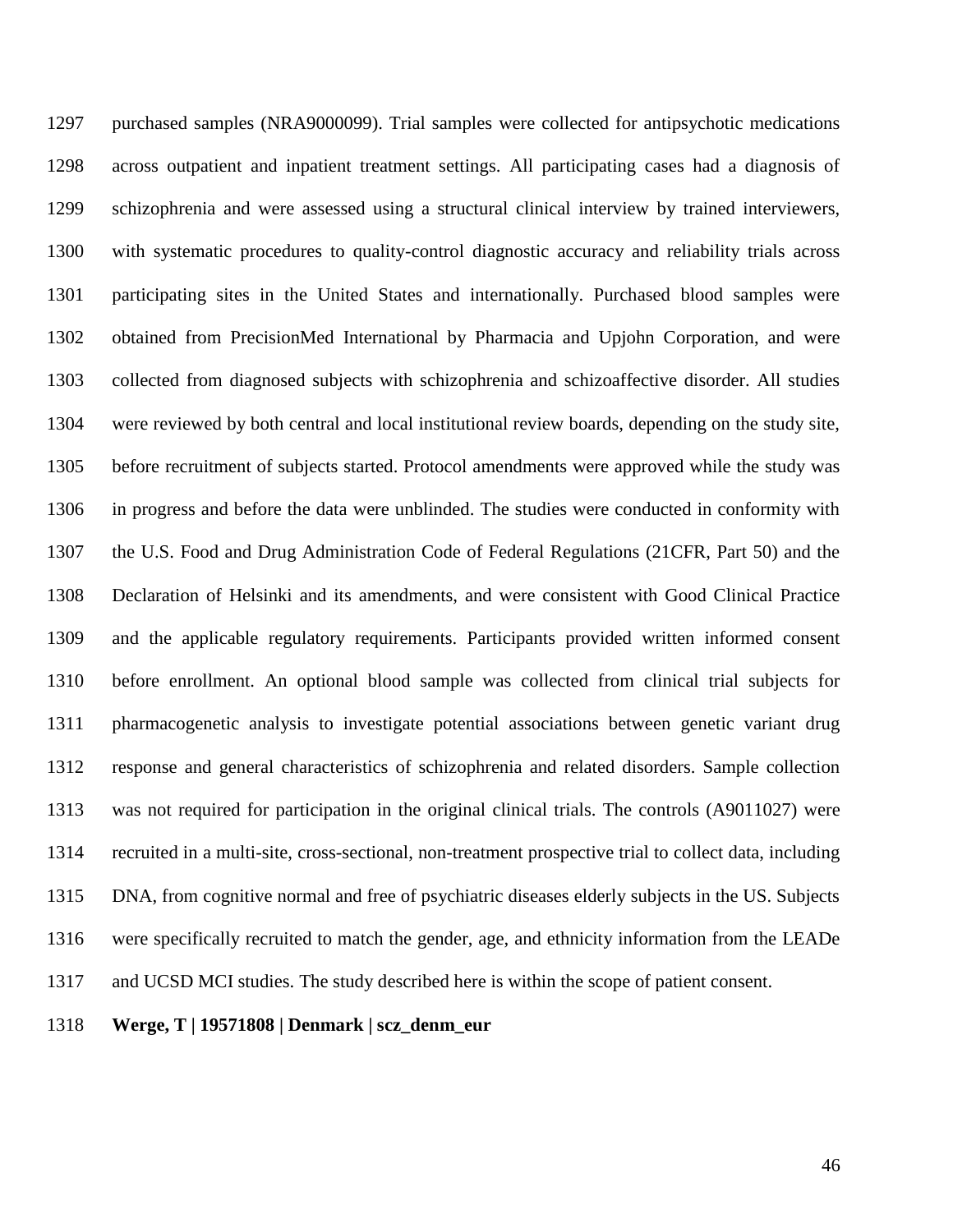purchased samples (NRA9000099). Trial samples were collected for antipsychotic medications across outpatient and inpatient treatment settings. All participating cases had a diagnosis of schizophrenia and were assessed using a structural clinical interview by trained interviewers, with systematic procedures to quality-control diagnostic accuracy and reliability trials across participating sites in the United States and internationally. Purchased blood samples were obtained from PrecisionMed International by Pharmacia and Upjohn Corporation, and were collected from diagnosed subjects with schizophrenia and schizoaffective disorder. All studies were reviewed by both central and local institutional review boards, depending on the study site, before recruitment of subjects started. Protocol amendments were approved while the study was in progress and before the data were unblinded. The studies were conducted in conformity with the U.S. Food and Drug Administration Code of Federal Regulations (21CFR, Part 50) and the Declaration of Helsinki and its amendments, and were consistent with Good Clinical Practice and the applicable regulatory requirements. Participants provided written informed consent before enrollment. An optional blood sample was collected from clinical trial subjects for pharmacogenetic analysis to investigate potential associations between genetic variant drug response and general characteristics of schizophrenia and related disorders. Sample collection was not required for participation in the original clinical trials. The controls (A9011027) were recruited in a multi-site, cross-sectional, non-treatment prospective trial to collect data, including DNA, from cognitive normal and free of psychiatric diseases elderly subjects in the US. Subjects were specifically recruited to match the gender, age, and ethnicity information from the LEADe and UCSD MCI studies. The study described here is within the scope of patient consent.

**Werge, T | 19571808 | Denmark | scz_denm_eur**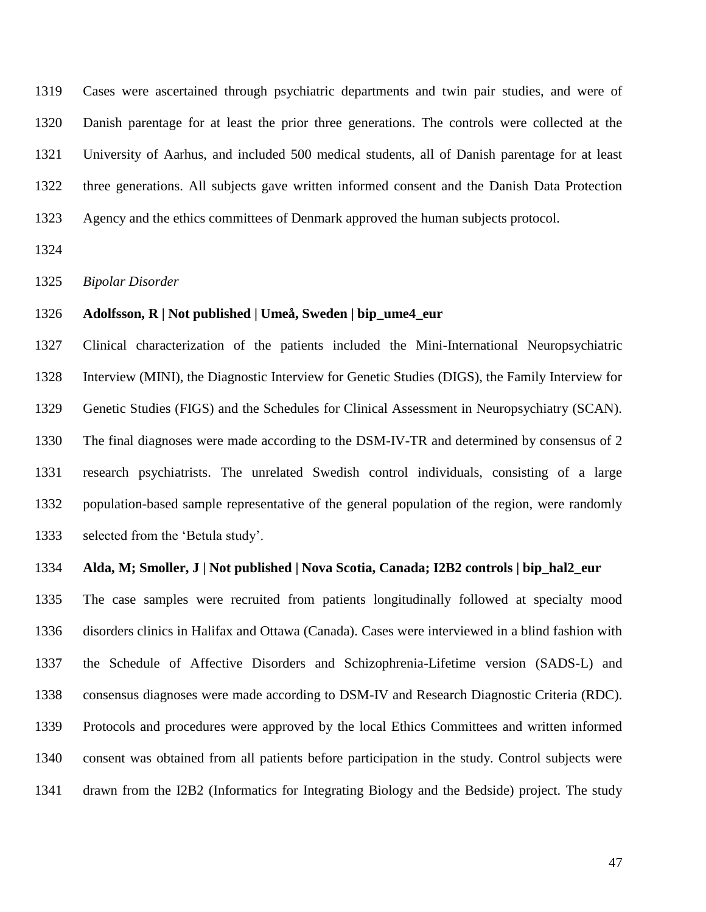Cases were ascertained through psychiatric departments and twin pair studies, and were of Danish parentage for at least the prior three generations. The controls were collected at the University of Aarhus, and included 500 medical students, all of Danish parentage for at least three generations. All subjects gave written informed consent and the Danish Data Protection Agency and the ethics committees of Denmark approved the human subjects protocol.

*Bipolar Disorder*

**Adolfsson, R | Not published | Umeå, Sweden | bip_ume4_eur**

Clinical characterization of the patients included the Mini-International Neuropsychiatric Interview (MINI), the Diagnostic Interview for Genetic Studies (DIGS), the Family Interview for Genetic Studies (FIGS) and the Schedules for Clinical Assessment in Neuropsychiatry (SCAN). The final diagnoses were made according to the DSM-IV-TR and determined by consensus of 2 research psychiatrists. The unrelated Swedish control individuals, consisting of a large population-based sample representative of the general population of the region, were randomly selected from the 'Betula study'.

**Alda, M; Smoller, J | Not published | Nova Scotia, Canada; I2B2 controls | bip_hal2_eur**

The case samples were recruited from patients longitudinally followed at specialty mood disorders clinics in Halifax and Ottawa (Canada). Cases were interviewed in a blind fashion with the Schedule of Affective Disorders and Schizophrenia-Lifetime version (SADS-L) and consensus diagnoses were made according to DSM-IV and Research Diagnostic Criteria (RDC). Protocols and procedures were approved by the local Ethics Committees and written informed consent was obtained from all patients before participation in the study. Control subjects were drawn from the I2B2 (Informatics for Integrating Biology and the Bedside) project. The study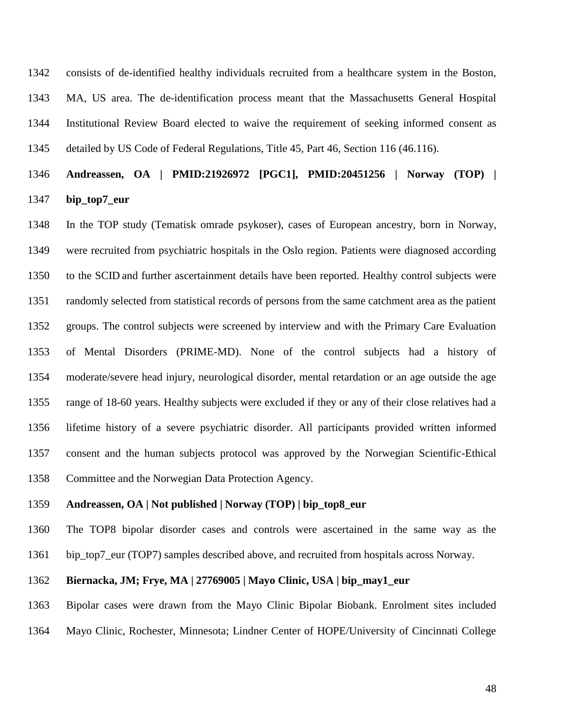consists of de-identified healthy individuals recruited from a healthcare system in the Boston, MA, US area. The de-identification process meant that the Massachusetts General Hospital Institutional Review Board elected to waive the requirement of seeking informed consent as detailed by US Code of Federal Regulations, Title 45, Part 46, Section 116 (46.116).

**Andreassen, OA | PMID:21926972 [PGC1], PMID:20451256 | Norway (TOP) | bip_top7_eur**

In the TOP study (Tematisk omrade psykoser), cases of European ancestry, born in Norway, were recruited from psychiatric hospitals in the Oslo region. Patients were diagnosed according to the SCID and further ascertainment details have been reported. Healthy control subjects were randomly selected from statistical records of persons from the same catchment area as the patient groups. The control subjects were screened by interview and with the Primary Care Evaluation of Mental Disorders (PRIME-MD). None of the control subjects had a history of moderate/severe head injury, neurological disorder, mental retardation or an age outside the age range of 18-60 years. Healthy subjects were excluded if they or any of their close relatives had a lifetime history of a severe psychiatric disorder. All participants provided written informed consent and the human subjects protocol was approved by the Norwegian Scientific-Ethical Committee and the Norwegian Data Protection Agency.

**Andreassen, OA | Not published | Norway (TOP) | bip_top8_eur**

The TOP8 bipolar disorder cases and controls were ascertained in the same way as the bip_top7_eur (TOP7) samples described above, and recruited from hospitals across Norway.

**Biernacka, JM; Frye, MA | 27769005 | Mayo Clinic, USA | bip_may1_eur**

Bipolar cases were drawn from the Mayo Clinic Bipolar Biobank. Enrolment sites included Mayo Clinic, Rochester, Minnesota; Lindner Center of HOPE/University of Cincinnati College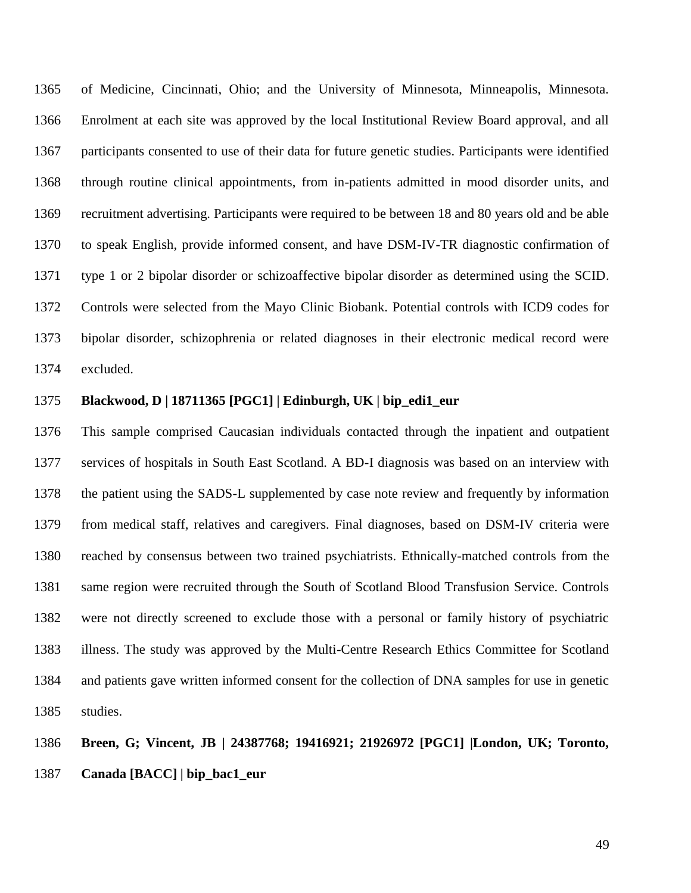of Medicine, Cincinnati, Ohio; and the University of Minnesota, Minneapolis, Minnesota. Enrolment at each site was approved by the local Institutional Review Board approval, and all participants consented to use of their data for future genetic studies. Participants were identified through routine clinical appointments, from in-patients admitted in mood disorder units, and recruitment advertising. Participants were required to be between 18 and 80 years old and be able to speak English, provide informed consent, and have DSM-IV-TR diagnostic confirmation of type 1 or 2 bipolar disorder or schizoaffective bipolar disorder as determined using the SCID. Controls were selected from the Mayo Clinic Biobank. Potential controls with ICD9 codes for bipolar disorder, schizophrenia or related diagnoses in their electronic medical record were excluded.

**Blackwood, D | 18711365 [PGC1] | Edinburgh, UK | bip_edi1_eur**

This sample comprised Caucasian individuals contacted through the inpatient and outpatient services of hospitals in South East Scotland. A BD-I diagnosis was based on an interview with the patient using the SADS-L supplemented by case note review and frequently by information from medical staff, relatives and caregivers. Final diagnoses, based on DSM-IV criteria were reached by consensus between two trained psychiatrists. Ethnically-matched controls from the same region were recruited through the South of Scotland Blood Transfusion Service. Controls were not directly screened to exclude those with a personal or family history of psychiatric illness. The study was approved by the Multi-Centre Research Ethics Committee for Scotland and patients gave written informed consent for the collection of DNA samples for use in genetic studies.

**Breen, G; Vincent, JB | 24387768; 19416921; 21926972 [PGC1] |London, UK; Toronto, Canada [BACC] | bip_bac1_eur**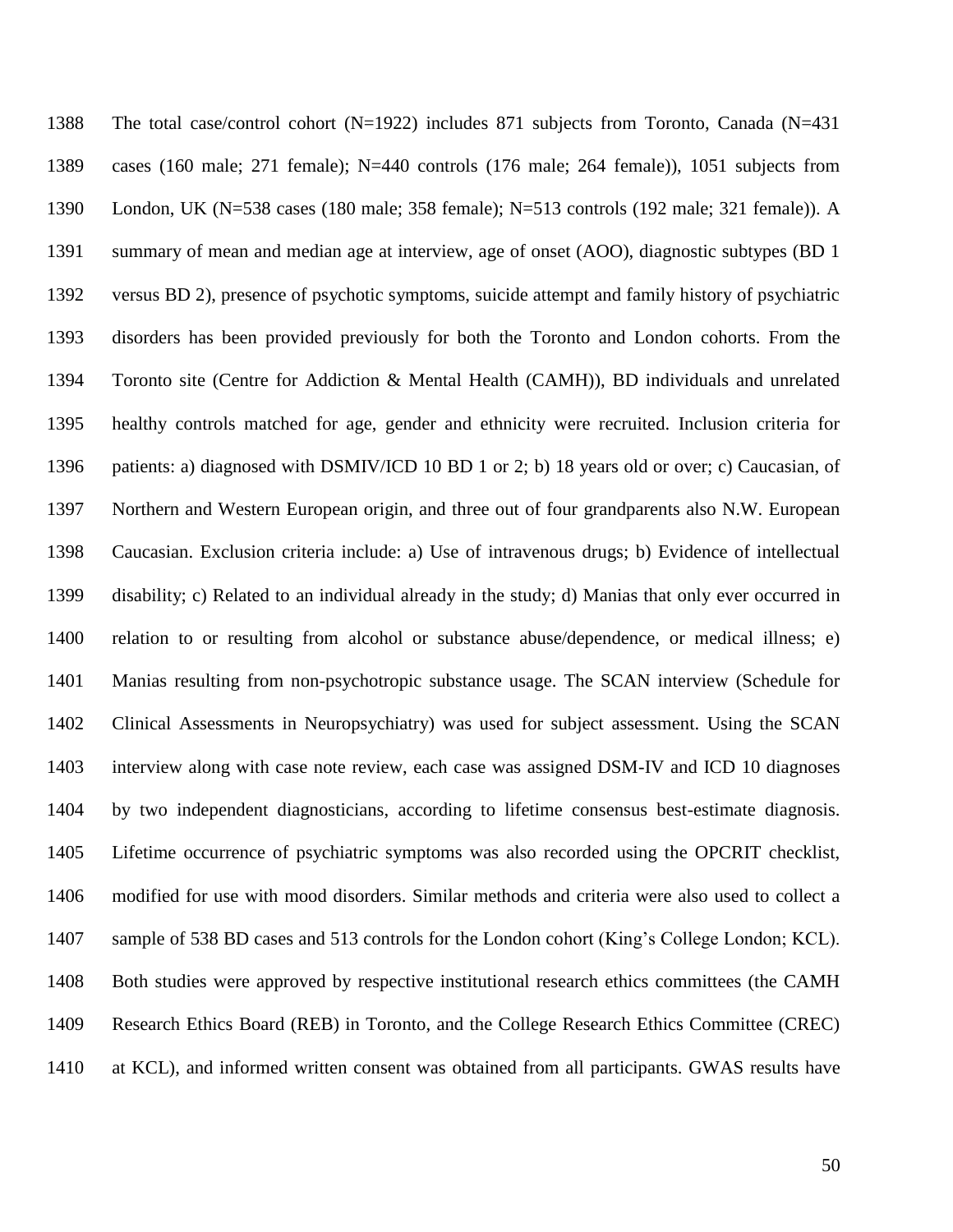The total case/control cohort (N=1922) includes 871 subjects from Toronto, Canada (N=431 cases (160 male; 271 female); N=440 controls (176 male; 264 female)), 1051 subjects from London, UK (N=538 cases (180 male; 358 female); N=513 controls (192 male; 321 female)). A summary of mean and median age at interview, age of onset (AOO), diagnostic subtypes (BD 1 versus BD 2), presence of psychotic symptoms, suicide attempt and family history of psychiatric disorders has been provided previously for both the Toronto and London cohorts. From the Toronto site (Centre for Addiction & Mental Health (CAMH)), BD individuals and unrelated healthy controls matched for age, gender and ethnicity were recruited. Inclusion criteria for patients: a) diagnosed with DSMIV/ICD 10 BD 1 or 2; b) 18 years old or over; c) Caucasian, of Northern and Western European origin, and three out of four grandparents also N.W. European Caucasian. Exclusion criteria include: a) Use of intravenous drugs; b) Evidence of intellectual disability; c) Related to an individual already in the study; d) Manias that only ever occurred in relation to or resulting from alcohol or substance abuse/dependence, or medical illness; e) Manias resulting from non-psychotropic substance usage. The SCAN interview (Schedule for Clinical Assessments in Neuropsychiatry) was used for subject assessment. Using the SCAN interview along with case note review, each case was assigned DSM-IV and ICD 10 diagnoses by two independent diagnosticians, according to lifetime consensus best-estimate diagnosis. Lifetime occurrence of psychiatric symptoms was also recorded using the OPCRIT checklist, modified for use with mood disorders. Similar methods and criteria were also used to collect a sample of 538 BD cases and 513 controls for the London cohort (King's College London; KCL). Both studies were approved by respective institutional research ethics committees (the CAMH Research Ethics Board (REB) in Toronto, and the College Research Ethics Committee (CREC) at KCL), and informed written consent was obtained from all participants. GWAS results have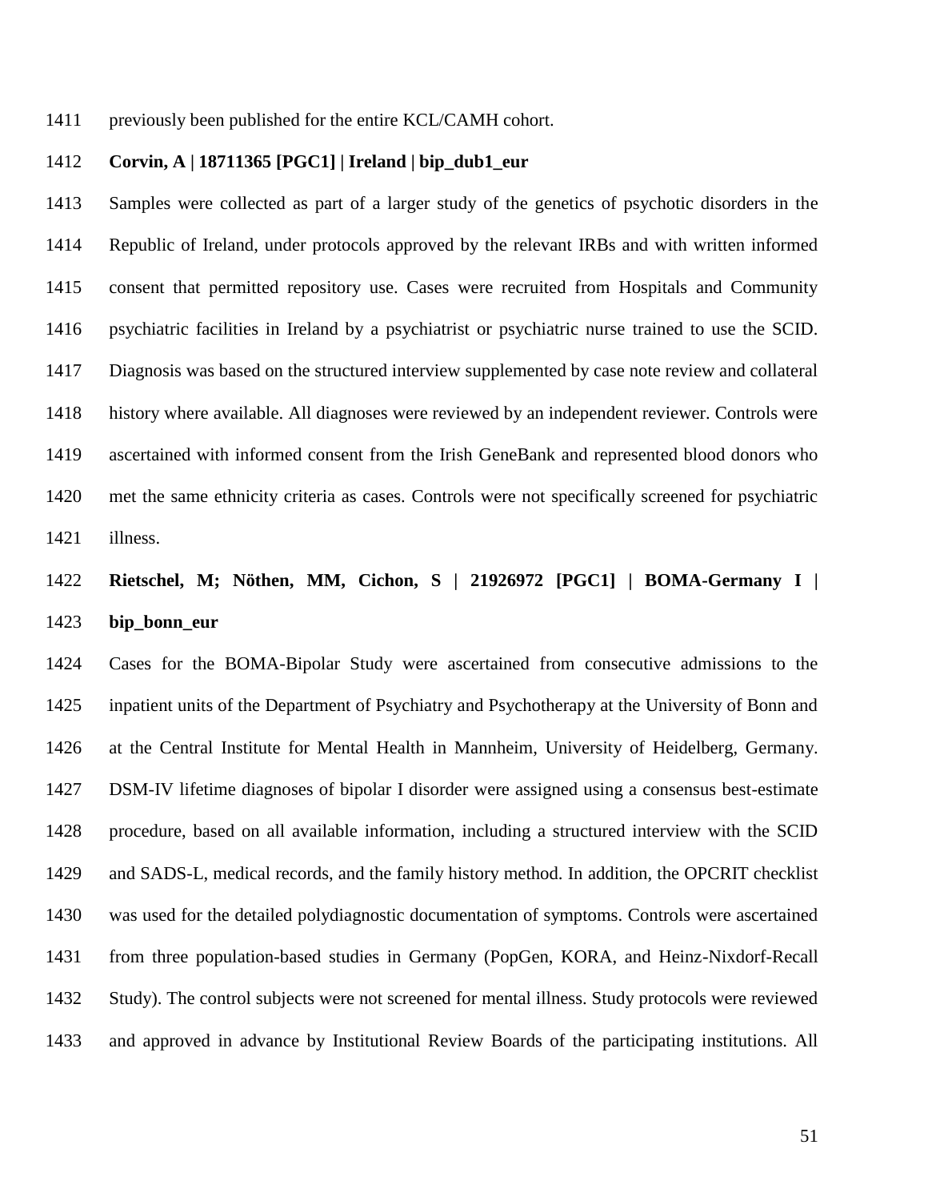previously been published for the entire KCL/CAMH cohort.

**Corvin, A | 18711365 [PGC1] | Ireland | bip_dub1_eur**

Samples were collected as part of a larger study of the genetics of psychotic disorders in the Republic of Ireland, under protocols approved by the relevant IRBs and with written informed consent that permitted repository use. Cases were recruited from Hospitals and Community psychiatric facilities in Ireland by a psychiatrist or psychiatric nurse trained to use the SCID. Diagnosis was based on the structured interview supplemented by case note review and collateral history where available. All diagnoses were reviewed by an independent reviewer. Controls were ascertained with informed consent from the Irish GeneBank and represented blood donors who met the same ethnicity criteria as cases. Controls were not specifically screened for psychiatric illness.

**Rietschel, M; Nöthen, MM, Cichon, S | 21926972 [PGC1] | BOMA-Germany I | bip_bonn_eur**

Cases for the BOMA-Bipolar Study were ascertained from consecutive admissions to the inpatient units of the Department of Psychiatry and Psychotherapy at the University of Bonn and at the Central Institute for Mental Health in Mannheim, University of Heidelberg, Germany. DSM-IV lifetime diagnoses of bipolar I disorder were assigned using a consensus best-estimate procedure, based on all available information, including a structured interview with the SCID and SADS-L, medical records, and the family history method. In addition, the OPCRIT checklist was used for the detailed polydiagnostic documentation of symptoms. Controls were ascertained from three population-based studies in Germany (PopGen, KORA, and Heinz-Nixdorf-Recall Study). The control subjects were not screened for mental illness. Study protocols were reviewed and approved in advance by Institutional Review Boards of the participating institutions. All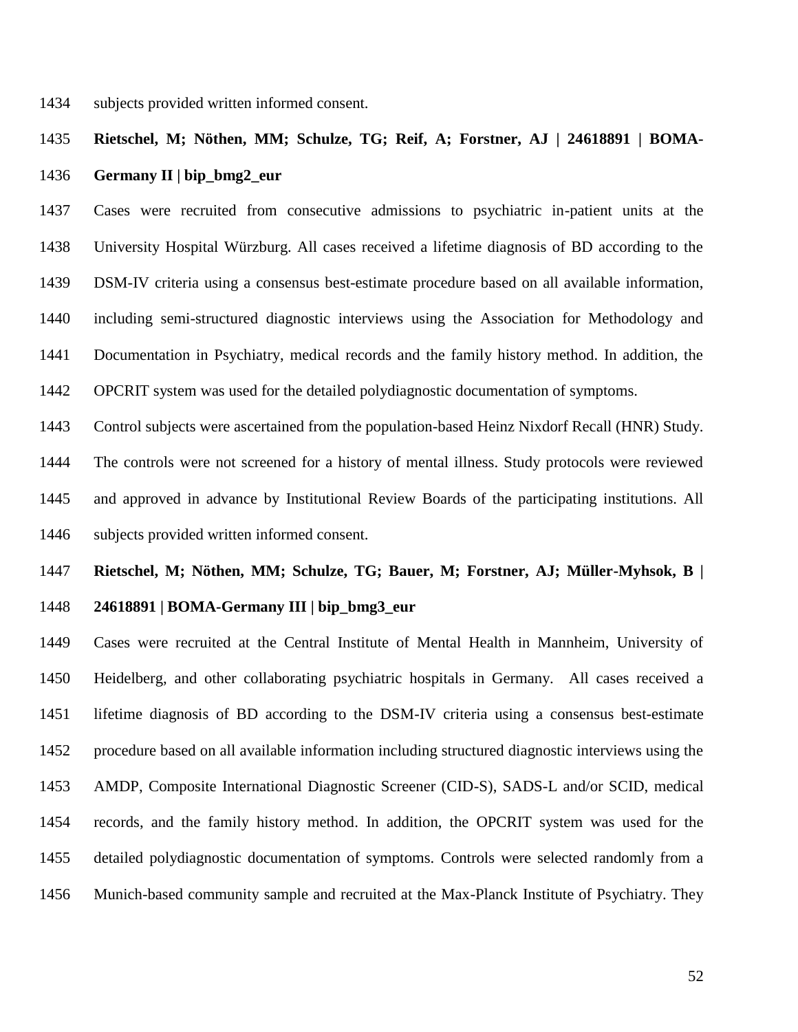subjects provided written informed consent.

**Rietschel, M; Nöthen, MM; Schulze, TG; Reif, A; Forstner, AJ | 24618891 | BOMA-Germany II | bip_bmg2_eur**

Cases were recruited from consecutive admissions to psychiatric in-patient units at the University Hospital Würzburg. All cases received a lifetime diagnosis of BD according to the DSM-IV criteria using a consensus best-estimate procedure based on all available information, including semi-structured diagnostic interviews using the Association for Methodology and Documentation in Psychiatry, medical records and the family history method. In addition, the OPCRIT system was used for the detailed polydiagnostic documentation of symptoms.

Control subjects were ascertained from the population-based Heinz Nixdorf Recall (HNR) Study. The controls were not screened for a history of mental illness. Study protocols were reviewed and approved in advance by Institutional Review Boards of the participating institutions. All subjects provided written informed consent.

**Rietschel, M; Nöthen, MM; Schulze, TG; Bauer, M; Forstner, AJ; Müller-Myhsok, B | 24618891 | BOMA-Germany III | bip_bmg3_eur**

Cases were recruited at the Central Institute of Mental Health in Mannheim, University of Heidelberg, and other collaborating psychiatric hospitals in Germany. All cases received a lifetime diagnosis of BD according to the DSM-IV criteria using a consensus best-estimate procedure based on all available information including structured diagnostic interviews using the AMDP, Composite International Diagnostic Screener (CID-S), SADS-L and/or SCID, medical records, and the family history method. In addition, the OPCRIT system was used for the detailed polydiagnostic documentation of symptoms. Controls were selected randomly from a Munich-based community sample and recruited at the Max-Planck Institute of Psychiatry. They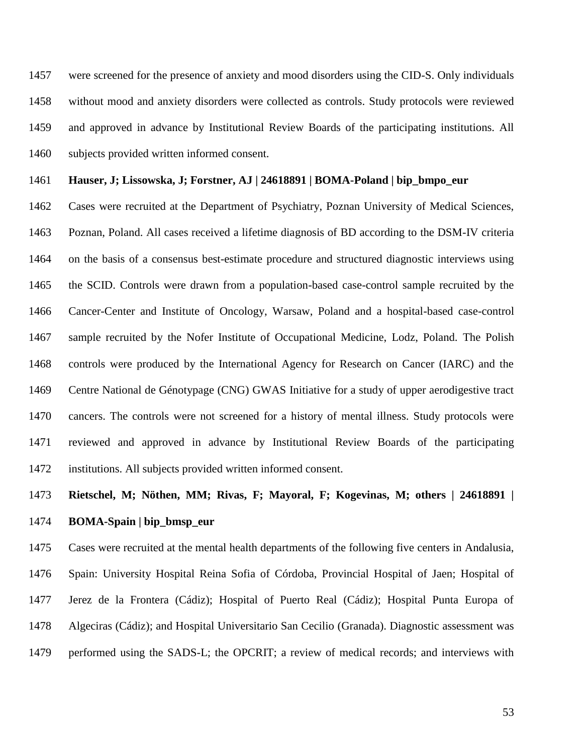were screened for the presence of anxiety and mood disorders using the CID-S. Only individuals without mood and anxiety disorders were collected as controls. Study protocols were reviewed and approved in advance by Institutional Review Boards of the participating institutions. All subjects provided written informed consent.

**Hauser, J; Lissowska, J; Forstner, AJ | 24618891 | BOMA-Poland | bip_bmpo_eur**

Cases were recruited at the Department of Psychiatry, Poznan University of Medical Sciences, Poznan, Poland. All cases received a lifetime diagnosis of BD according to the DSM-IV criteria on the basis of a consensus best-estimate procedure and structured diagnostic interviews using the SCID. Controls were drawn from a population-based case-control sample recruited by the Cancer-Center and Institute of Oncology, Warsaw, Poland and a hospital-based case-control sample recruited by the Nofer Institute of Occupational Medicine, Lodz, Poland. The Polish controls were produced by the International Agency for Research on Cancer (IARC) and the Centre National de Génotypage (CNG) GWAS Initiative for a study of upper aerodigestive tract cancers. The controls were not screened for a history of mental illness. Study protocols were reviewed and approved in advance by Institutional Review Boards of the participating institutions. All subjects provided written informed consent.

**Rietschel, M; Nöthen, MM; Rivas, F; Mayoral, F; Kogevinas, M; others | 24618891 | BOMA-Spain | bip_bmsp_eur**

Cases were recruited at the mental health departments of the following five centers in Andalusia, Spain: University Hospital Reina Sofia of Córdoba, Provincial Hospital of Jaen; Hospital of Jerez de la Frontera (Cádiz); Hospital of Puerto Real (Cádiz); Hospital Punta Europa of Algeciras (Cádiz); and Hospital Universitario San Cecilio (Granada). Diagnostic assessment was performed using the SADS-L; the OPCRIT; a review of medical records; and interviews with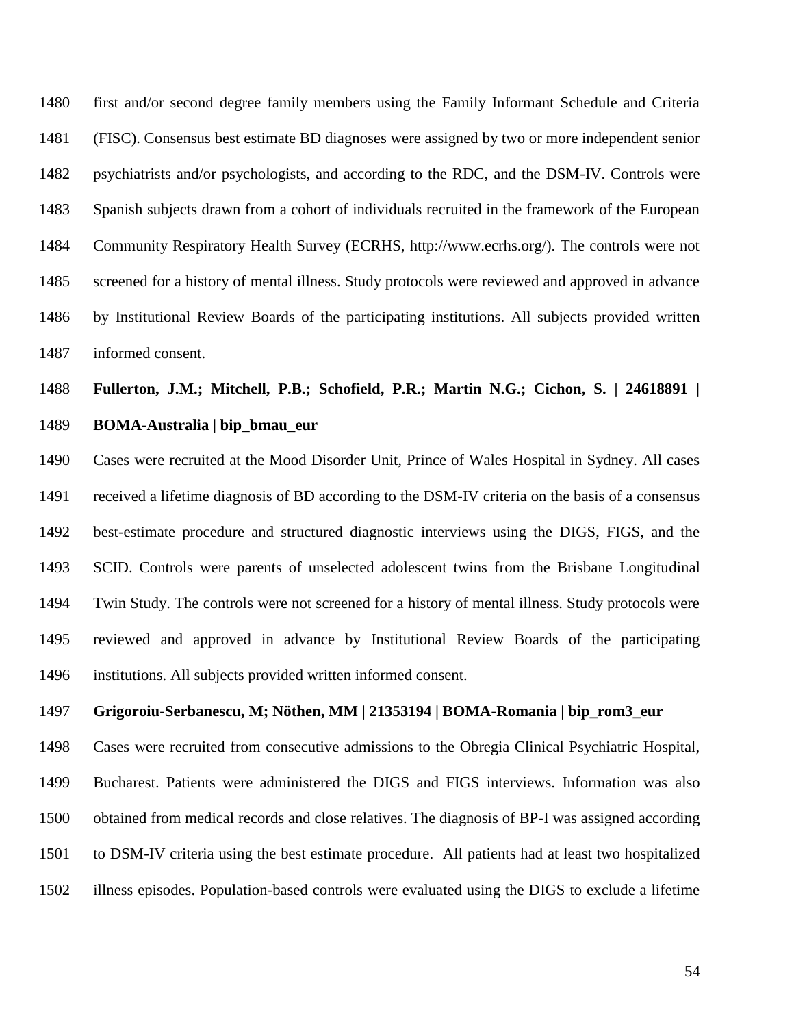first and/or second degree family members using the Family Informant Schedule and Criteria (FISC). Consensus best estimate BD diagnoses were assigned by two or more independent senior psychiatrists and/or psychologists, and according to the RDC, and the DSM-IV. Controls were Spanish subjects drawn from a cohort of individuals recruited in the framework of the European Community Respiratory Health Survey (ECRHS, http://www.ecrhs.org/). The controls were not screened for a history of mental illness. Study protocols were reviewed and approved in advance by Institutional Review Boards of the participating institutions. All subjects provided written informed consent.

**Fullerton, J.M.; Mitchell, P.B.; Schofield, P.R.; Martin N.G.; Cichon, S. | 24618891 | BOMA-Australia | bip_bmau_eur**

Cases were recruited at the Mood Disorder Unit, Prince of Wales Hospital in Sydney. All cases received a lifetime diagnosis of BD according to the DSM-IV criteria on the basis of a consensus best-estimate procedure and structured diagnostic interviews using the DIGS, FIGS, and the SCID. Controls were parents of unselected adolescent twins from the Brisbane Longitudinal Twin Study. The controls were not screened for a history of mental illness. Study protocols were reviewed and approved in advance by Institutional Review Boards of the participating institutions. All subjects provided written informed consent.

**Grigoroiu-Serbanescu, M; Nöthen, MM | 21353194 | BOMA-Romania | bip_rom3_eur**

Cases were recruited from consecutive admissions to the Obregia Clinical Psychiatric Hospital, Bucharest. Patients were administered the DIGS and FIGS interviews. Information was also obtained from medical records and close relatives. The diagnosis of BP-I was assigned according to DSM-IV criteria using the best estimate procedure. All patients had at least two hospitalized illness episodes. Population-based controls were evaluated using the DIGS to exclude a lifetime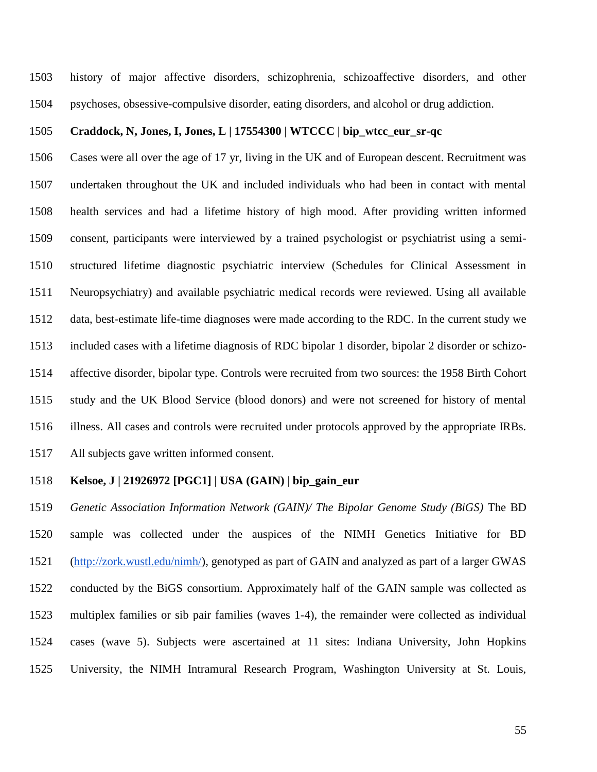history of major affective disorders, schizophrenia, schizoaffective disorders, and other psychoses, obsessive-compulsive disorder, eating disorders, and alcohol or drug addiction.

**Craddock, N, Jones, I, Jones, L | 17554300 | WTCCC | bip_wtcc_eur_sr-qc**

Cases were all over the age of 17 yr, living in the UK and of European descent. Recruitment was undertaken throughout the UK and included individuals who had been in contact with mental health services and had a lifetime history of high mood. After providing written informed consent, participants were interviewed by a trained psychologist or psychiatrist using a semi-structured lifetime diagnostic psychiatric interview (Schedules for Clinical Assessment in Neuropsychiatry) and available psychiatric medical records were reviewed. Using all available data, best-estimate life-time diagnoses were made according to the RDC. In the current study we included cases with a lifetime diagnosis of RDC bipolar 1 disorder, bipolar 2 disorder or schizo-affective disorder, bipolar type. Controls were recruited from two sources: the 1958 Birth Cohort study and the UK Blood Service (blood donors) and were not screened for history of mental illness. All cases and controls were recruited under protocols approved by the appropriate IRBs. All subjects gave written informed consent.

**Kelsoe, J | 21926972 [PGC1] | USA (GAIN) | bip_gain_eur**

*Genetic Association Information Network (GAIN)/ The Bipolar Genome Study (BiGS)* The BD sample was collected under the auspices of the NIMH Genetics Initiative for BD (http://zork.wustl.edu/nimh/), genotyped as part of GAIN and analyzed as part of a larger GWAS conducted by the BiGS consortium. Approximately half of the GAIN sample was collected as multiplex families or sib pair families (waves 1-4), the remainder were collected as individual cases (wave 5). Subjects were ascertained at 11 sites: Indiana University, John Hopkins University, the NIMH Intramural Research Program, Washington University at St. Louis,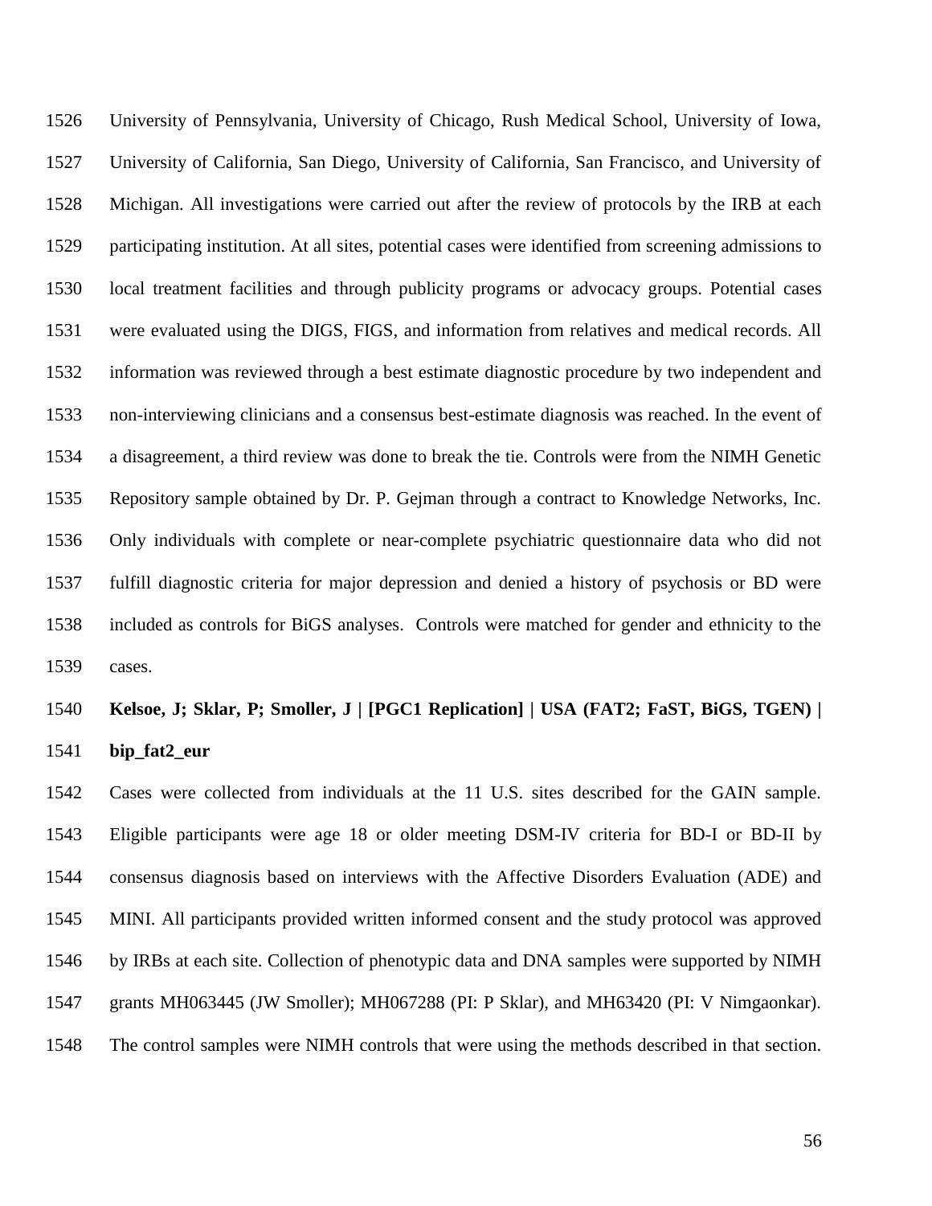University of Pennsylvania, University of Chicago, Rush Medical School, University of Iowa, University of California, San Diego, University of California, San Francisco, and University of Michigan. All investigations were carried out after the review of protocols by the IRB at each participating institution. At all sites, potential cases were identified from screening admissions to local treatment facilities and through publicity programs or advocacy groups. Potential cases were evaluated using the DIGS, FIGS, and information from relatives and medical records. All information was reviewed through a best estimate diagnostic procedure by two independent and non-interviewing clinicians and a consensus best-estimate diagnosis was reached. In the event of a disagreement, a third review was done to break the tie. Controls were from the NIMH Genetic Repository sample obtained by Dr. P. Gejman through a contract to Knowledge Networks, Inc. Only individuals with complete or near-complete psychiatric questionnaire data who did not fulfill diagnostic criteria for major depression and denied a history of psychosis or BD were included as controls for BiGS analyses. Controls were matched for gender and ethnicity to the cases.

**Kelsoe, J; Sklar, P; Smoller, J | [PGC1 Replication] | USA (FAT2; FaST, BiGS, TGEN) | bip_fat2_eur**

Cases were collected from individuals at the 11 U.S. sites described for the GAIN sample. Eligible participants were age 18 or older meeting DSM-IV criteria for BD-I or BD-II by consensus diagnosis based on interviews with the Affective Disorders Evaluation (ADE) and MINI. All participants provided written informed consent and the study protocol was approved by IRBs at each site. Collection of phenotypic data and DNA samples were supported by NIMH grants MH063445 (JW Smoller); MH067288 (PI: P Sklar), and MH63420 (PI: V Nimgaonkar). The control samples were NIMH controls that were using the methods described in that section.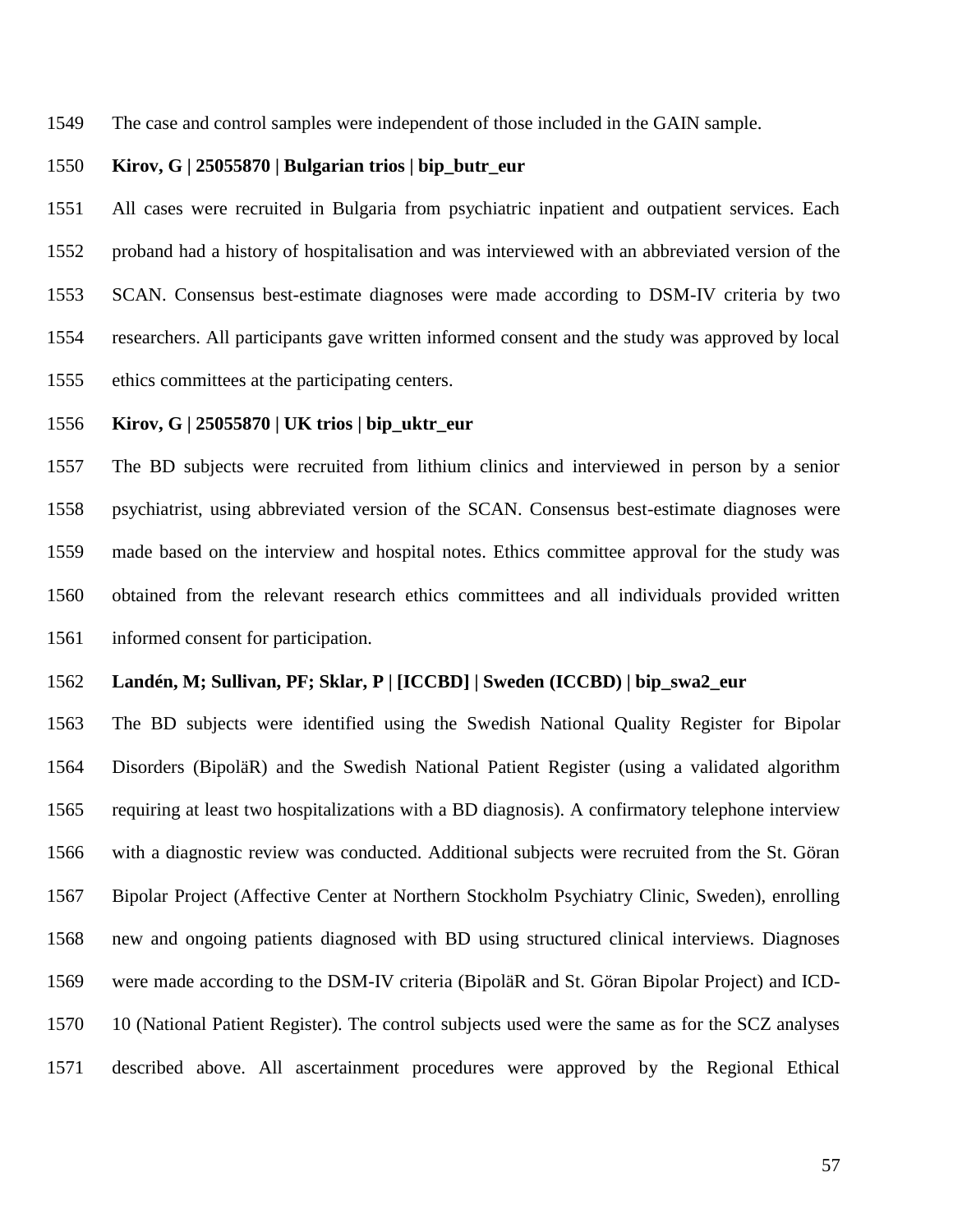The case and control samples were independent of those included in the GAIN sample.

**Kirov, G | 25055870 | Bulgarian trios | bip_butr_eur**

All cases were recruited in Bulgaria from psychiatric inpatient and outpatient services. Each proband had a history of hospitalisation and was interviewed with an abbreviated version of the SCAN. Consensus best-estimate diagnoses were made according to DSM-IV criteria by two researchers. All participants gave written informed consent and the study was approved by local ethics committees at the participating centers.

**Kirov, G | 25055870 | UK trios | bip_uktr_eur**

The BD subjects were recruited from lithium clinics and interviewed in person by a senior psychiatrist, using abbreviated version of the SCAN. Consensus best-estimate diagnoses were made based on the interview and hospital notes. Ethics committee approval for the study was obtained from the relevant research ethics committees and all individuals provided written informed consent for participation.

**Landén, M; Sullivan, PF; Sklar, P | [ICCBD] | Sweden (ICCBD) | bip_swa2_eur**

The BD subjects were identified using the Swedish National Quality Register for Bipolar Disorders (BipoläR) and the Swedish National Patient Register (using a validated algorithm requiring at least two hospitalizations with a BD diagnosis). A confirmatory telephone interview with a diagnostic review was conducted. Additional subjects were recruited from the St. Göran Bipolar Project (Affective Center at Northern Stockholm Psychiatry Clinic, Sweden), enrolling new and ongoing patients diagnosed with BD using structured clinical interviews. Diagnoses were made according to the DSM-IV criteria (BipoläR and St. Göran Bipolar Project) and ICD-10 (National Patient Register). The control subjects used were the same as for the SCZ analyses described above. All ascertainment procedures were approved by the Regional Ethical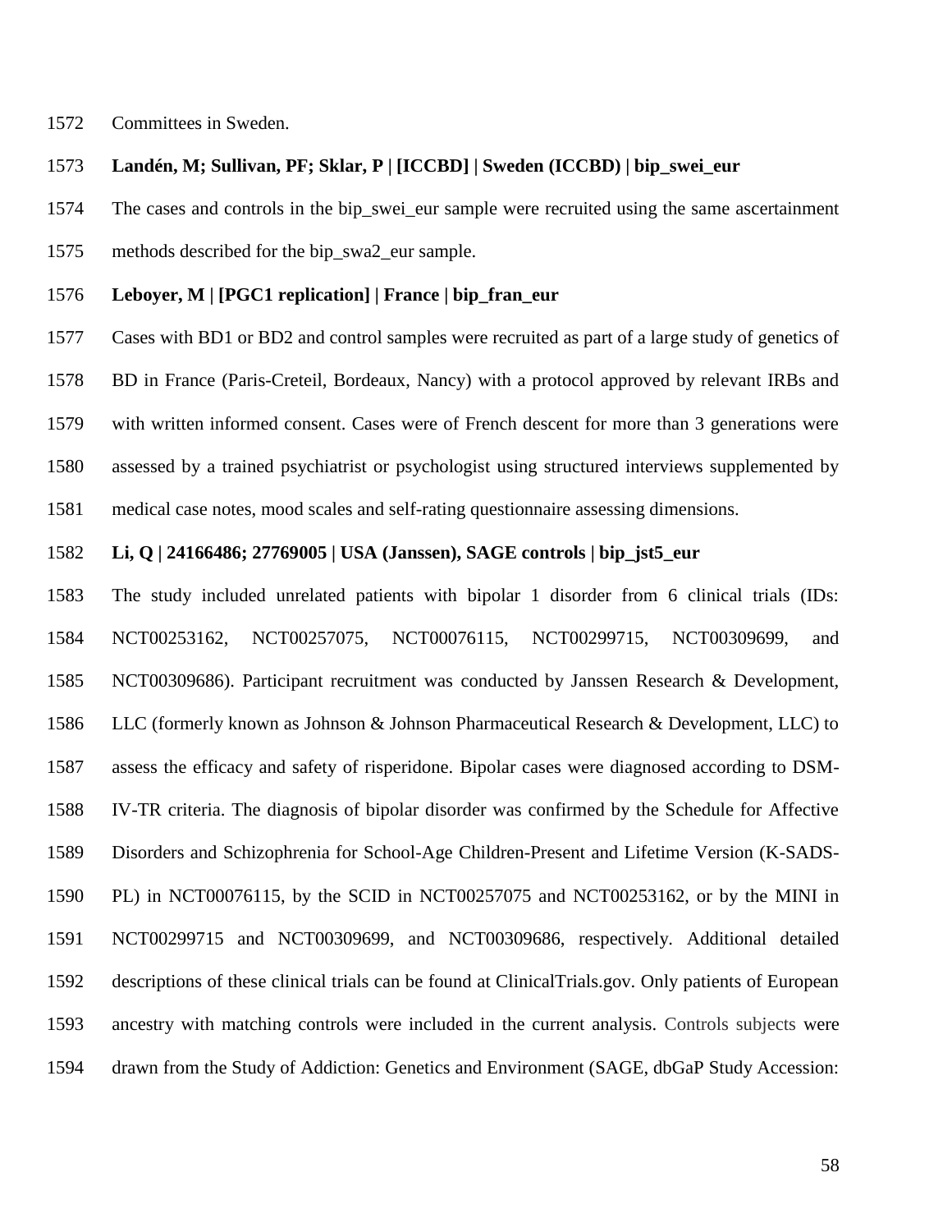Committees in Sweden.

**Landén, M; Sullivan, PF; Sklar, P | [ICCBD] | Sweden (ICCBD) | bip_swei_eur**

The cases and controls in the bip_swei_eur sample were recruited using the same ascertainment methods described for the bip_swa2_eur sample.

**Leboyer, M | [PGC1 replication] | France | bip_fran_eur**

Cases with BD1 or BD2 and control samples were recruited as part of a large study of genetics of BD in France (Paris-Creteil, Bordeaux, Nancy) with a protocol approved by relevant IRBs and with written informed consent. Cases were of French descent for more than 3 generations were assessed by a trained psychiatrist or psychologist using structured interviews supplemented by medical case notes, mood scales and self-rating questionnaire assessing dimensions.

**Li, Q | 24166486; 27769005 | USA (Janssen), SAGE controls | bip_jst5_eur**

The study included unrelated patients with bipolar 1 disorder from 6 clinical trials (IDs: NCT00253162, NCT00257075, NCT00076115, NCT00299715, NCT00309699, and NCT00309686). Participant recruitment was conducted by Janssen Research & Development, LLC (formerly known as Johnson & Johnson Pharmaceutical Research & Development, LLC) to assess the efficacy and safety of risperidone. Bipolar cases were diagnosed according to DSM-IV-TR criteria. The diagnosis of bipolar disorder was confirmed by the Schedule for Affective Disorders and Schizophrenia for School-Age Children-Present and Lifetime Version (K-SADS-PL) in NCT00076115, by the SCID in NCT00257075 and NCT00253162, or by the MINI in NCT00299715 and NCT00309699, and NCT00309686, respectively. Additional detailed descriptions of these clinical trials can be found at ClinicalTrials.gov. Only patients of European ancestry with matching controls were included in the current analysis. Controls subjects were drawn from the Study of Addiction: Genetics and Environment (SAGE, dbGaP Study Accession: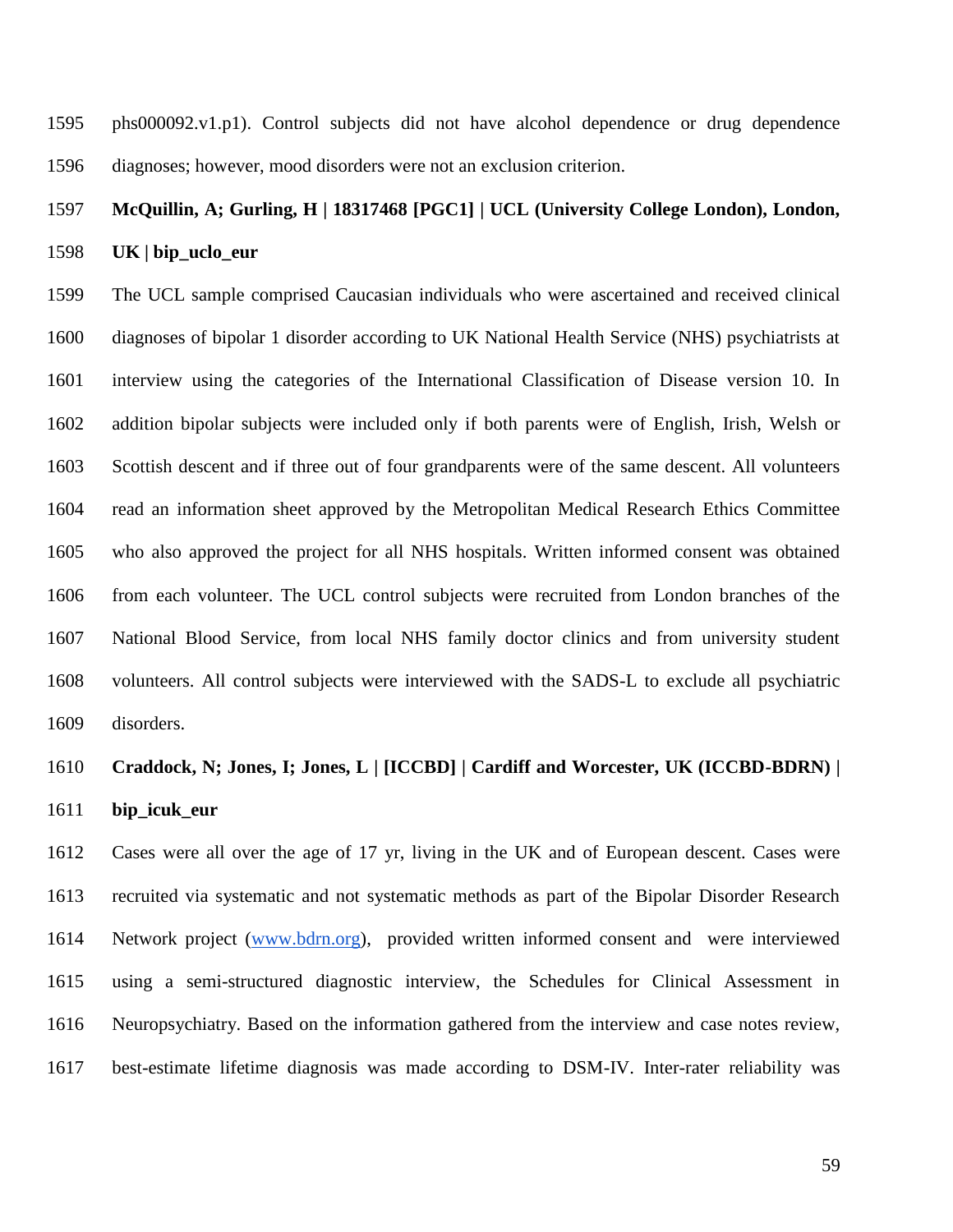phs000092.v1.p1). Control subjects did not have alcohol dependence or drug dependence diagnoses; however, mood disorders were not an exclusion criterion.

**McQuillin, A; Gurling, H | 18317468 [PGC1] | UCL (University College London), London, UK | bip_uclo_eur**

The UCL sample comprised Caucasian individuals who were ascertained and received clinical diagnoses of bipolar 1 disorder according to UK National Health Service (NHS) psychiatrists at interview using the categories of the International Classification of Disease version 10. In addition bipolar subjects were included only if both parents were of English, Irish, Welsh or Scottish descent and if three out of four grandparents were of the same descent. All volunteers read an information sheet approved by the Metropolitan Medical Research Ethics Committee who also approved the project for all NHS hospitals. Written informed consent was obtained from each volunteer. The UCL control subjects were recruited from London branches of the National Blood Service, from local NHS family doctor clinics and from university student volunteers. All control subjects were interviewed with the SADS-L to exclude all psychiatric disorders.

**Craddock, N; Jones, I; Jones, L | [ICCBD] | Cardiff and Worcester, UK (ICCBD-BDRN) | bip_icuk_eur**

Cases were all over the age of 17 yr, living in the UK and of European descent. Cases were recruited via systematic and not systematic methods as part of the Bipolar Disorder Research Network project (www.bdrn.org), provided written informed consent and were interviewed using a semi-structured diagnostic interview, the Schedules for Clinical Assessment in Neuropsychiatry. Based on the information gathered from the interview and case notes review, best-estimate lifetime diagnosis was made according to DSM-IV. Inter-rater reliability was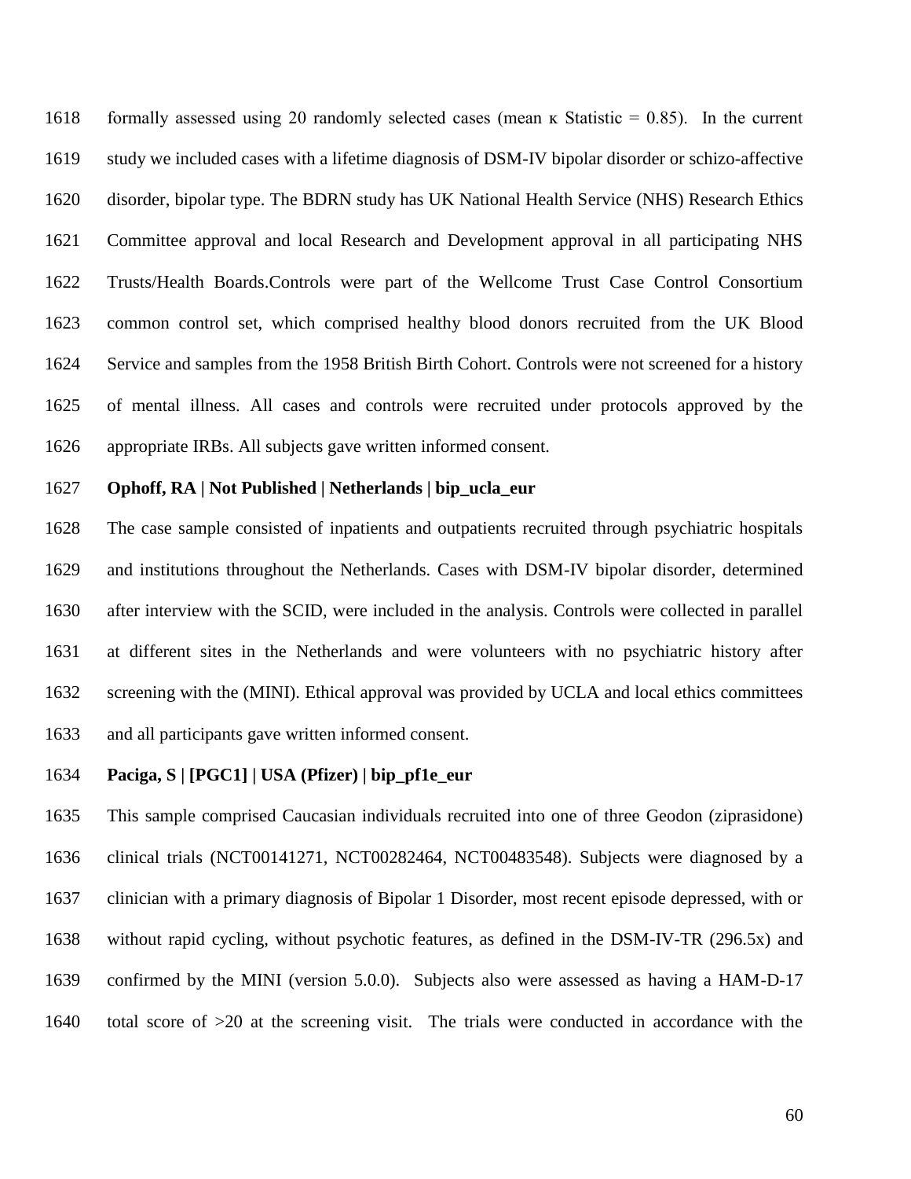formally assessed using 20 randomly selected cases (mean κ Statistic = 0.85). In the current study we included cases with a lifetime diagnosis of DSM-IV bipolar disorder or schizo-affective disorder, bipolar type. The BDRN study has UK National Health Service (NHS) Research Ethics Committee approval and local Research and Development approval in all participating NHS Trusts/Health Boards.Controls were part of the Wellcome Trust Case Control Consortium common control set, which comprised healthy blood donors recruited from the UK Blood Service and samples from the 1958 British Birth Cohort. Controls were not screened for a history of mental illness. All cases and controls were recruited under protocols approved by the appropriate IRBs. All subjects gave written informed consent.

**Ophoff, RA | Not Published | Netherlands | bip_ucla_eur**

The case sample consisted of inpatients and outpatients recruited through psychiatric hospitals and institutions throughout the Netherlands. Cases with DSM-IV bipolar disorder, determined after interview with the SCID, were included in the analysis. Controls were collected in parallel at different sites in the Netherlands and were volunteers with no psychiatric history after screening with the (MINI). Ethical approval was provided by UCLA and local ethics committees and all participants gave written informed consent.

**Paciga, S | [PGC1] | USA (Pfizer) | bip_pf1e_eur**

This sample comprised Caucasian individuals recruited into one of three Geodon (ziprasidone) clinical trials (NCT00141271, NCT00282464, NCT00483548). Subjects were diagnosed by a clinician with a primary diagnosis of Bipolar 1 Disorder, most recent episode depressed, with or without rapid cycling, without psychotic features, as defined in the DSM-IV-TR (296.5x) and confirmed by the MINI (version 5.0.0). Subjects also were assessed as having a HAM-D-17 total score of >20 at the screening visit. The trials were conducted in accordance with the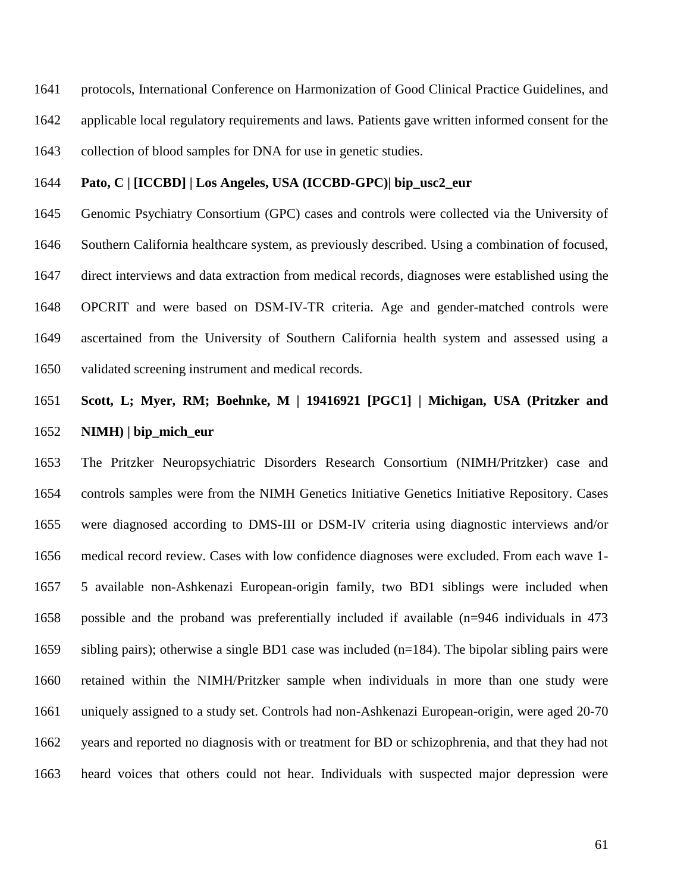protocols, International Conference on Harmonization of Good Clinical Practice Guidelines, and applicable local regulatory requirements and laws. Patients gave written informed consent for the collection of blood samples for DNA for use in genetic studies.

**Pato, C | [ICCBD] | Los Angeles, USA (ICCBD-GPC)| bip_usc2_eur**

Genomic Psychiatry Consortium (GPC) cases and controls were collected via the University of Southern California healthcare system, as previously described. Using a combination of focused, direct interviews and data extraction from medical records, diagnoses were established using the OPCRIT and were based on DSM-IV-TR criteria. Age and gender-matched controls were ascertained from the University of Southern California health system and assessed using a validated screening instrument and medical records.

**Scott, L; Myer, RM; Boehnke, M | 19416921 [PGC1] | Michigan, USA (Pritzker and NIMH) | bip_mich_eur**

The Pritzker Neuropsychiatric Disorders Research Consortium (NIMH/Pritzker) case and controls samples were from the NIMH Genetics Initiative Genetics Initiative Repository. Cases were diagnosed according to DMS-III or DSM-IV criteria using diagnostic interviews and/or medical record review. Cases with low confidence diagnoses were excluded. From each wave 1-5 available non-Ashkenazi European-origin family, two BD1 siblings were included when possible and the proband was preferentially included if available (n=946 individuals in 473 sibling pairs); otherwise a single BD1 case was included (n=184). The bipolar sibling pairs were retained within the NIMH/Pritzker sample when individuals in more than one study were uniquely assigned to a study set. Controls had non-Ashkenazi European-origin, were aged 20-70 years and reported no diagnosis with or treatment for BD or schizophrenia, and that they had not heard voices that others could not hear. Individuals with suspected major depression were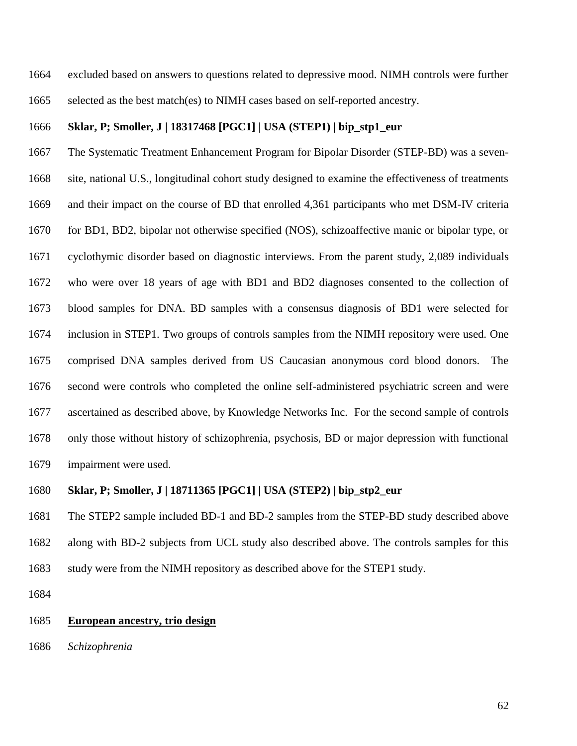excluded based on answers to questions related to depressive mood. NIMH controls were further selected as the best match(es) to NIMH cases based on self-reported ancestry.

**Sklar, P; Smoller, J | 18317468 [PGC1] | USA (STEP1) | bip_stp1_eur**

The Systematic Treatment Enhancement Program for Bipolar Disorder (STEP-BD) was a seven-site, national U.S., longitudinal cohort study designed to examine the effectiveness of treatments and their impact on the course of BD that enrolled 4,361 participants who met DSM-IV criteria for BD1, BD2, bipolar not otherwise specified (NOS), schizoaffective manic or bipolar type, or cyclothymic disorder based on diagnostic interviews. From the parent study, 2,089 individuals who were over 18 years of age with BD1 and BD2 diagnoses consented to the collection of blood samples for DNA. BD samples with a consensus diagnosis of BD1 were selected for inclusion in STEP1. Two groups of controls samples from the NIMH repository were used. One comprised DNA samples derived from US Caucasian anonymous cord blood donors. The second were controls who completed the online self-administered psychiatric screen and were ascertained as described above, by Knowledge Networks Inc. For the second sample of controls only those without history of schizophrenia, psychosis, BD or major depression with functional impairment were used.

**Sklar, P; Smoller, J | 18711365 [PGC1] | USA (STEP2) | bip_stp2_eur**

The STEP2 sample included BD-1 and BD-2 samples from the STEP-BD study described above along with BD-2 subjects from UCL study also described above. The controls samples for this study were from the NIMH repository as described above for the STEP1 study.

**<u>European ancestry, trio design</u>**

*Schizophrenia*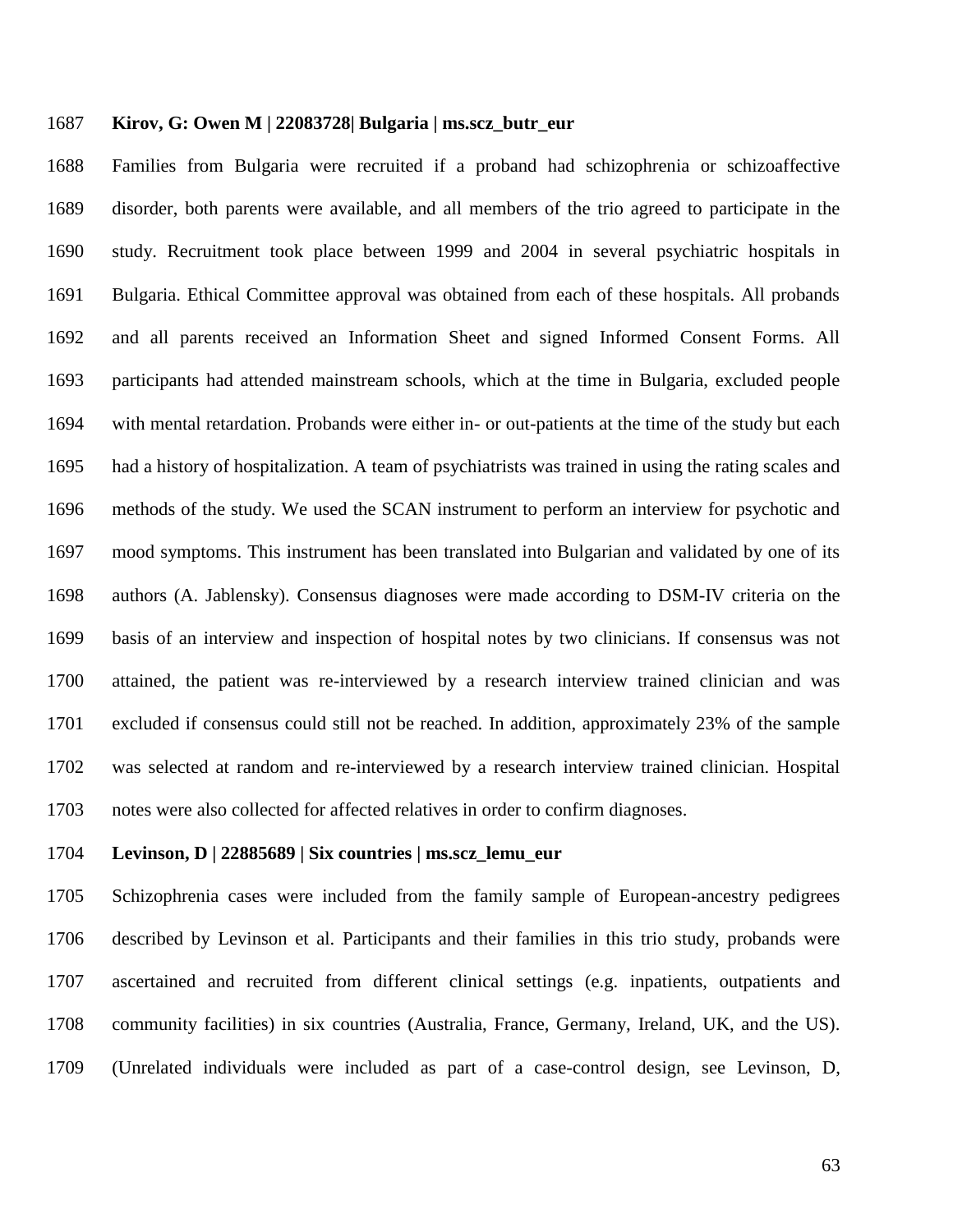**Kirov, G: Owen M | 22083728| Bulgaria | ms.scz_butr_eur**

Families from Bulgaria were recruited if a proband had schizophrenia or schizoaffective disorder, both parents were available, and all members of the trio agreed to participate in the study. Recruitment took place between 1999 and 2004 in several psychiatric hospitals in Bulgaria. Ethical Committee approval was obtained from each of these hospitals. All probands and all parents received an Information Sheet and signed Informed Consent Forms. All participants had attended mainstream schools, which at the time in Bulgaria, excluded people with mental retardation. Probands were either in- or out-patients at the time of the study but each had a history of hospitalization. A team of psychiatrists was trained in using the rating scales and methods of the study. We used the SCAN instrument to perform an interview for psychotic and mood symptoms. This instrument has been translated into Bulgarian and validated by one of its authors (A. Jablensky). Consensus diagnoses were made according to DSM-IV criteria on the basis of an interview and inspection of hospital notes by two clinicians. If consensus was not attained, the patient was re-interviewed by a research interview trained clinician and was excluded if consensus could still not be reached. In addition, approximately 23% of the sample was selected at random and re-interviewed by a research interview trained clinician. Hospital notes were also collected for affected relatives in order to confirm diagnoses.

**Levinson, D | 22885689 | Six countries | ms.scz_lemu_eur**

Schizophrenia cases were included from the family sample of European-ancestry pedigrees described by Levinson et al. Participants and their families in this trio study, probands were ascertained and recruited from different clinical settings (e.g. inpatients, outpatients and community facilities) in six countries (Australia, France, Germany, Ireland, UK, and the US). (Unrelated individuals were included as part of a case-control design, see Levinson, D,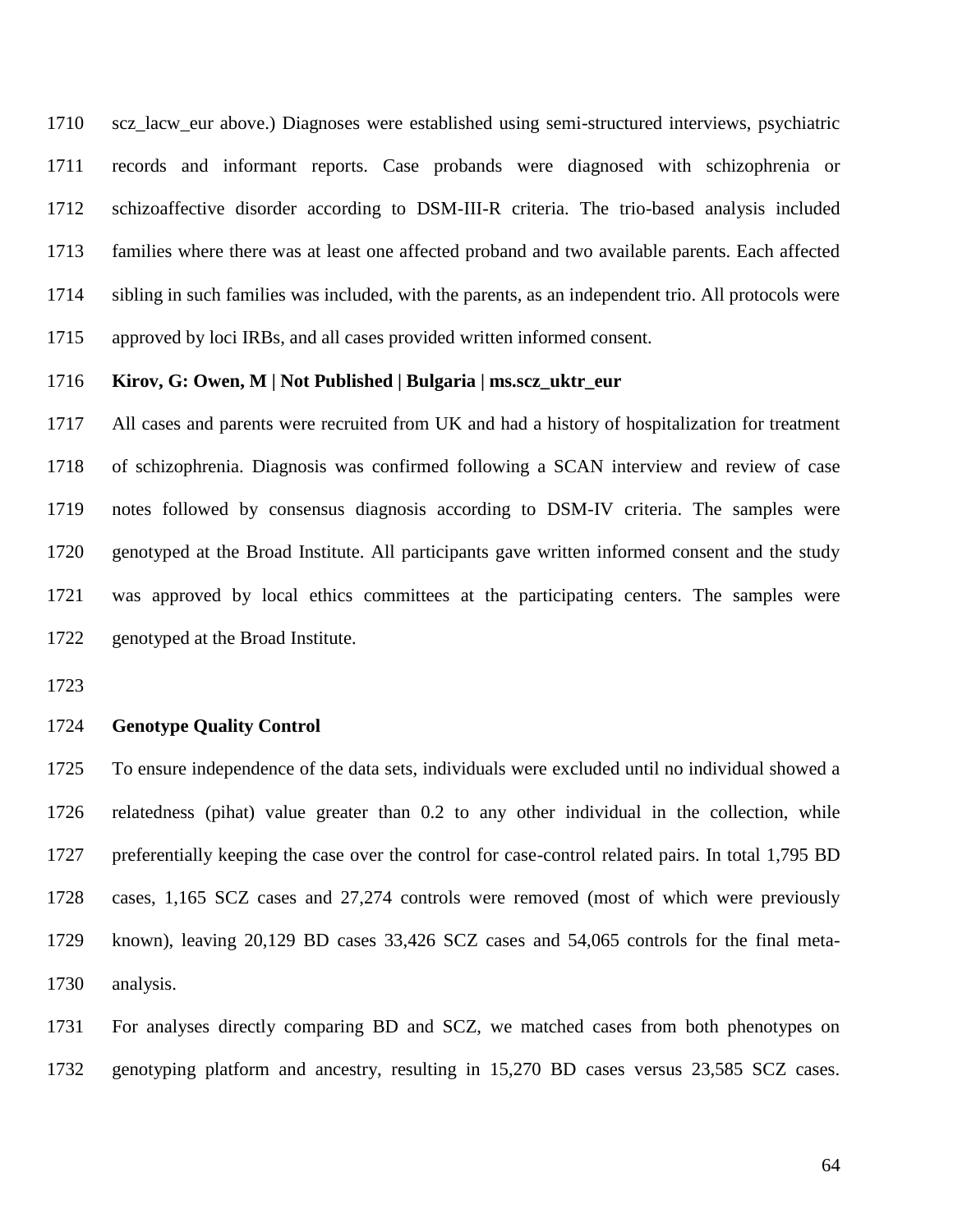scz_lacw_eur above.) Diagnoses were established using semi-structured interviews, psychiatric records and informant reports. Case probands were diagnosed with schizophrenia or schizoaffective disorder according to DSM-III-R criteria. The trio-based analysis included families where there was at least one affected proband and two available parents. Each affected sibling in such families was included, with the parents, as an independent trio. All protocols were approved by loci IRBs, and all cases provided written informed consent.

**Kirov, G: Owen, M | Not Published | Bulgaria | ms.scz_uktr_eur**

All cases and parents were recruited from UK and had a history of hospitalization for treatment of schizophrenia. Diagnosis was confirmed following a SCAN interview and review of case notes followed by consensus diagnosis according to DSM-IV criteria. The samples were genotyped at the Broad Institute. All participants gave written informed consent and the study was approved by local ethics committees at the participating centers. The samples were genotyped at the Broad Institute.

**Genotype Quality Control**

To ensure independence of the data sets, individuals were excluded until no individual showed a relatedness (pihat) value greater than 0.2 to any other individual in the collection, while preferentially keeping the case over the control for case-control related pairs. In total 1,795 BD cases, 1,165 SCZ cases and 27,274 controls were removed (most of which were previously known), leaving 20,129 BD cases 33,426 SCZ cases and 54,065 controls for the final meta-analysis.

For analyses directly comparing BD and SCZ, we matched cases from both phenotypes on genotyping platform and ancestry, resulting in 15,270 BD cases versus 23,585 SCZ cases.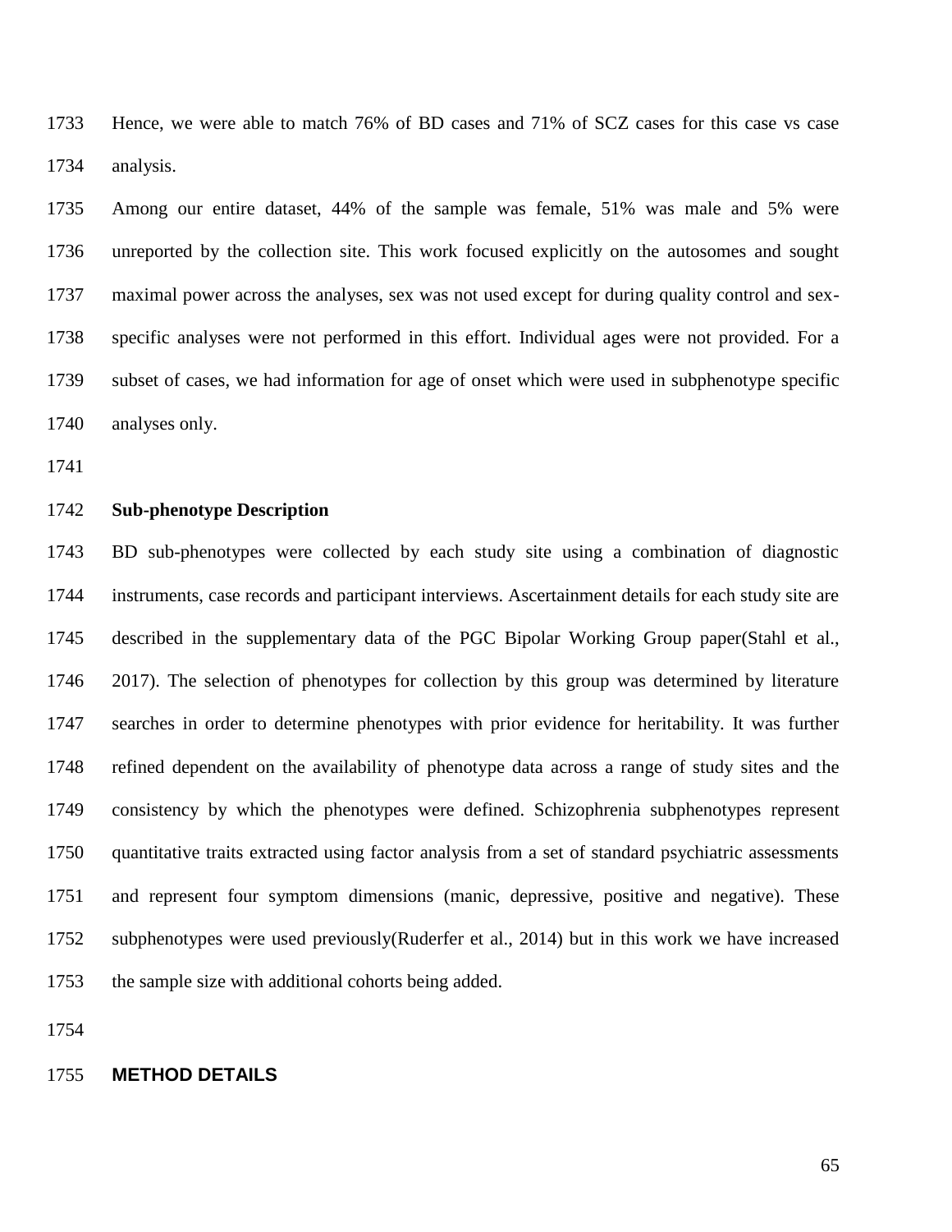Hence, we were able to match 76% of BD cases and 71% of SCZ cases for this case vs case analysis.

Among our entire dataset, 44% of the sample was female, 51% was male and 5% were unreported by the collection site. This work focused explicitly on the autosomes and sought maximal power across the analyses, sex was not used except for during quality control and sex-specific analyses were not performed in this effort. Individual ages were not provided. For a subset of cases, we had information for age of onset which were used in subphenotype specific analyses only.

**Sub-phenotype Description**

BD sub-phenotypes were collected by each study site using a combination of diagnostic instruments, case records and participant interviews. Ascertainment details for each study site are described in the supplementary data of the PGC Bipolar Working Group paper(Stahl et al., 2017). The selection of phenotypes for collection by this group was determined by literature searches in order to determine phenotypes with prior evidence for heritability. It was further refined dependent on the availability of phenotype data across a range of study sites and the consistency by which the phenotypes were defined. Schizophrenia subphenotypes represent quantitative traits extracted using factor analysis from a set of standard psychiatric assessments and represent four symptom dimensions (manic, depressive, positive and negative). These subphenotypes were used previously(Ruderfer et al., 2014) but in this work we have increased the sample size with additional cohorts being added.

## METHOD DETAILS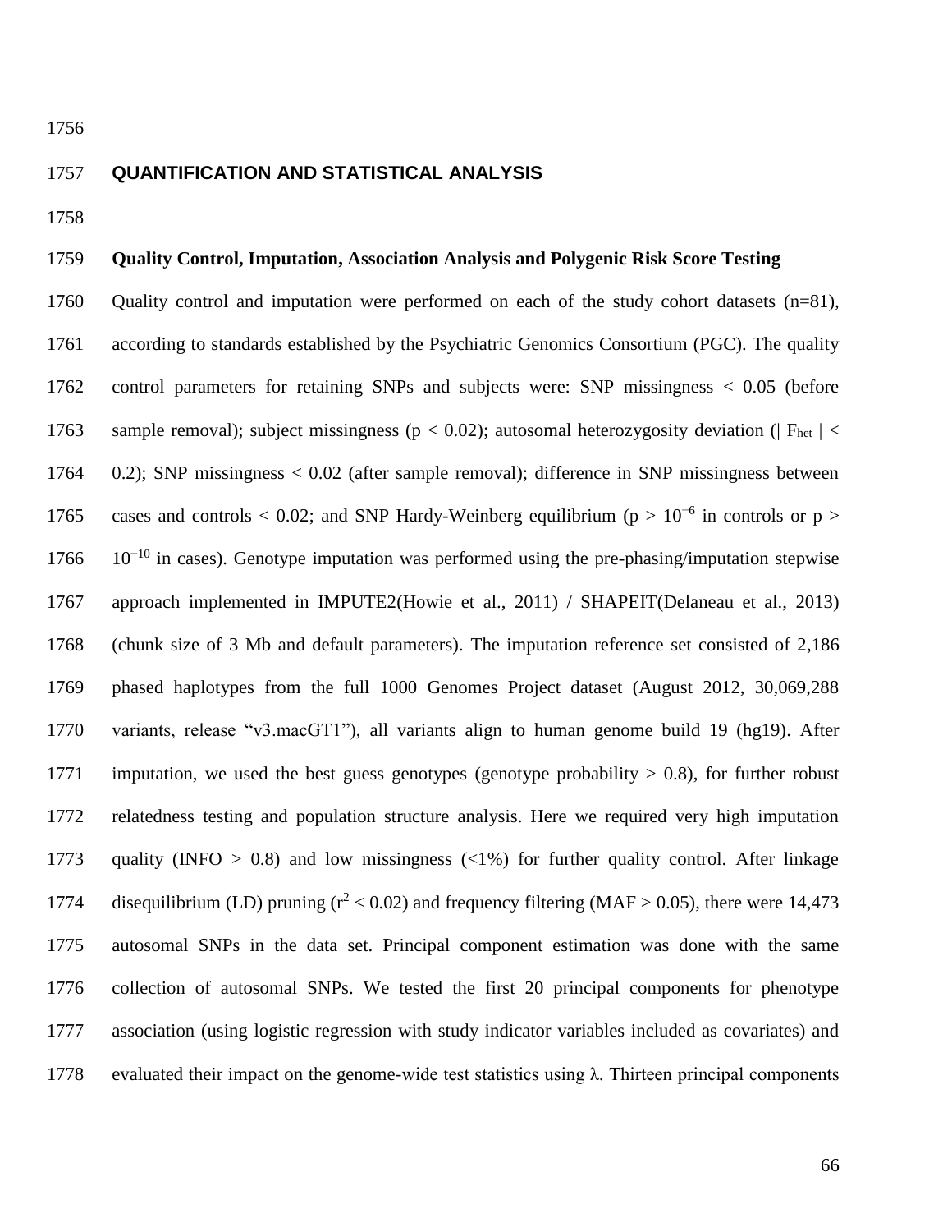## QUANTIFICATION AND STATISTICAL ANALYSIS

### Quality Control, Imputation, Association Analysis and Polygenic Risk Score Testing

Quality control and imputation were performed on each of the study cohort datasets (n=81), according to standards established by the Psychiatric Genomics Consortium (PGC). The quality control parameters for retaining SNPs and subjects were: SNP missingness < 0.05 (before sample removal); subject missingness ($p < 0.02$); autosomal heterozygosity deviation ($| F_{het} | < 0.2$); SNP missingness < 0.02 (after sample removal); difference in SNP missingness between cases and controls < 0.02; and SNP Hardy-Weinberg equilibrium ($p > 10^{-6}$ in controls or $p > 10^{-10}$ in cases). Genotype imputation was performed using the pre-phasing/imputation stepwise approach implemented in IMPUTE2(Howie et al., 2011) / SHAPEIT(Delaneau et al., 2013) (chunk size of 3 Mb and default parameters). The imputation reference set consisted of 2,186 phased haplotypes from the full 1000 Genomes Project dataset (August 2012, 30,069,288 variants, release "v3.macGT1"), all variants align to human genome build 19 (hg19). After imputation, we used the best guess genotypes (genotype probability > 0.8), for further robust relatedness testing and population structure analysis. Here we required very high imputation quality (INFO > 0.8) and low missingness (<1%) for further quality control. After linkage disequilibrium (LD) pruning ($r^2 < 0.02$) and frequency filtering (MAF > 0.05), there were 14,473 autosomal SNPs in the data set. Principal component estimation was done with the same collection of autosomal SNPs. We tested the first 20 principal components for phenotype association (using logistic regression with study indicator variables included as covariates) and evaluated their impact on the genome-wide test statistics using $\lambda$. Thirteen principal components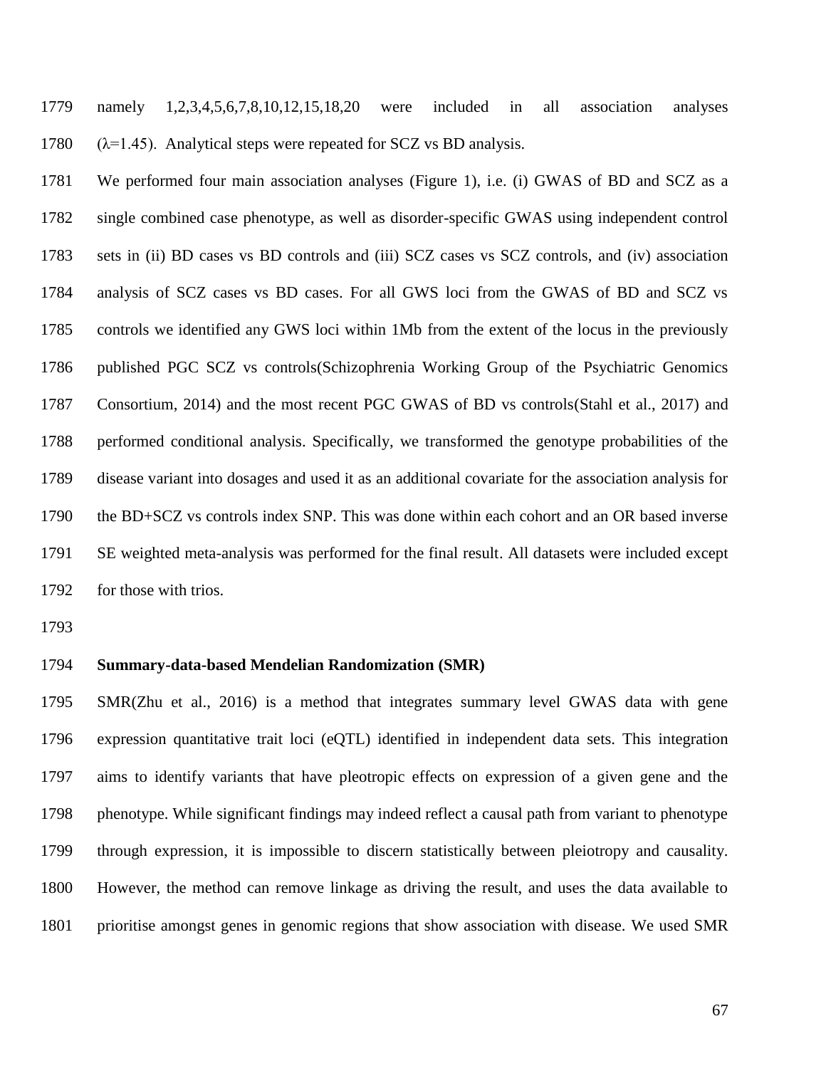namely 1,2,3,4,5,6,7,8,10,12,15,18,20 were included in all association analyses ($\lambda$=1.45). Analytical steps were repeated for SCZ vs BD analysis.

We performed four main association analyses (Figure 1), i.e. (i) GWAS of BD and SCZ as a single combined case phenotype, as well as disorder-specific GWAS using independent control sets in (ii) BD cases vs BD controls and (iii) SCZ cases vs SCZ controls, and (iv) association analysis of SCZ cases vs BD cases. For all GWS loci from the GWAS of BD and SCZ vs controls we identified any GWS loci within 1Mb from the extent of the locus in the previously published PGC SCZ vs controls(Schizophrenia Working Group of the Psychiatric Genomics Consortium, 2014) and the most recent PGC GWAS of BD vs controls(Stahl et al., 2017) and performed conditional analysis. Specifically, we transformed the genotype probabilities of the disease variant into dosages and used it as an additional covariate for the association analysis for the BD+SCZ vs controls index SNP. This was done within each cohort and an OR based inverse SE weighted meta-analysis was performed for the final result. All datasets were included except for those with trios.

**Summary-data-based Mendelian Randomization (SMR)**

SMR(Zhu et al., 2016) is a method that integrates summary level GWAS data with gene expression quantitative trait loci (eQTL) identified in independent data sets. This integration aims to identify variants that have pleotropic effects on expression of a given gene and the phenotype. While significant findings may indeed reflect a causal path from variant to phenotype through expression, it is impossible to discern statistically between pleiotropy and causality. However, the method can remove linkage as driving the result, and uses the data available to prioritise amongst genes in genomic regions that show association with disease. We used SMR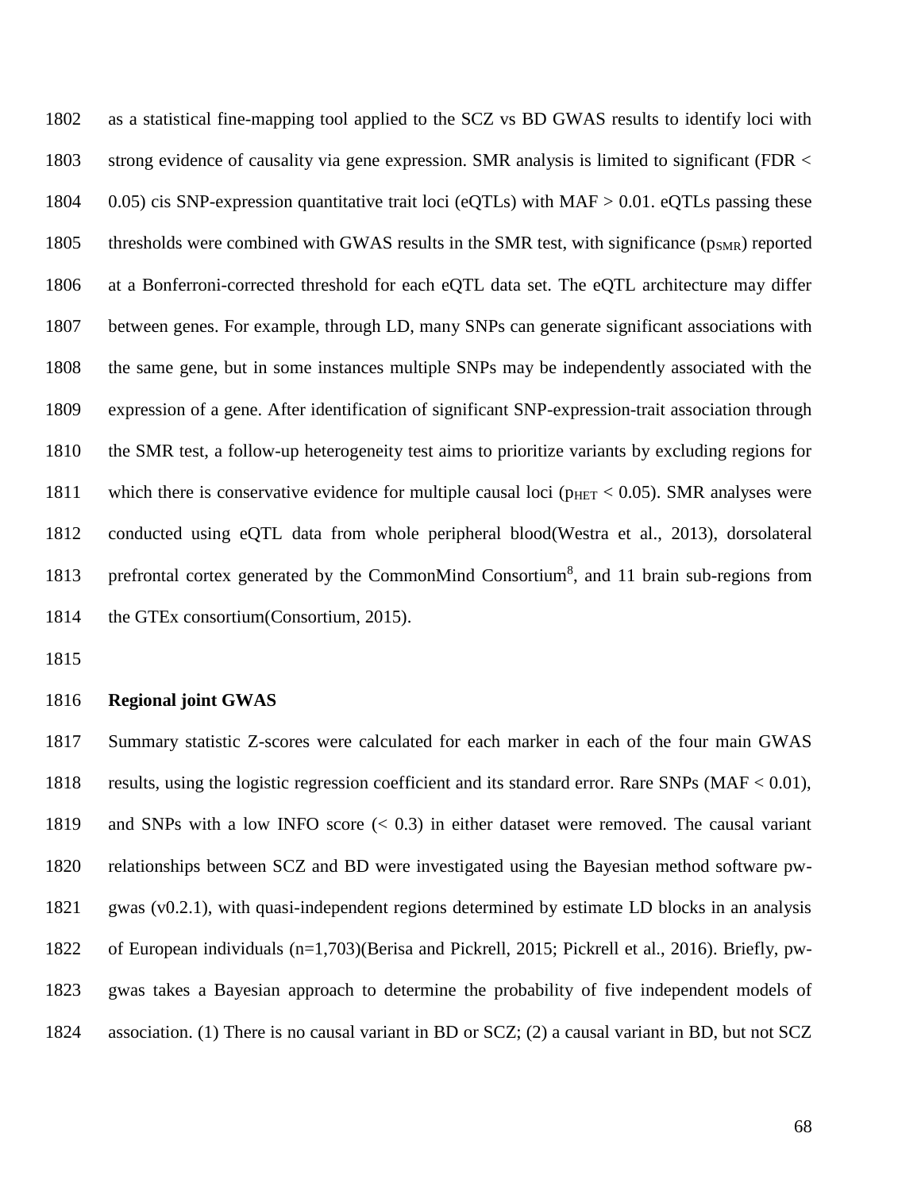as a statistical fine-mapping tool applied to the SCZ vs BD GWAS results to identify loci with strong evidence of causality via gene expression. SMR analysis is limited to significant (FDR < 0.05) cis SNP-expression quantitative trait loci (eQTLs) with MAF > 0.01. eQTLs passing these thresholds were combined with GWAS results in the SMR test, with significance ($p_{SMR}$) reported at a Bonferroni-corrected threshold for each eQTL data set. The eQTL architecture may differ between genes. For example, through LD, many SNPs can generate significant associations with the same gene, but in some instances multiple SNPs may be independently associated with the expression of a gene. After identification of significant SNP-expression-trait association through the SMR test, a follow-up heterogeneity test aims to prioritize variants by excluding regions for which there is conservative evidence for multiple causal loci ($p_{HET} < 0.05$). SMR analyses were conducted using eQTL data from whole peripheral blood(Westra et al., 2013), dorsolateral prefrontal cortex generated by the CommonMind Consortium[8], and 11 brain sub-regions from the GTEx consortium(Consortium, 2015).

**Regional joint GWAS**

Summary statistic Z-scores were calculated for each marker in each of the four main GWAS results, using the logistic regression coefficient and its standard error. Rare SNPs (MAF < 0.01), and SNPs with a low INFO score (< 0.3) in either dataset were removed. The causal variant relationships between SCZ and BD were investigated using the Bayesian method software pw-gwas (v0.2.1), with quasi-independent regions determined by estimate LD blocks in an analysis of European individuals (n=1,703)(Berisa and Pickrell, 2015; Pickrell et al., 2016). Briefly, pw-gwas takes a Bayesian approach to determine the probability of five independent models of association. (1) There is no causal variant in BD or SCZ; (2) a causal variant in BD, but not SCZ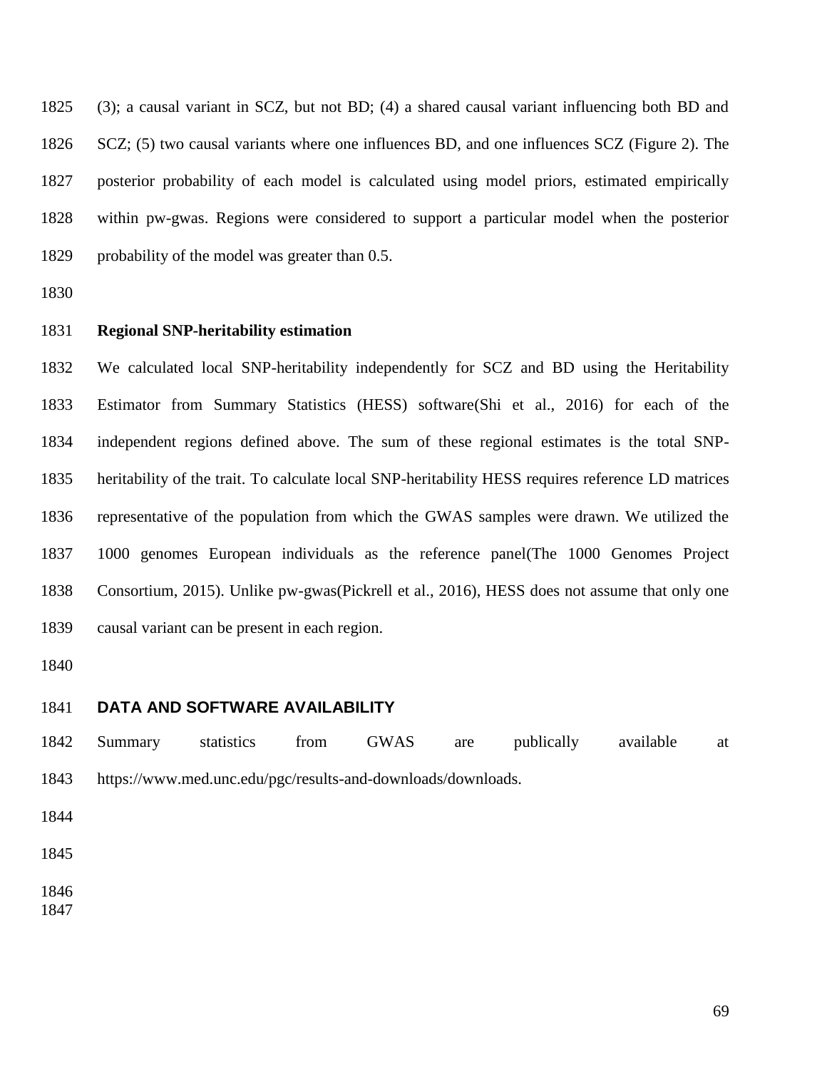(3); a causal variant in SCZ, but not BD; (4) a shared causal variant influencing both BD and SCZ; (5) two causal variants where one influences BD, and one influences SCZ (Figure 2). The posterior probability of each model is calculated using model priors, estimated empirically within pw-gwas. Regions were considered to support a particular model when the posterior probability of the model was greater than 0.5.

### Regional SNP-heritability estimation

We calculated local SNP-heritability independently for SCZ and BD using the Heritability Estimator from Summary Statistics (HESS) software(Shi et al., 2016) for each of the independent regions defined above. The sum of these regional estimates is the total SNP-heritability of the trait. To calculate local SNP-heritability HESS requires reference LD matrices representative of the population from which the GWAS samples were drawn. We utilized the 1000 genomes European individuals as the reference panel(The 1000 Genomes Project Consortium, 2015). Unlike pw-gwas(Pickrell et al., 2016), HESS does not assume that only one causal variant can be present in each region.

## DATA AND SOFTWARE AVAILABILITY

Summary statistics from GWAS are publically available at https://www.med.unc.edu/pgc/results-and-downloads/downloads.